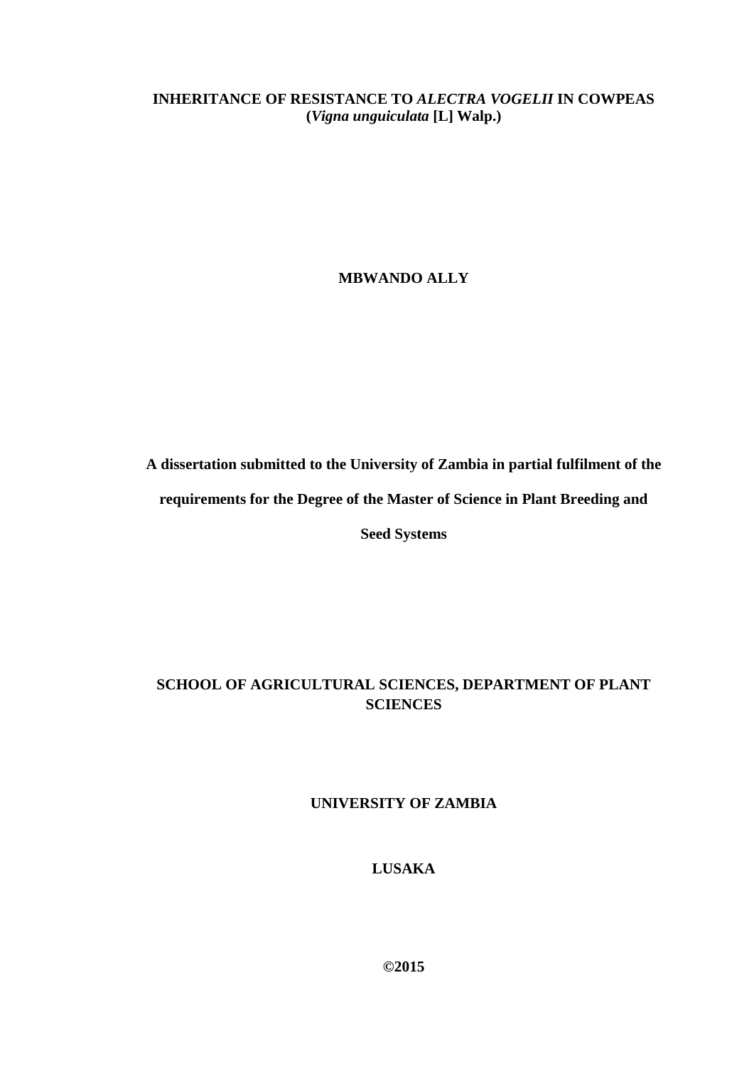**INHERITANCE OF RESISTANCE TO *ALECTRA VOGELII* IN COWPEAS (*Vigna unguiculata* [L] Walp.)**

**MBWANDO ALLY**

**A dissertation submitted to the University of Zambia in partial fulfilment of the requirements for the Degree of the Master of Science in Plant Breeding and Seed Systems**

**SCHOOL OF AGRICULTURAL SCIENCES, DEPARTMENT OF PLANT SCIENCES**

**UNIVERSITY OF ZAMBIA**

**LUSAKA**

**©2015**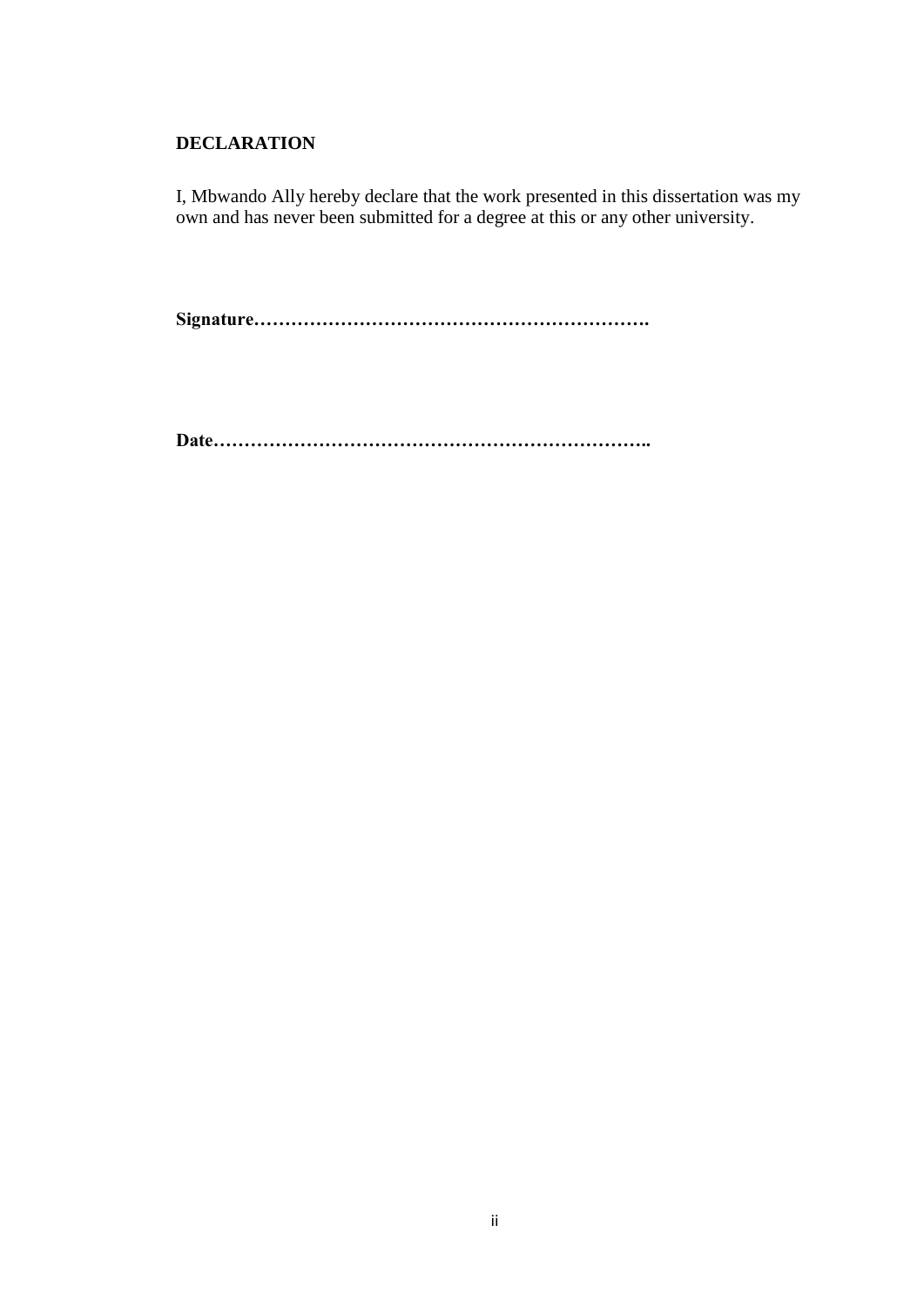## DECLARATION

I, Mbwando Ally hereby declare that the work presented in this dissertation was my own and has never been submitted for a degree at this or any other university.

**Signature……………………………………………………….**

**Date…………………………………………………………..**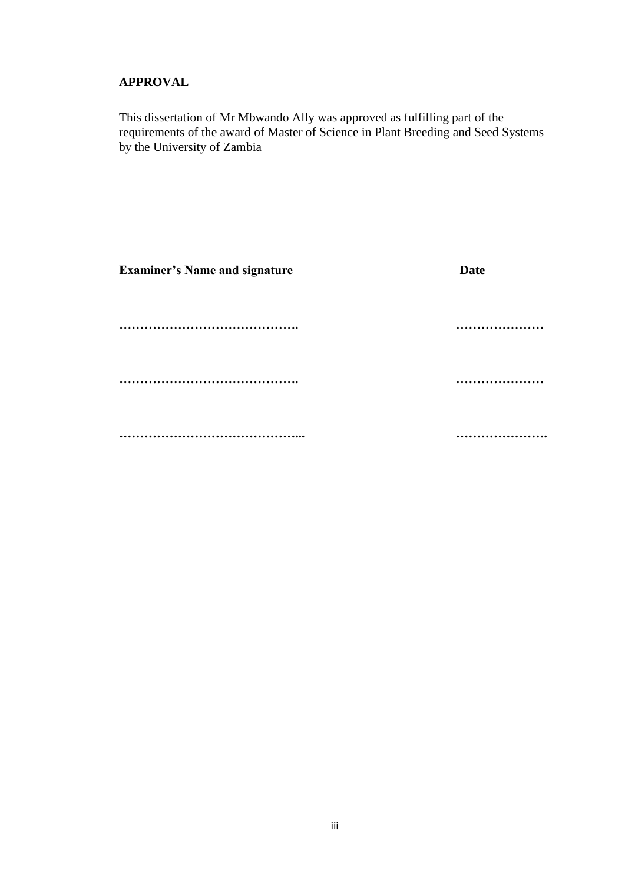## APPROVAL

This dissertation of Mr Mbwando Ally was approved as fulfilling part of the requirements of the award of Master of Science in Plant Breeding and Seed Systems by the University of Zambia

| **Examiner's Name and signature** | **Date** |
|---|---|
| **…………………………………….** | **…………………** |
| **…………………………………….** | **…………………** |
| **……………………………………...** | **………………….** |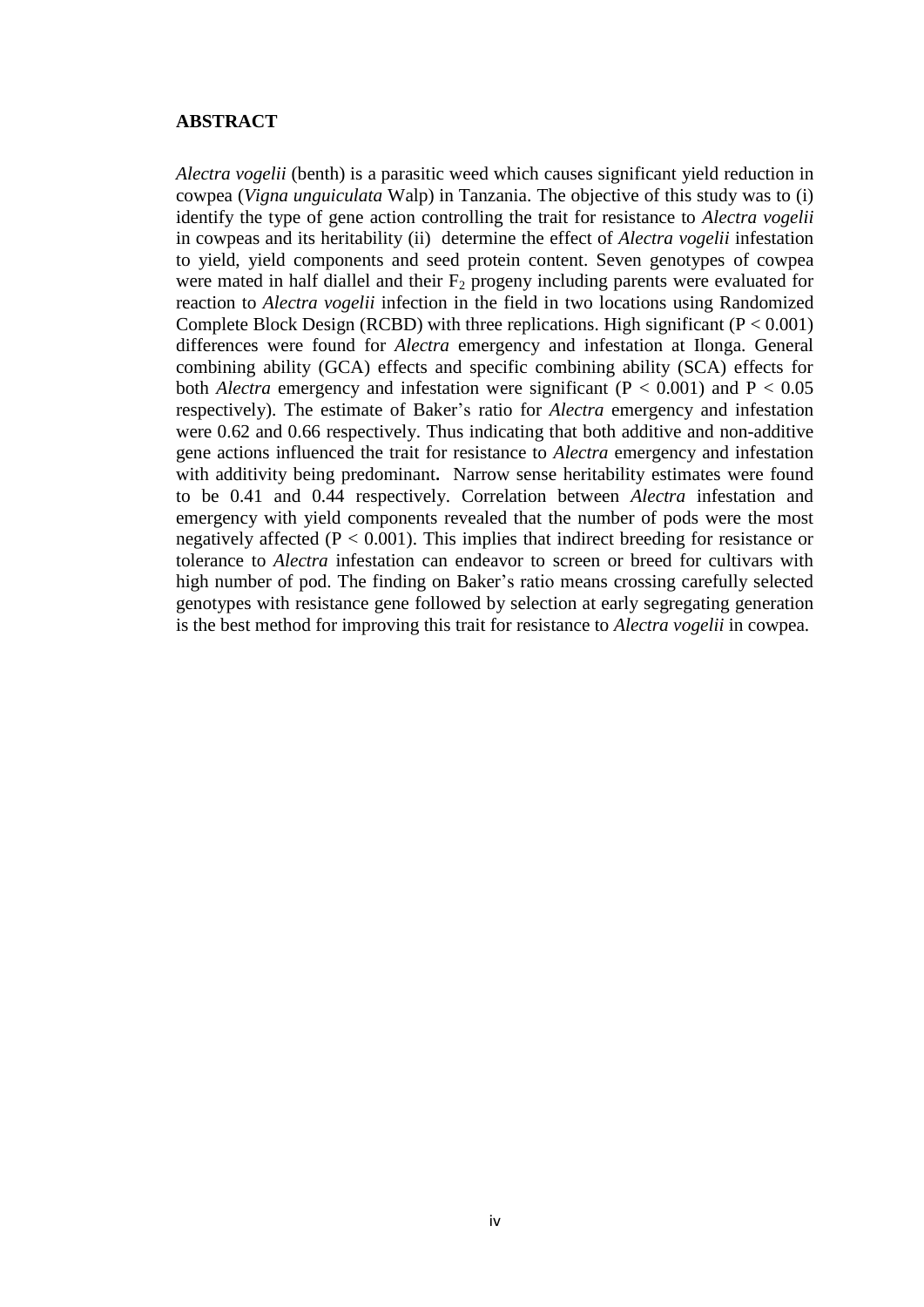# ABSTRACT

*Alectra vogelii* (benth) is a parasitic weed which causes significant yield reduction in cowpea (*Vigna unguiculata* Walp) in Tanzania. The objective of this study was to (i) identify the type of gene action controlling the trait for resistance to *Alectra vogelii* in cowpeas and its heritability (ii) determine the effect of *Alectra vogelii* infestation to yield, yield components and seed protein content. Seven genotypes of cowpea were mated in half diallel and their $F_2$ progeny including parents were evaluated for reaction to *Alectra vogelii* infection in the field in two locations using Randomized Complete Block Design (RCBD) with three replications. High significant ($P < 0.001$) differences were found for *Alectra* emergency and infestation at Ilonga. General combining ability (GCA) effects and specific combining ability (SCA) effects for both *Alectra* emergency and infestation were significant ($P < 0.001$) and $P < 0.05$ respectively). The estimate of Baker's ratio for *Alectra* emergency and infestation were 0.62 and 0.66 respectively. Thus indicating that both additive and non-additive gene actions influenced the trait for resistance to *Alectra* emergency and infestation with additivity being predominant**.** Narrow sense heritability estimates were found to be 0.41 and 0.44 respectively. Correlation between *Alectra* infestation and emergency with yield components revealed that the number of pods were the most negatively affected ($P < 0.001$). This implies that indirect breeding for resistance or tolerance to *Alectra* infestation can endeavor to screen or breed for cultivars with high number of pod. The finding on Baker's ratio means crossing carefully selected genotypes with resistance gene followed by selection at early segregating generation is the best method for improving this trait for resistance to *Alectra vogelii* in cowpea.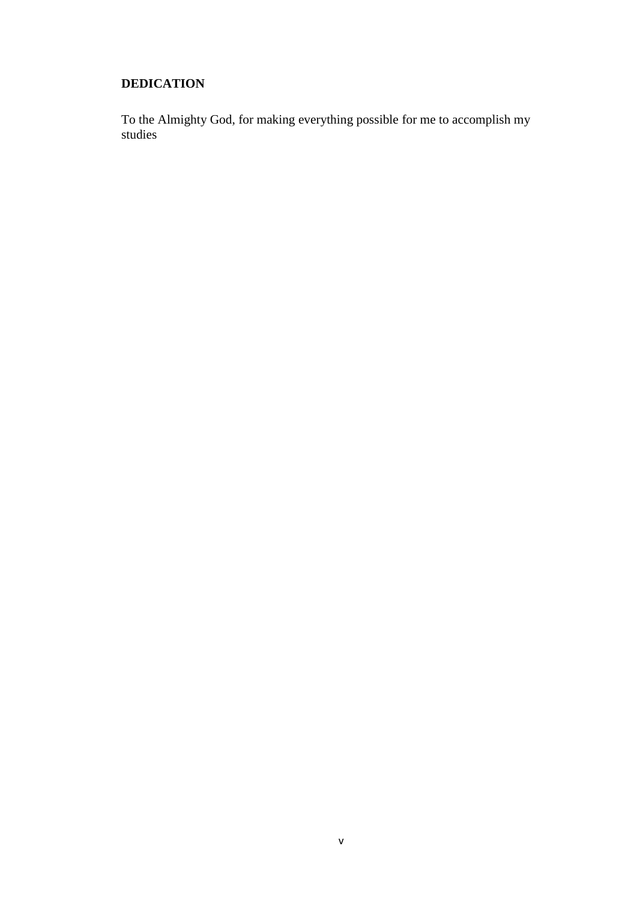## DEDICATION

To the Almighty God, for making everything possible for me to accomplish my studies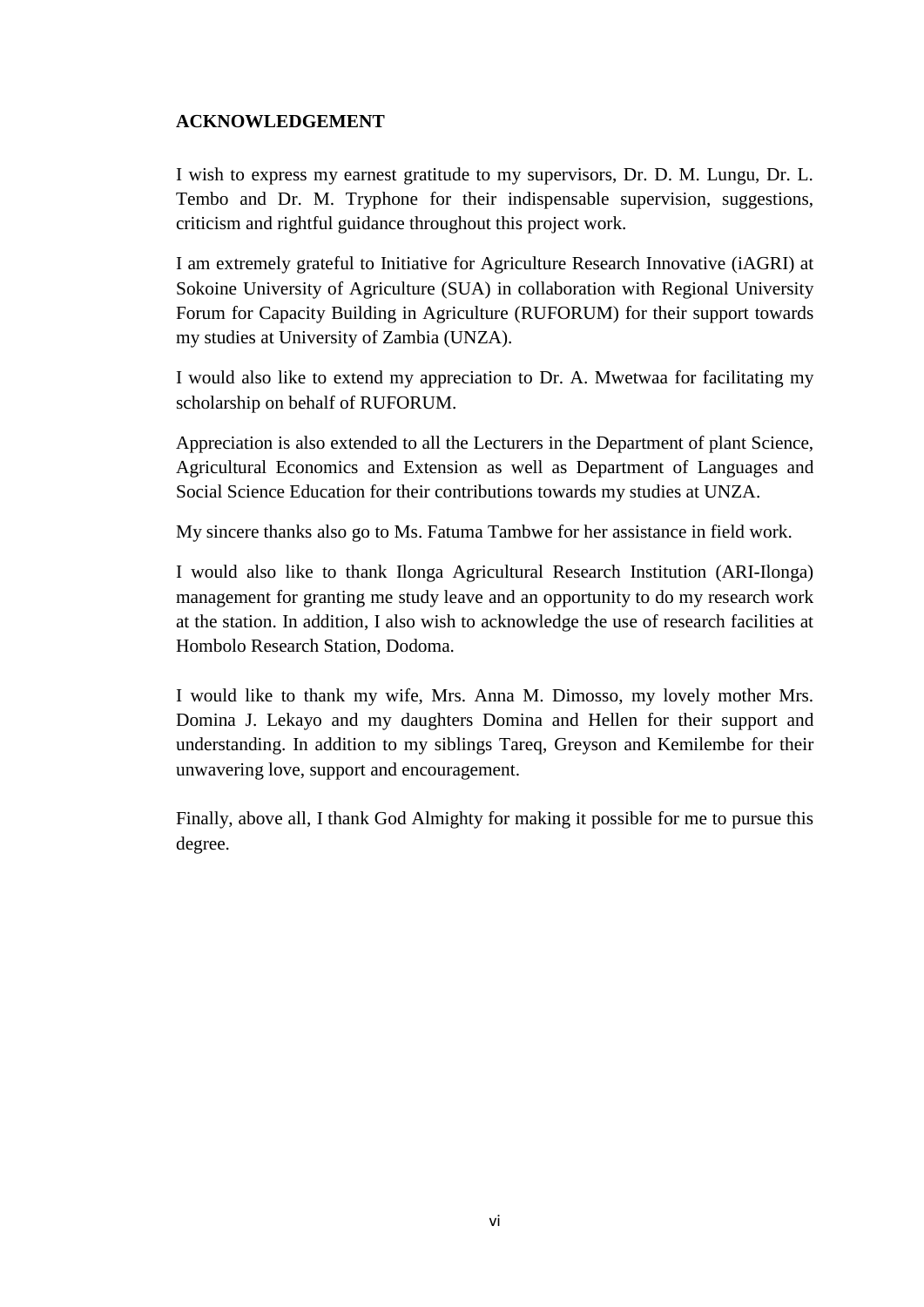## ACKNOWLEDGEMENT

I wish to express my earnest gratitude to my supervisors, Dr. D. M. Lungu, Dr. L. Tembo and Dr. M. Tryphone for their indispensable supervision, suggestions, criticism and rightful guidance throughout this project work.

I am extremely grateful to Initiative for Agriculture Research Innovative (iAGRI) at Sokoine University of Agriculture (SUA) in collaboration with Regional University Forum for Capacity Building in Agriculture (RUFORUM) for their support towards my studies at University of Zambia (UNZA).

I would also like to extend my appreciation to Dr. A. Mwetwaa for facilitating my scholarship on behalf of RUFORUM.

Appreciation is also extended to all the Lecturers in the Department of plant Science, Agricultural Economics and Extension as well as Department of Languages and Social Science Education for their contributions towards my studies at UNZA.

My sincere thanks also go to Ms. Fatuma Tambwe for her assistance in field work.

I would also like to thank Ilonga Agricultural Research Institution (ARI-Ilonga) management for granting me study leave and an opportunity to do my research work at the station. In addition, I also wish to acknowledge the use of research facilities at Hombolo Research Station, Dodoma.

I would like to thank my wife, Mrs. Anna M. Dimosso, my lovely mother Mrs. Domina J. Lekayo and my daughters Domina and Hellen for their support and understanding. In addition to my siblings Tareq, Greyson and Kemilembe for their unwavering love, support and encouragement.

Finally, above all, I thank God Almighty for making it possible for me to pursue this degree.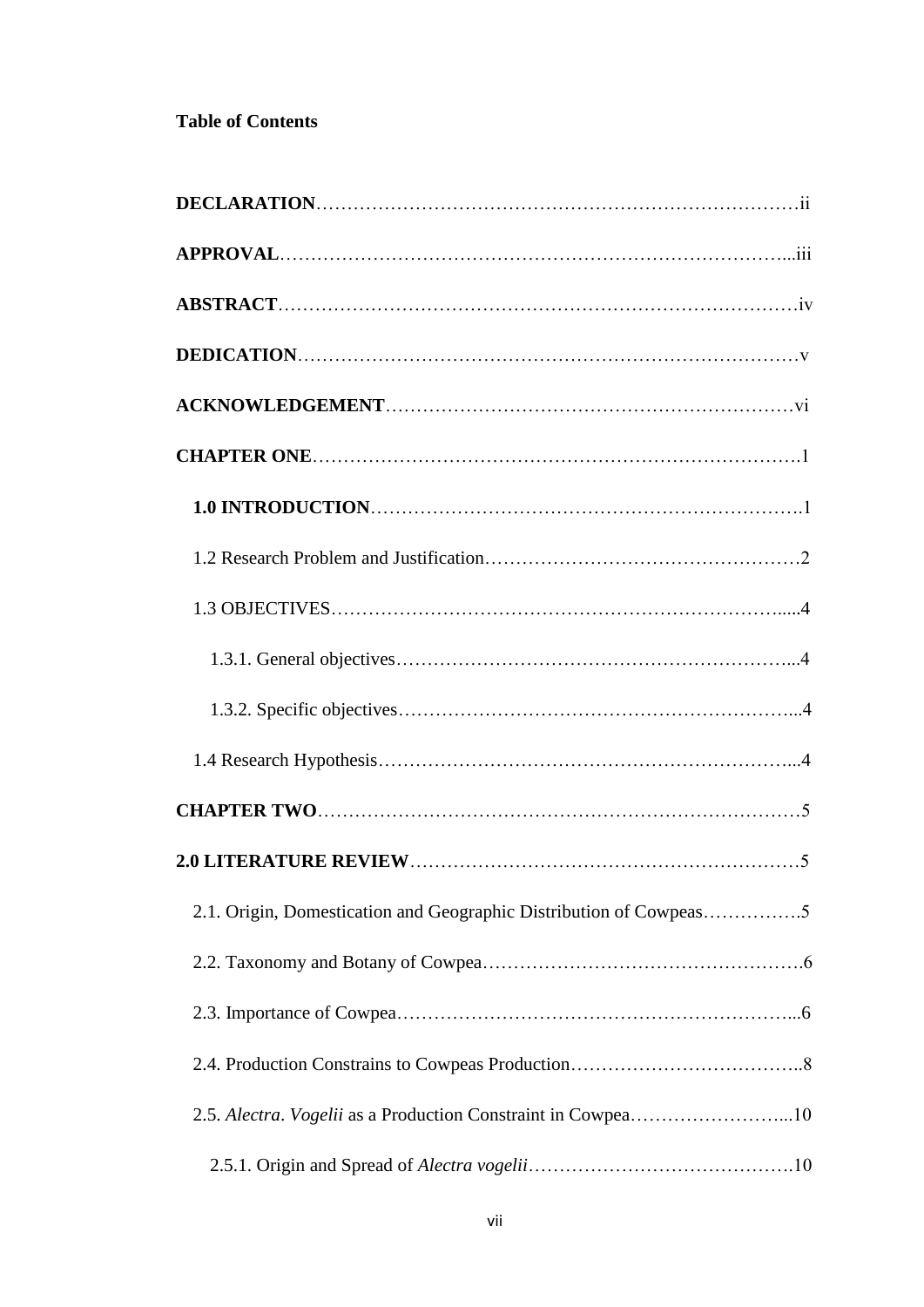**Table of Contents**

**DECLARATION**……………………………………………………………………ii

**APPROVAL**……………………………………………………………………...iii

**ABSTRACT**……………………………………………………………………iv

**DEDICATION**……………………………………………………………………v

**ACKNOWLEDGEMENT**…………………………………………………………vi

**CHAPTER ONE**…………………………………………………………………….1

**1.0 INTRODUCTION**…………………………………………………………….1

1.2 Research Problem and Justification……………………………………………2

1.3 OBJECTIVES……………………………………………………………….....4

1.3.1. General objectives……………………………………………………...4

1.3.2. Specific objectives……………………………………………………...4

1.4 Research Hypothesis…………………………………………………………...4

**CHAPTER TWO**…………………………………………………………………5

**2.0 LITERATURE REVIEW**……………………………………………………5

2.1. Origin, Domestication and Geographic Distribution of Cowpeas…………….5

2.2. Taxonomy and Botany of Cowpea…………………………………………….6

2.3. Importance of Cowpea………………………………………………………...6

2.4. Production Constrains to Cowpeas Production………………………………..8

2.5. *Alectra*. *Vogelii* as a Production Constraint in Cowpea……………………...10

2.5.1. Origin and Spread of *Alectra vogelii*…………………………………….10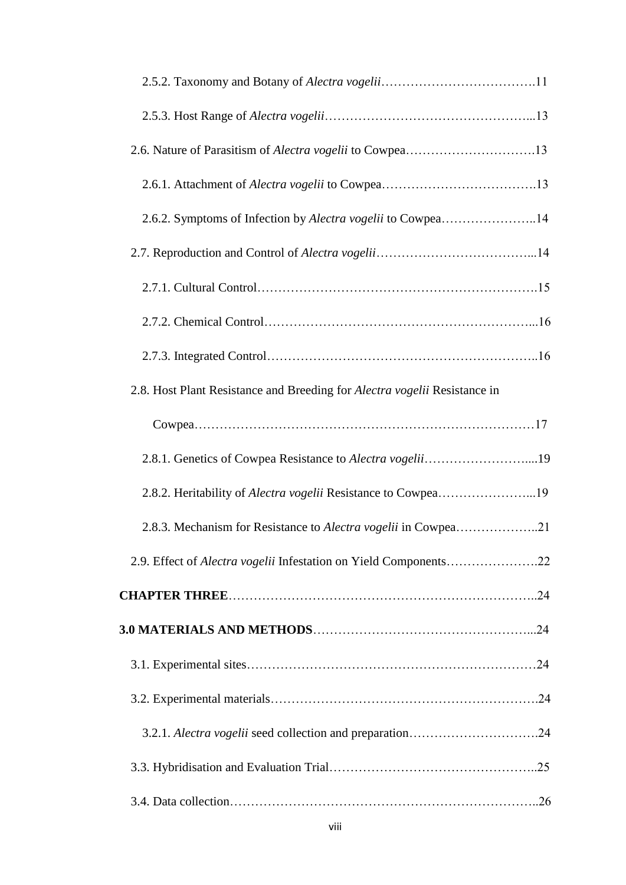2.5.2. Taxonomy and Botany of *Alectra vogelii*……………………………….11

2.5.3. Host Range of *Alectra vogelii*…………………………………………...13

2.6. Nature of Parasitism of *Alectra vogelii* to Cowpea………………………….13

2.6.1. Attachment of *Alectra vogelii* to Cowpea……………………………….13

2.6.2. Symptoms of Infection by *Alectra vogelii* to Cowpea…………………..14

2.7. Reproduction and Control of *Alectra vogelii*………………………………...14

2.7.1. Cultural Control……………………………………………………………15

2.7.2. Chemical Control…………………………………………………………...16

2.7.3. Integrated Control…………………………………………………………..16

2.8. Host Plant Resistance and Breeding for *Alectra vogelii* Resistance in Cowpea………………………………………………………………………17

2.8.1. Genetics of Cowpea Resistance to *Alectra vogelii*……………………....19

2.8.2. Heritability of *Alectra vogelii* Resistance to Cowpea…………………...19

2.8.3. Mechanism for Resistance to *Alectra vogelii* in Cowpea………………..21

2.9. Effect of *Alectra vogelii* Infestation on Yield Components………………….22

**CHAPTER THREE**……………………………………………………………..24

**3.0 MATERIALS AND METHODS**……………………………………………...24

3.1. Experimental sites…………………………………………………………24

3.2. Experimental materials……………………………………………………….24

3.2.1. *Alectra vogelii* seed collection and preparation………………………….24

3.3. Hybridisation and Evaluation Trial…………………………………………..25

3.4. Data collection………………………………………………………………..26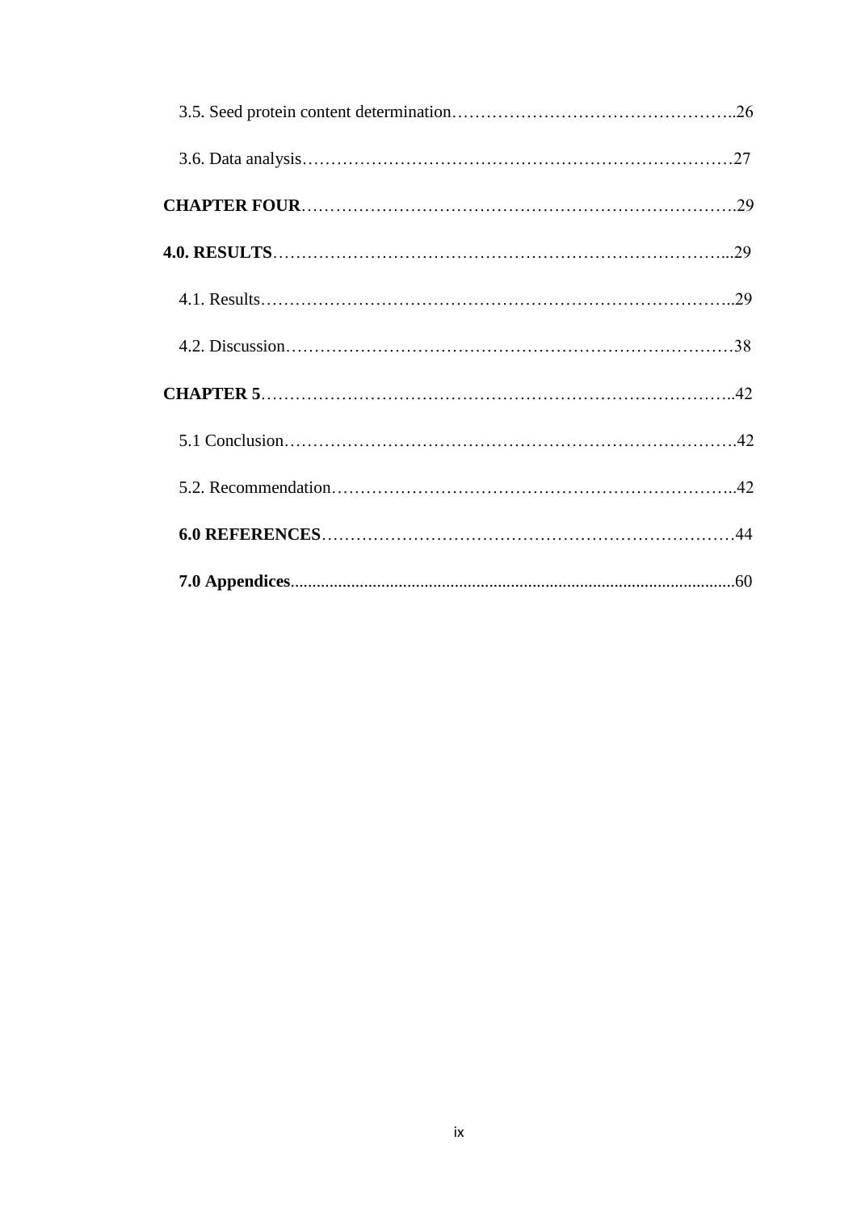3.5. Seed protein content determination…………………………………………..26

3.6. Data analysis………………………………………………………………27

**CHAPTER FOUR**…………………………………………………………………….29

**4.0. RESULTS**……………………………………………………………………...29

4.1. Results……………………………………………………………………..29

4.2. Discussion…………………………………………………………………38

**CHAPTER 5**……………………………………………………………………..42

5.1 Conclusion…………………………………………………………………….42

5.2. Recommendation…………………………………………………………..42

**6.0 REFERENCES**………………………………………………………………44

**7.0 Appendices**.......................................................................................................60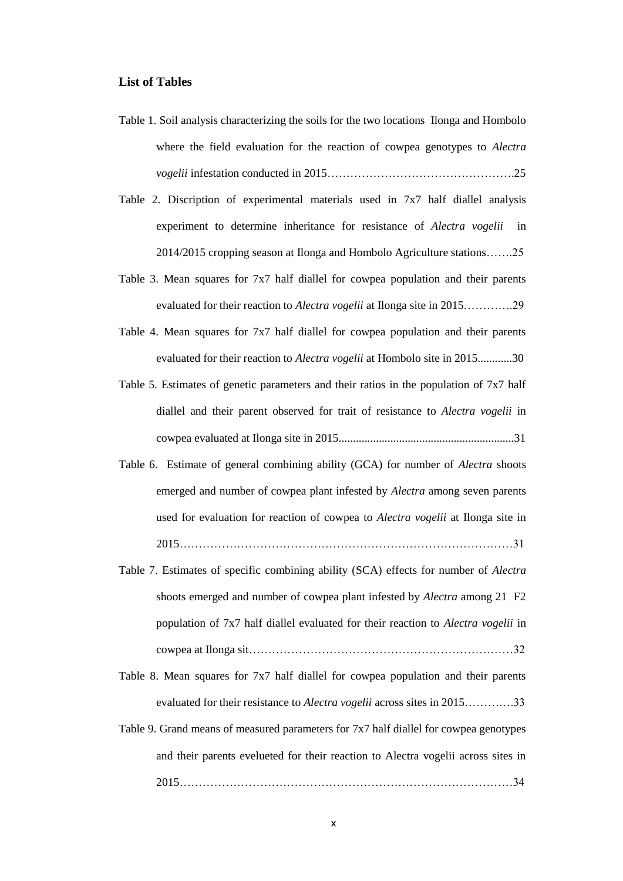**List of Tables**

Table 1. Soil analysis characterizing the soils for the two locations Ilonga and Hombolo where the field evaluation for the reaction of cowpea genotypes to *Alectra vogelii* infestation conducted in 2015………………………………………….25

Table 2. Discription of experimental materials used in 7x7 half diallel analysis experiment to determine inheritance for resistance of *Alectra vogelii* in 2014/2015 cropping season at Ilonga and Hombolo Agriculture stations…….25

Table 3. Mean squares for 7x7 half diallel for cowpea population and their parents evaluated for their reaction to *Alectra vogelii* at Ilonga site in 2015………….29

Table 4. Mean squares for 7x7 half diallel for cowpea population and their parents evaluated for their reaction to *Alectra vogelii* at Hombolo site in 2015............30

Table 5. Estimates of genetic parameters and their ratios in the population of 7x7 half diallel and their parent observed for trait of resistance to *Alectra vogelii* in cowpea evaluated at Ilonga site in 2015............................................................31

Table 6. Estimate of general combining ability (GCA) for number of *Alectra* shoots emerged and number of cowpea plant infested by *Alectra* among seven parents used for evaluation for reaction of cowpea to *Alectra vogelii* at Ilonga site in 2015……………………………………………………………………………31

Table 7. Estimates of specific combining ability (SCA) effects for number of *Alectra* shoots emerged and number of cowpea plant infested by *Alectra* among 21 F2 population of 7x7 half diallel evaluated for their reaction to *Alectra vogelii* in cowpea at Ilonga sit……………………………………………………………32

Table 8. Mean squares for 7x7 half diallel for cowpea population and their parents evaluated for their resistance to *Alectra vogelii* across sites in 2015………….33

Table 9. Grand means of measured parameters for 7x7 half diallel for cowpea genotypes and their parents evelueted for their reaction to Alectra vogelii across sites in 2015……………………………………………………………………………34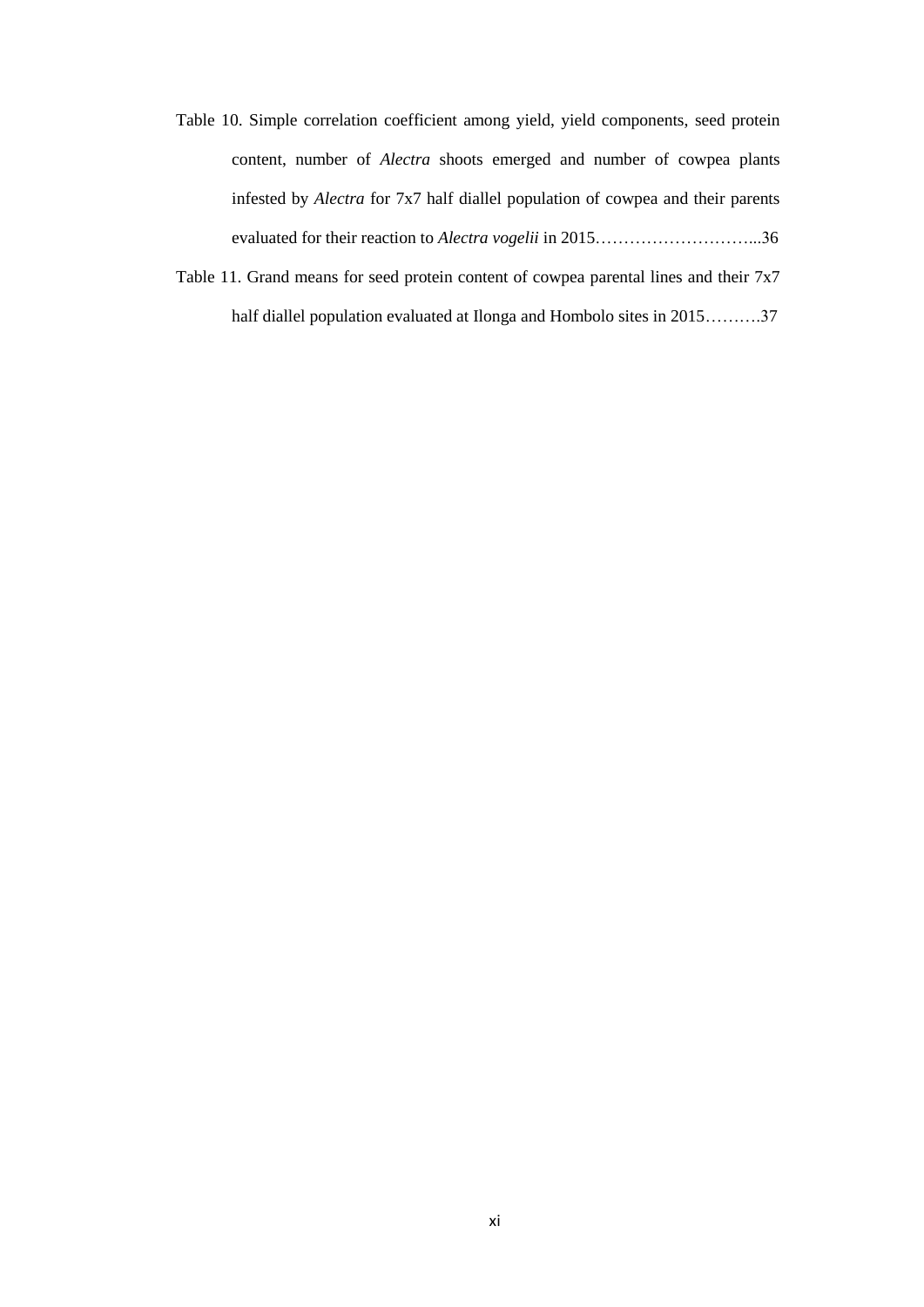Table 10. Simple correlation coefficient among yield, yield components, seed protein content, number of *Alectra* shoots emerged and number of cowpea plants infested by *Alectra* for 7x7 half diallel population of cowpea and their parents evaluated for their reaction to *Alectra vogelii* in 2015………………………...36

Table 11. Grand means for seed protein content of cowpea parental lines and their 7x7 half diallel population evaluated at Ilonga and Hombolo sites in 2015……….37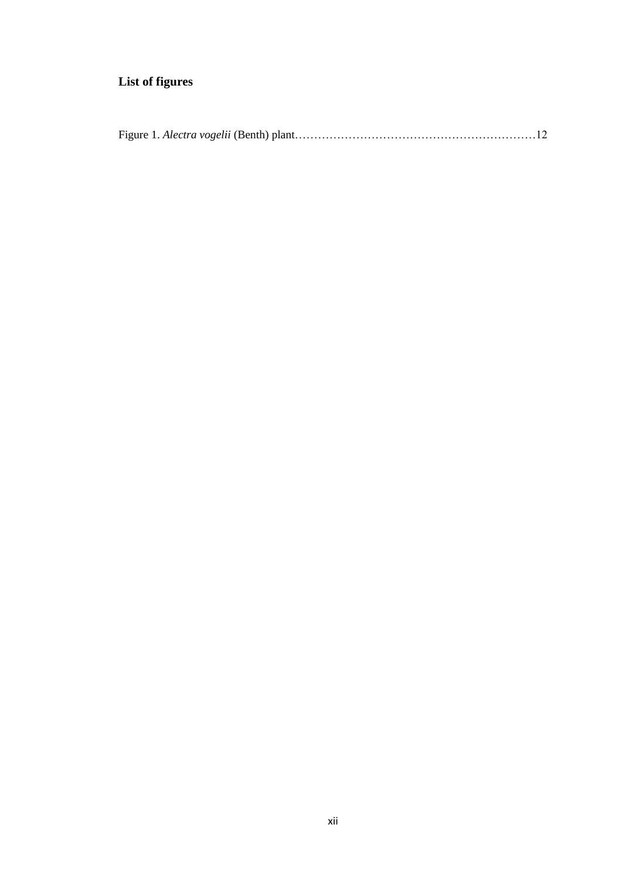## List of figures

Figure 1. *Alectra vogelii* (Benth) plant………………………………………………………12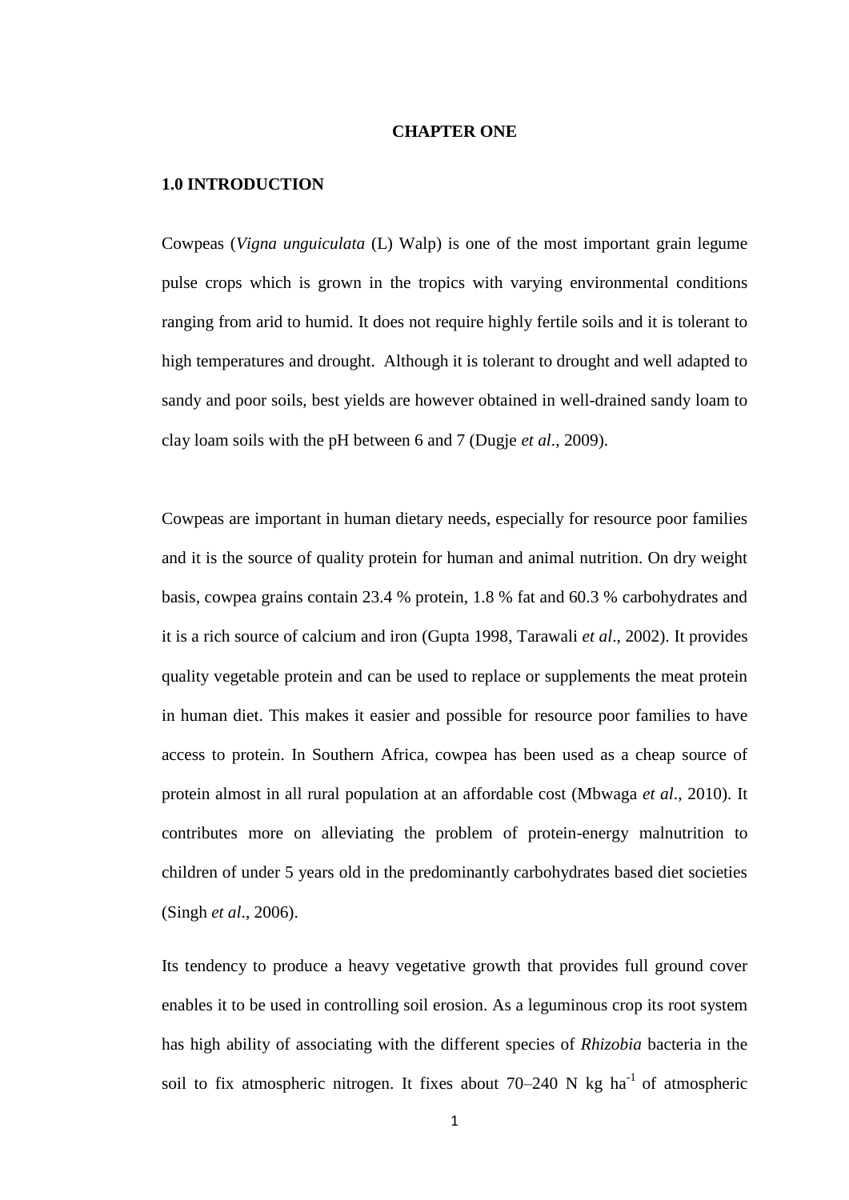# CHAPTER ONE

## 1.0 INTRODUCTION

Cowpeas (*Vigna unguiculata* (L) Walp) is one of the most important grain legume pulse crops which is grown in the tropics with varying environmental conditions ranging from arid to humid. It does not require highly fertile soils and it is tolerant to high temperatures and drought. Although it is tolerant to drought and well adapted to sandy and poor soils, best yields are however obtained in well-drained sandy loam to clay loam soils with the pH between 6 and 7 (Dugje *et al*., 2009).

Cowpeas are important in human dietary needs, especially for resource poor families and it is the source of quality protein for human and animal nutrition. On dry weight basis, cowpea grains contain 23.4 % protein, 1.8 % fat and 60.3 % carbohydrates and it is a rich source of calcium and iron (Gupta 1998, Tarawali *et al*., 2002). It provides quality vegetable protein and can be used to replace or supplements the meat protein in human diet. This makes it easier and possible for resource poor families to have access to protein. In Southern Africa, cowpea has been used as a cheap source of protein almost in all rural population at an affordable cost (Mbwaga *et al*., 2010). It contributes more on alleviating the problem of protein-energy malnutrition to children of under 5 years old in the predominantly carbohydrates based diet societies (Singh *et al*., 2006).

Its tendency to produce a heavy vegetative growth that provides full ground cover enables it to be used in controlling soil erosion. As a leguminous crop its root system has high ability of associating with the different species of *Rhizobia* bacteria in the soil to fix atmospheric nitrogen. It fixes about 70–240 N kg $ha^{-1}$ of atmospheric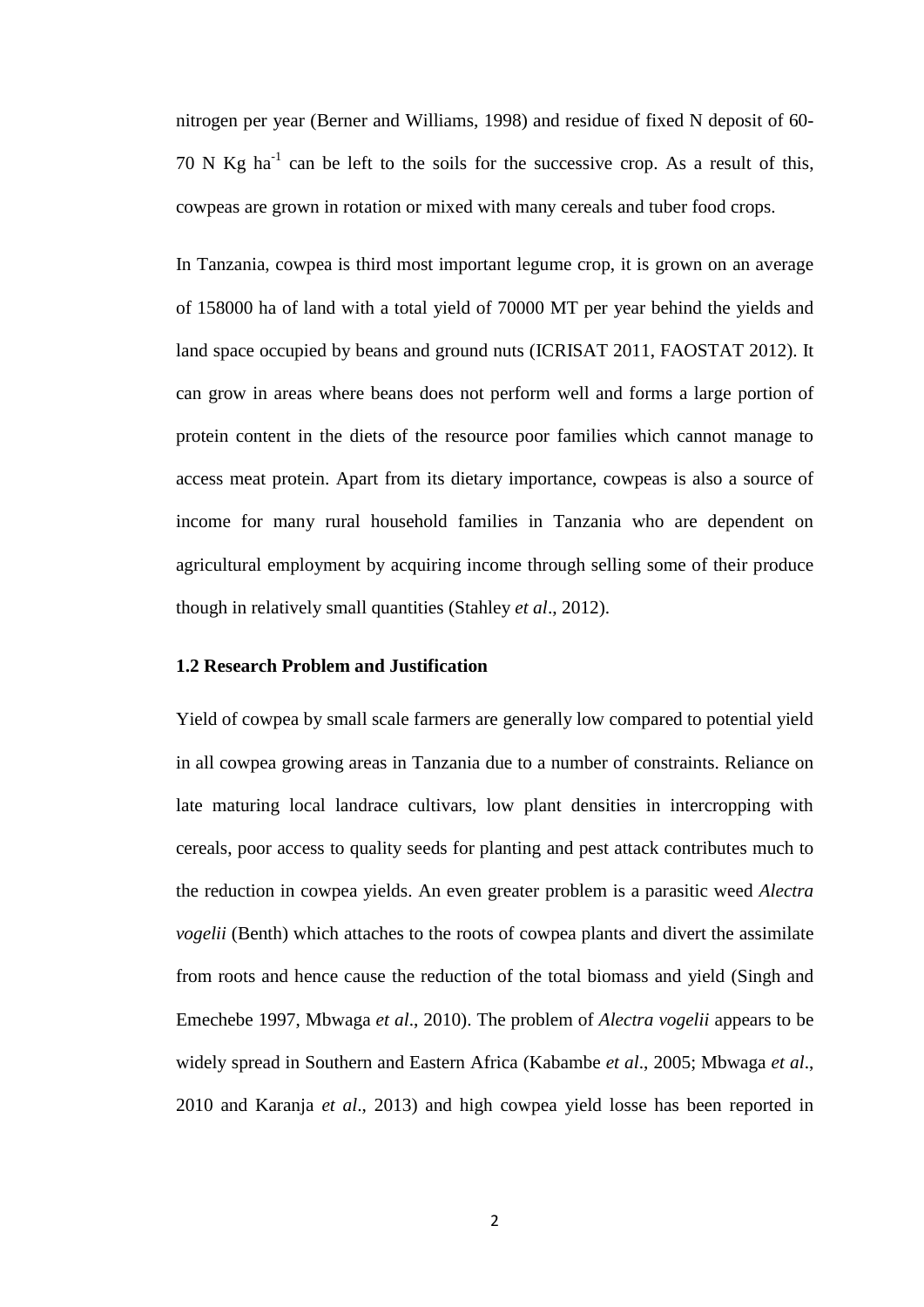nitrogen per year (Berner and Williams, 1998) and residue of fixed N deposit of 60-70 N Kg $ha^{-1}$ can be left to the soils for the successive crop. As a result of this, cowpeas are grown in rotation or mixed with many cereals and tuber food crops.

In Tanzania, cowpea is third most important legume crop, it is grown on an average of 158000 ha of land with a total yield of 70000 MT per year behind the yields and land space occupied by beans and ground nuts (ICRISAT 2011, FAOSTAT 2012). It can grow in areas where beans does not perform well and forms a large portion of protein content in the diets of the resource poor families which cannot manage to access meat protein. Apart from its dietary importance, cowpeas is also a source of income for many rural household families in Tanzania who are dependent on agricultural employment by acquiring income through selling some of their produce though in relatively small quantities (Stahley *et al*., 2012).

### 1.2 Research Problem and Justification

Yield of cowpea by small scale farmers are generally low compared to potential yield in all cowpea growing areas in Tanzania due to a number of constraints. Reliance on late maturing local landrace cultivars, low plant densities in intercropping with cereals, poor access to quality seeds for planting and pest attack contributes much to the reduction in cowpea yields. An even greater problem is a parasitic weed *Alectra vogelii* (Benth) which attaches to the roots of cowpea plants and divert the assimilate from roots and hence cause the reduction of the total biomass and yield (Singh and Emechebe 1997, Mbwaga *et al*., 2010). The problem of *Alectra vogelii* appears to be widely spread in Southern and Eastern Africa (Kabambe *et al*., 2005; Mbwaga *et al*., 2010 and Karanja *et al*., 2013) and high cowpea yield losse has been reported in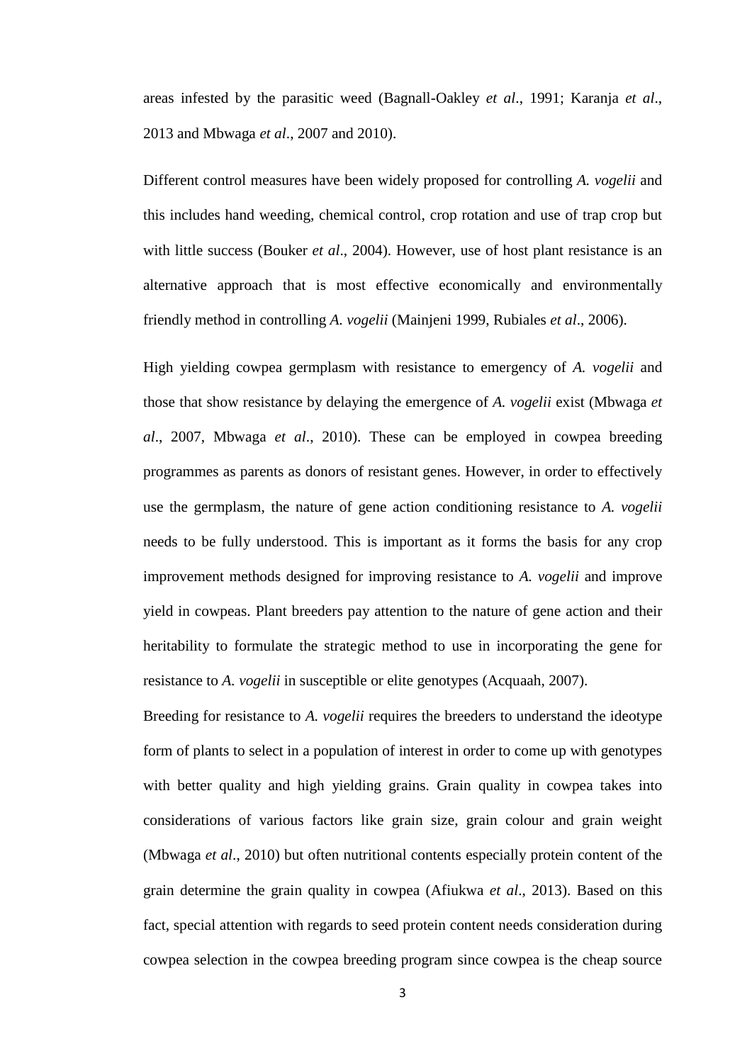areas infested by the parasitic weed (Bagnall-Oakley *et al*., 1991; Karanja *et al*., 2013 and Mbwaga *et al*., 2007 and 2010).

Different control measures have been widely proposed for controlling *A. vogelii* and this includes hand weeding, chemical control, crop rotation and use of trap crop but with little success (Bouker *et al*., 2004). However, use of host plant resistance is an alternative approach that is most effective economically and environmentally friendly method in controlling *A. vogelii* (Mainjeni 1999, Rubiales *et al*., 2006).

High yielding cowpea germplasm with resistance to emergency of *A. vogelii* and those that show resistance by delaying the emergence of *A. vogelii* exist (Mbwaga *et al*., 2007, Mbwaga *et al*., 2010). These can be employed in cowpea breeding programmes as parents as donors of resistant genes. However, in order to effectively use the germplasm, the nature of gene action conditioning resistance to *A. vogelii* needs to be fully understood. This is important as it forms the basis for any crop improvement methods designed for improving resistance to *A. vogelii* and improve yield in cowpeas. Plant breeders pay attention to the nature of gene action and their heritability to formulate the strategic method to use in incorporating the gene for resistance to *A. vogelii* in susceptible or elite genotypes (Acquaah, 2007).

Breeding for resistance to *A. vogelii* requires the breeders to understand the ideotype form of plants to select in a population of interest in order to come up with genotypes with better quality and high yielding grains. Grain quality in cowpea takes into considerations of various factors like grain size, grain colour and grain weight (Mbwaga *et al*., 2010) but often nutritional contents especially protein content of the grain determine the grain quality in cowpea (Afiukwa *et al*., 2013). Based on this fact, special attention with regards to seed protein content needs consideration during cowpea selection in the cowpea breeding program since cowpea is the cheap source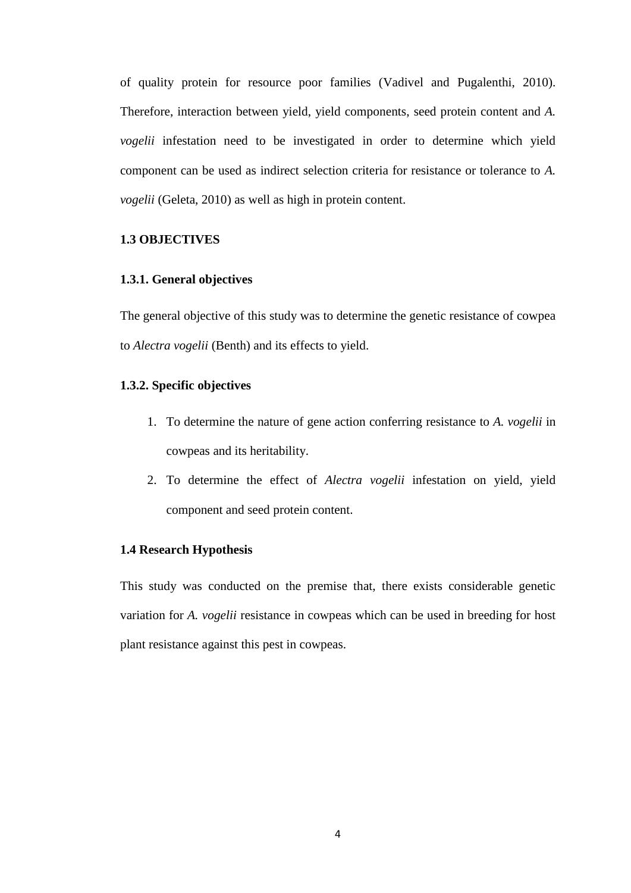of quality protein for resource poor families (Vadivel and Pugalenthi, 2010). Therefore, interaction between yield, yield components, seed protein content and *A. vogelii* infestation need to be investigated in order to determine which yield component can be used as indirect selection criteria for resistance or tolerance to *A. vogelii* (Geleta, 2010) as well as high in protein content.

## 1.3 OBJECTIVES

### 1.3.1. General objectives

The general objective of this study was to determine the genetic resistance of cowpea to *Alectra vogelii* (Benth) and its effects to yield.

### 1.3.2. Specific objectives

1. To determine the nature of gene action conferring resistance to *A. vogelii* in cowpeas and its heritability.
2. To determine the effect of *Alectra vogelii* infestation on yield, yield component and seed protein content.

## 1.4 Research Hypothesis

This study was conducted on the premise that, there exists considerable genetic variation for *A. vogelii* resistance in cowpeas which can be used in breeding for host plant resistance against this pest in cowpeas.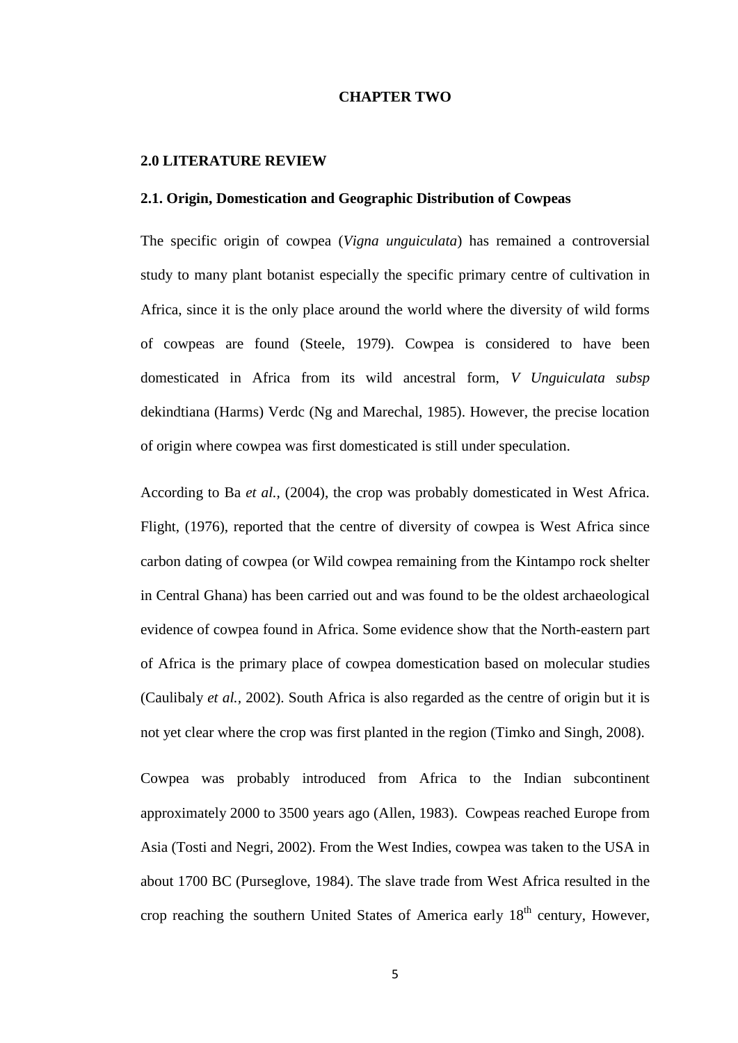# CHAPTER TWO

## 2.0 LITERATURE REVIEW

### 2.1. Origin, Domestication and Geographic Distribution of Cowpeas

The specific origin of cowpea (*Vigna unguiculata*) has remained a controversial study to many plant botanist especially the specific primary centre of cultivation in Africa, since it is the only place around the world where the diversity of wild forms of cowpeas are found (Steele, 1979). Cowpea is considered to have been domesticated in Africa from its wild ancestral form, *V Unguiculata subsp* dekindtiana (Harms) Verdc (Ng and Marechal, 1985). However, the precise location of origin where cowpea was first domesticated is still under speculation.

According to Ba *et al.,* (2004), the crop was probably domesticated in West Africa. Flight, (1976), reported that the centre of diversity of cowpea is West Africa since carbon dating of cowpea (or Wild cowpea remaining from the Kintampo rock shelter in Central Ghana) has been carried out and was found to be the oldest archaeological evidence of cowpea found in Africa. Some evidence show that the North-eastern part of Africa is the primary place of cowpea domestication based on molecular studies (Caulibaly *et al.,* 2002). South Africa is also regarded as the centre of origin but it is not yet clear where the crop was first planted in the region (Timko and Singh, 2008).

Cowpea was probably introduced from Africa to the Indian subcontinent approximately 2000 to 3500 years ago (Allen, 1983). Cowpeas reached Europe from Asia (Tosti and Negri, 2002). From the West Indies, cowpea was taken to the USA in about 1700 BC (Purseglove, 1984). The slave trade from West Africa resulted in the crop reaching the southern United States of America early 18$^{th}$ century, However,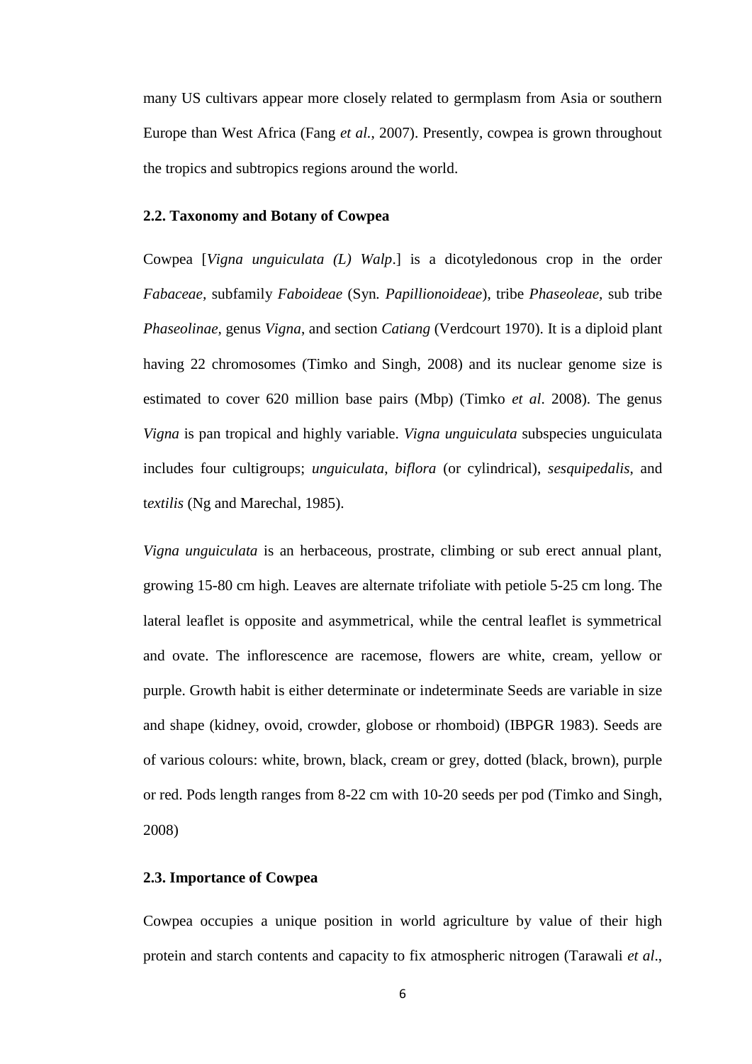many US cultivars appear more closely related to germplasm from Asia or southern Europe than West Africa (Fang *et al.*, 2007). Presently, cowpea is grown throughout the tropics and subtropics regions around the world.

### 2.2. Taxonomy and Botany of Cowpea

Cowpea [*Vigna unguiculata (L) Walp*.] is a dicotyledonous crop in the order *Fabaceae,* subfamily *Faboideae* (Syn. *Papillionoideae*), tribe *Phaseoleae*, sub tribe *Phaseolinae,* genus *Vigna*, and section *Catiang* (Verdcourt 1970). It is a diploid plant having 22 chromosomes (Timko and Singh, 2008) and its nuclear genome size is estimated to cover 620 million base pairs (Mbp) (Timko *et al*. 2008). The genus *Vigna* is pan tropical and highly variable. *Vigna unguiculata* subspecies unguiculata includes four cultigroups; *unguiculata*, *biflora* (or cylindrical), *sesquipedalis*, and t*extilis* (Ng and Marechal, 1985).

*Vigna unguiculata* is an herbaceous, prostrate, climbing or sub erect annual plant, growing 15-80 cm high. Leaves are alternate trifoliate with petiole 5-25 cm long. The lateral leaflet is opposite and asymmetrical, while the central leaflet is symmetrical and ovate. The inflorescence are racemose, flowers are white, cream, yellow or purple. Growth habit is either determinate or indeterminate Seeds are variable in size and shape (kidney, ovoid, crowder, globose or rhomboid) (IBPGR 1983). Seeds are of various colours: white, brown, black, cream or grey, dotted (black, brown), purple or red. Pods length ranges from 8-22 cm with 10-20 seeds per pod (Timko and Singh, 2008)

### 2.3. Importance of Cowpea

Cowpea occupies a unique position in world agriculture by value of their high protein and starch contents and capacity to fix atmospheric nitrogen (Tarawali *et al*.,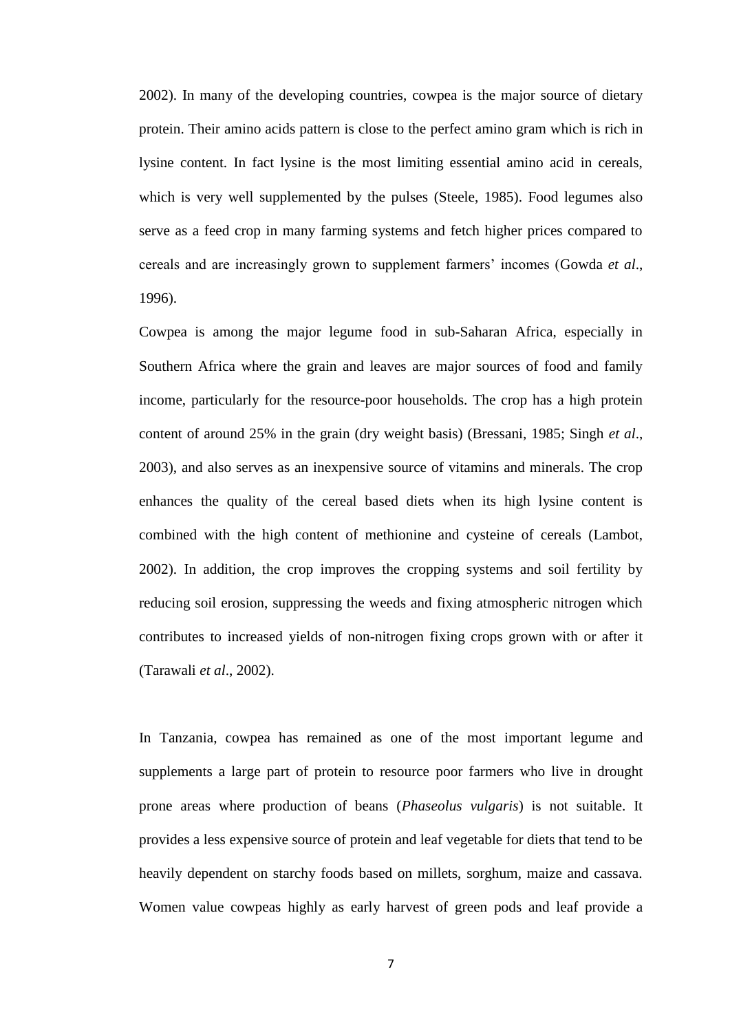2002). In many of the developing countries, cowpea is the major source of dietary protein. Their amino acids pattern is close to the perfect amino gram which is rich in lysine content. In fact lysine is the most limiting essential amino acid in cereals, which is very well supplemented by the pulses (Steele, 1985). Food legumes also serve as a feed crop in many farming systems and fetch higher prices compared to cereals and are increasingly grown to supplement farmers' incomes (Gowda *et al*., 1996).

Cowpea is among the major legume food in sub-Saharan Africa, especially in Southern Africa where the grain and leaves are major sources of food and family income, particularly for the resource-poor households. The crop has a high protein content of around 25% in the grain (dry weight basis) (Bressani, 1985; Singh *et al*., 2003), and also serves as an inexpensive source of vitamins and minerals. The crop enhances the quality of the cereal based diets when its high lysine content is combined with the high content of methionine and cysteine of cereals (Lambot, 2002). In addition, the crop improves the cropping systems and soil fertility by reducing soil erosion, suppressing the weeds and fixing atmospheric nitrogen which contributes to increased yields of non-nitrogen fixing crops grown with or after it (Tarawali *et al*., 2002).

In Tanzania, cowpea has remained as one of the most important legume and supplements a large part of protein to resource poor farmers who live in drought prone areas where production of beans (*Phaseolus vulgaris*) is not suitable. It provides a less expensive source of protein and leaf vegetable for diets that tend to be heavily dependent on starchy foods based on millets, sorghum, maize and cassava. Women value cowpeas highly as early harvest of green pods and leaf provide a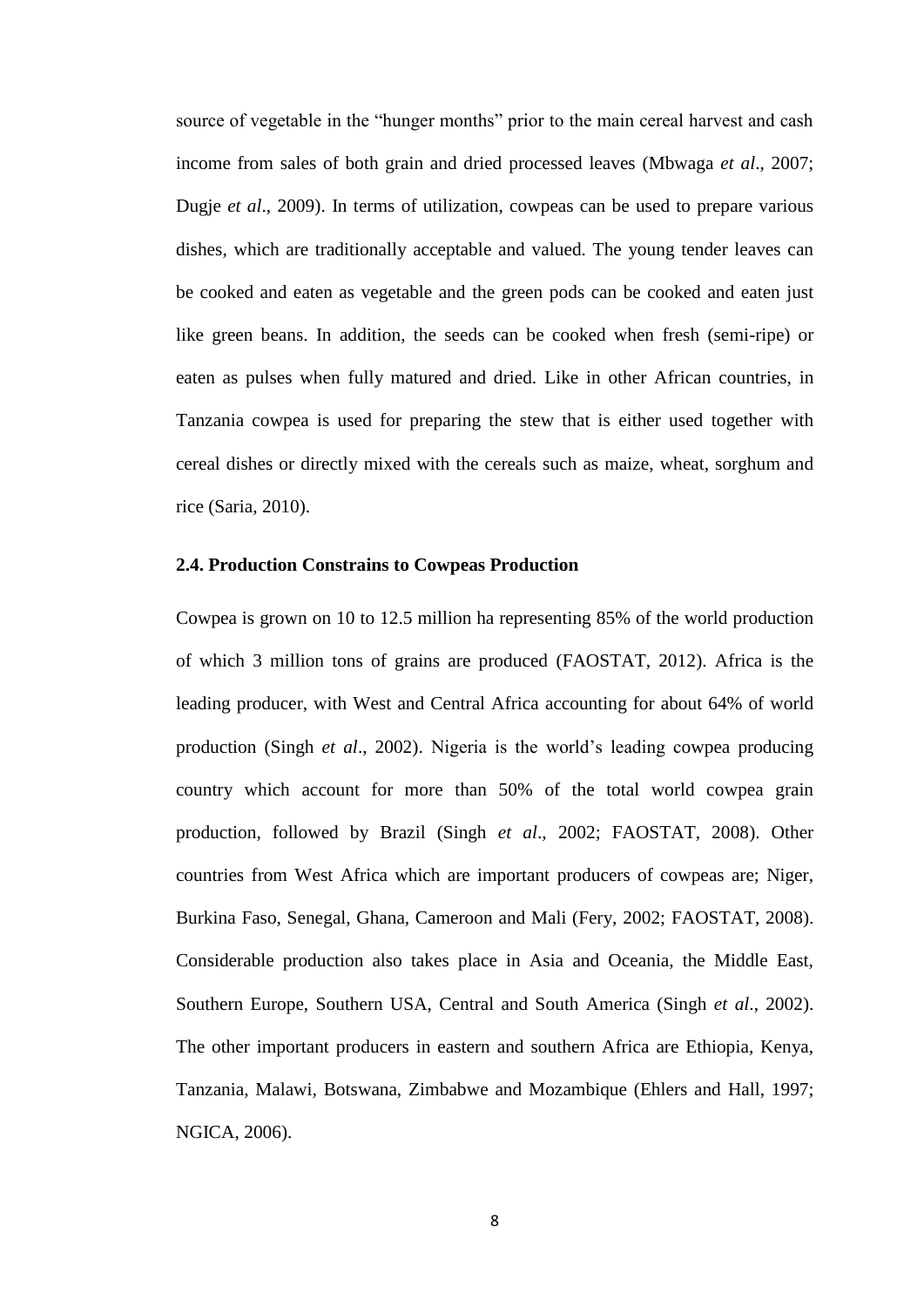source of vegetable in the "hunger months" prior to the main cereal harvest and cash income from sales of both grain and dried processed leaves (Mbwaga *et al*., 2007; Dugje *et al*., 2009). In terms of utilization, cowpeas can be used to prepare various dishes, which are traditionally acceptable and valued. The young tender leaves can be cooked and eaten as vegetable and the green pods can be cooked and eaten just like green beans. In addition, the seeds can be cooked when fresh (semi-ripe) or eaten as pulses when fully matured and dried. Like in other African countries, in Tanzania cowpea is used for preparing the stew that is either used together with cereal dishes or directly mixed with the cereals such as maize, wheat, sorghum and rice (Saria, 2010).

### 2.4. Production Constrains to Cowpeas Production

Cowpea is grown on 10 to 12.5 million ha representing 85% of the world production of which 3 million tons of grains are produced (FAOSTAT, 2012). Africa is the leading producer, with West and Central Africa accounting for about 64% of world production (Singh *et al*., 2002). Nigeria is the world's leading cowpea producing country which account for more than 50% of the total world cowpea grain production, followed by Brazil (Singh *et al*., 2002; FAOSTAT, 2008). Other countries from West Africa which are important producers of cowpeas are; Niger, Burkina Faso, Senegal, Ghana, Cameroon and Mali (Fery, 2002; FAOSTAT, 2008). Considerable production also takes place in Asia and Oceania, the Middle East, Southern Europe, Southern USA, Central and South America (Singh *et al*., 2002). The other important producers in eastern and southern Africa are Ethiopia, Kenya, Tanzania, Malawi, Botswana, Zimbabwe and Mozambique (Ehlers and Hall, 1997; NGICA, 2006).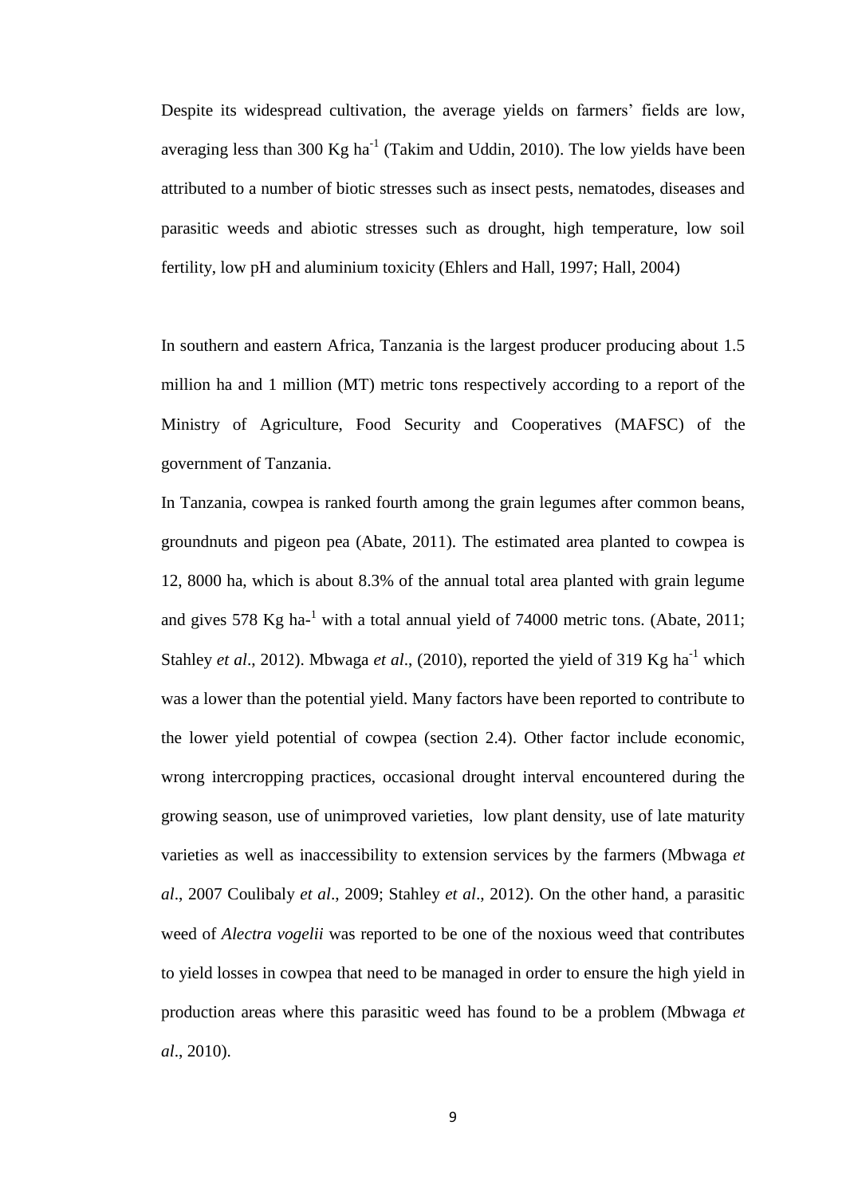Despite its widespread cultivation, the average yields on farmers' fields are low, averaging less than 300 Kg ha$^{-1}$ (Takim and Uddin, 2010). The low yields have been attributed to a number of biotic stresses such as insect pests, nematodes, diseases and parasitic weeds and abiotic stresses such as drought, high temperature, low soil fertility, low pH and aluminium toxicity (Ehlers and Hall, 1997; Hall, 2004)

In southern and eastern Africa, Tanzania is the largest producer producing about 1.5 million ha and 1 million (MT) metric tons respectively according to a report of the Ministry of Agriculture, Food Security and Cooperatives (MAFSC) of the government of Tanzania.

In Tanzania, cowpea is ranked fourth among the grain legumes after common beans, groundnuts and pigeon pea (Abate, 2011). The estimated area planted to cowpea is 12, 8000 ha, which is about 8.3% of the annual total area planted with grain legume and gives 578 Kg ha-$^{1}$ with a total annual yield of 74000 metric tons. (Abate, 2011; Stahley *et al*., 2012). Mbwaga *et al*., (2010), reported the yield of 319 Kg ha$^{-1}$ which was a lower than the potential yield. Many factors have been reported to contribute to the lower yield potential of cowpea (section 2.4). Other factor include economic, wrong intercropping practices, occasional drought interval encountered during the growing season, use of unimproved varieties, low plant density, use of late maturity varieties as well as inaccessibility to extension services by the farmers (Mbwaga *et al*., 2007 Coulibaly *et al*., 2009; Stahley *et al*., 2012). On the other hand, a parasitic weed of *Alectra vogelii* was reported to be one of the noxious weed that contributes to yield losses in cowpea that need to be managed in order to ensure the high yield in production areas where this parasitic weed has found to be a problem (Mbwaga *et al*., 2010).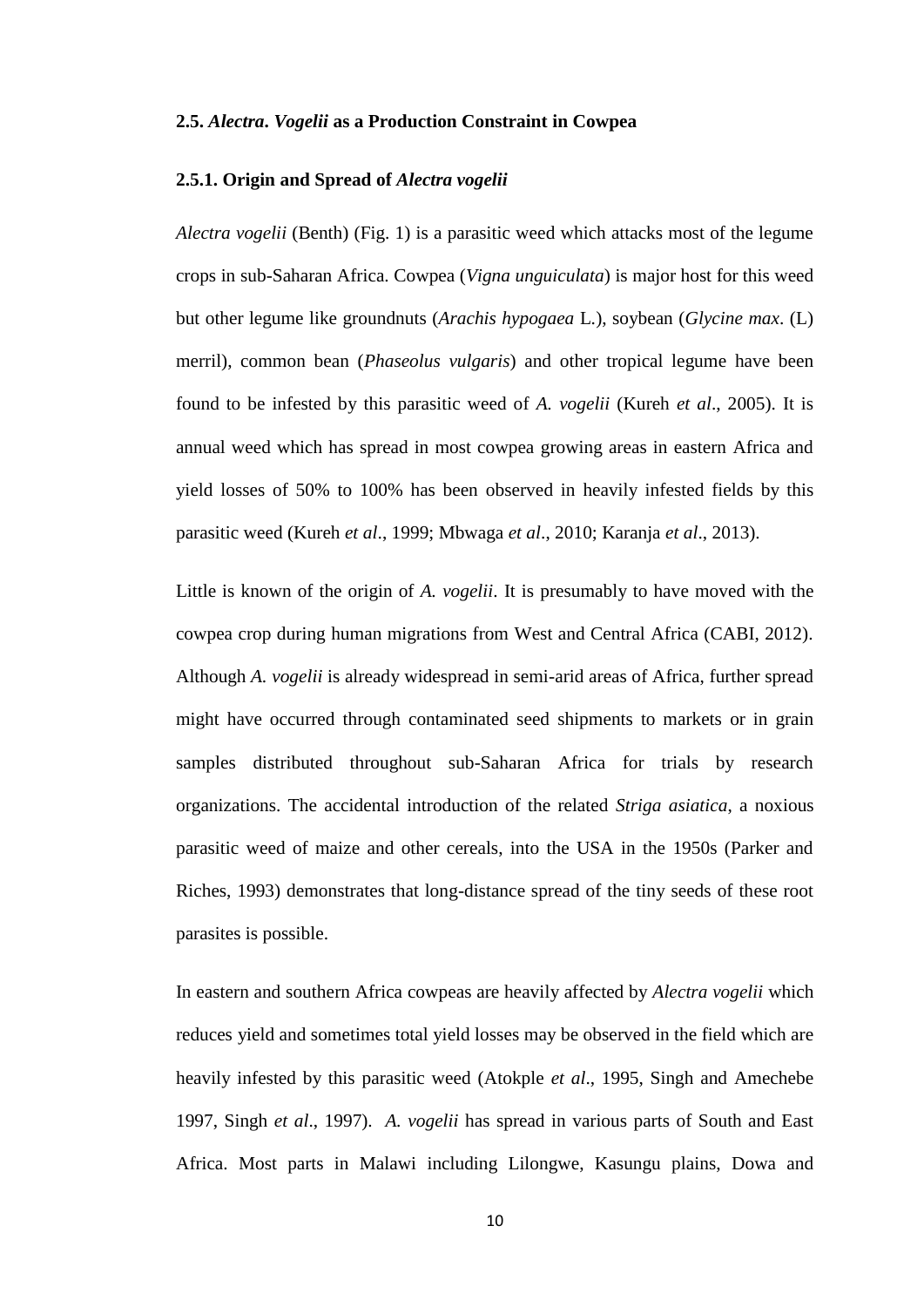### 2.5. *Alectra. Vogelii* as a Production Constraint in Cowpea

#### 2.5.1. Origin and Spread of *Alectra vogelii*

*Alectra vogelii* (Benth) (Fig. 1) is a parasitic weed which attacks most of the legume crops in sub-Saharan Africa. Cowpea (*Vigna unguiculata*) is major host for this weed but other legume like groundnuts (*Arachis hypogaea* L.), soybean (*Glycine max*. (L) merril), common bean (*Phaseolus vulgaris*) and other tropical legume have been found to be infested by this parasitic weed of *A. vogelii* (Kureh *et al*., 2005). It is annual weed which has spread in most cowpea growing areas in eastern Africa and yield losses of 50% to 100% has been observed in heavily infested fields by this parasitic weed (Kureh *et al*., 1999; Mbwaga *et al*., 2010; Karanja *et al*., 2013).

Little is known of the origin of *A. vogelii*. It is presumably to have moved with the cowpea crop during human migrations from West and Central Africa (CABI, 2012). Although *A. vogelii* is already widespread in semi-arid areas of Africa, further spread might have occurred through contaminated seed shipments to markets or in grain samples distributed throughout sub-Saharan Africa for trials by research organizations. The accidental introduction of the related *Striga asiatica*, a noxious parasitic weed of maize and other cereals, into the USA in the 1950s (Parker and Riches, 1993) demonstrates that long-distance spread of the tiny seeds of these root parasites is possible.

In eastern and southern Africa cowpeas are heavily affected by *Alectra vogelii* which reduces yield and sometimes total yield losses may be observed in the field which are heavily infested by this parasitic weed (Atokple *et al*., 1995, Singh and Amechebe 1997, Singh *et al*., 1997). *A. vogelii* has spread in various parts of South and East Africa. Most parts in Malawi including Lilongwe, Kasungu plains, Dowa and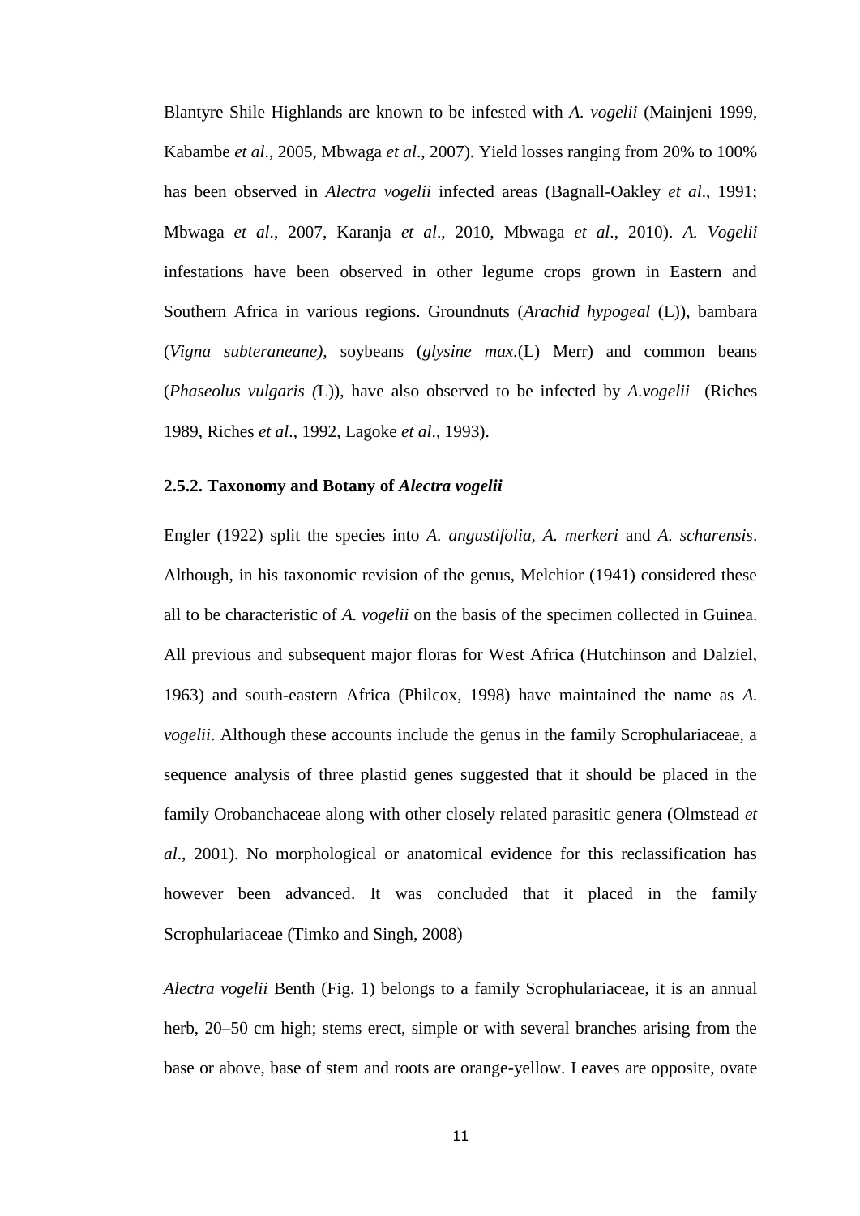Blantyre Shile Highlands are known to be infested with *A. vogelii* (Mainjeni 1999, Kabambe *et al*., 2005, Mbwaga *et al*., 2007). Yield losses ranging from 20% to 100% has been observed in *Alectra vogelii* infected areas (Bagnall-Oakley *et al*., 1991; Mbwaga *et al*., 2007, Karanja *et al*., 2010, Mbwaga *et al*., 2010). *A. Vogelii* infestations have been observed in other legume crops grown in Eastern and Southern Africa in various regions. Groundnuts (*Arachid hypogeal* (L)), bambara (*Vigna subteraneane),* soybeans (*glysine max.*(L) Merr) and common beans (*Phaseolus vulgaris (*L)), have also observed to be infected by *A.vogelii* (Riches 1989, Riches *et al*., 1992, Lagoke *et al*., 1993).

### 2.5.2. Taxonomy and Botany of *Alectra vogelii*

Engler (1922) split the species into *A. angustifolia*, *A. merkeri* and *A. scharensis*. Although, in his taxonomic revision of the genus, Melchior (1941) considered these all to be characteristic of *A. vogelii* on the basis of the specimen collected in Guinea. All previous and subsequent major floras for West Africa (Hutchinson and Dalziel, 1963) and south-eastern Africa (Philcox, 1998) have maintained the name as *A. vogelii*. Although these accounts include the genus in the family Scrophulariaceae, a sequence analysis of three plastid genes suggested that it should be placed in the family Orobanchaceae along with other closely related parasitic genera (Olmstead *et al*., 2001). No morphological or anatomical evidence for this reclassification has however been advanced. It was concluded that it placed in the family Scrophulariaceae (Timko and Singh, 2008)

*Alectra vogelii* Benth (Fig. 1) belongs to a family Scrophulariaceae, it is an annual herb, 20–50 cm high; stems erect, simple or with several branches arising from the base or above, base of stem and roots are orange-yellow. Leaves are opposite, ovate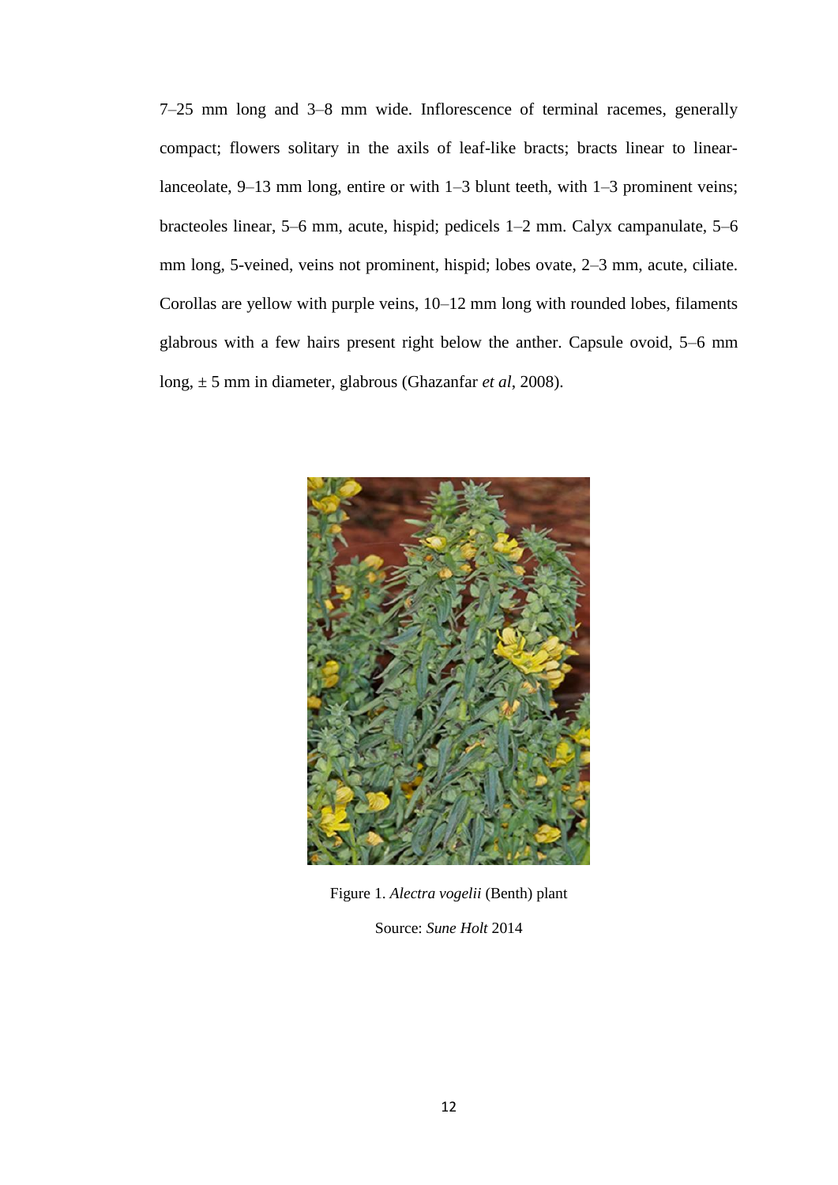7–25 mm long and 3–8 mm wide. Inflorescence of terminal racemes, generally compact; flowers solitary in the axils of leaf-like bracts; bracts linear to linear-lanceolate, 9–13 mm long, entire or with 1–3 blunt teeth, with 1–3 prominent veins; bracteoles linear, 5–6 mm, acute, hispid; pedicels 1–2 mm. Calyx campanulate, 5–6 mm long, 5-veined, veins not prominent, hispid; lobes ovate, 2–3 mm, acute, ciliate. Corollas are yellow with purple veins, 10–12 mm long with rounded lobes, filaments glabrous with a few hairs present right below the anther. Capsule ovoid, 5–6 mm long, ± 5 mm in diameter, glabrous (Ghazanfar *et al*, 2008).

Figure 1. *Alectra vogelii* (Benth) plant

Source: *Sune Holt* 2014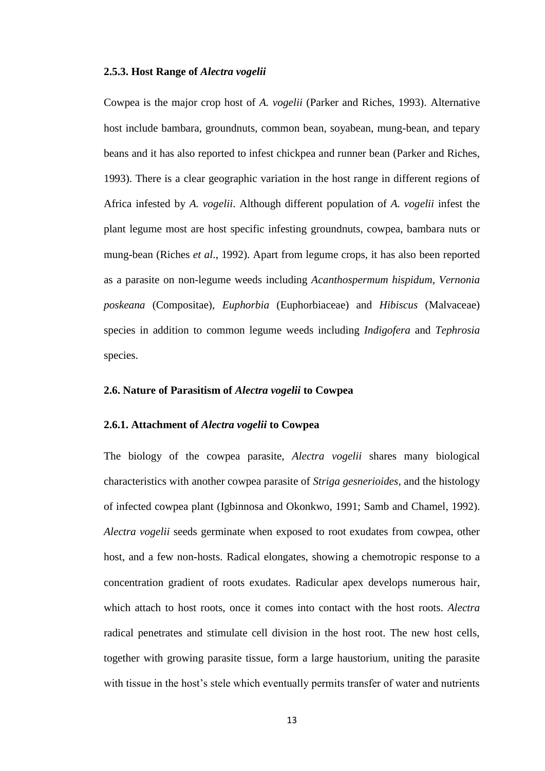### 2.5.3. Host Range of *Alectra vogelii*

Cowpea is the major crop host of *A. vogelii* (Parker and Riches, 1993). Alternative host include bambara, groundnuts, common bean, soyabean, mung-bean, and tepary beans and it has also reported to infest chickpea and runner bean (Parker and Riches, 1993). There is a clear geographic variation in the host range in different regions of Africa infested by *A. vogelii*. Although different population of *A. vogelii* infest the plant legume most are host specific infesting groundnuts, cowpea, bambara nuts or mung-bean (Riches *et al*., 1992). Apart from legume crops, it has also been reported as a parasite on non-legume weeds including *Acanthospermum hispidum*, *Vernonia poskeana* (Compositae), *Euphorbia* (Euphorbiaceae) and *Hibiscus* (Malvaceae) species in addition to common legume weeds including *Indigofera* and *Tephrosia* species.

## 2.6. Nature of Parasitism of *Alectra vogelii* to Cowpea

### 2.6.1. Attachment of *Alectra vogelii* to Cowpea

The biology of the cowpea parasite, *Alectra vogelii* shares many biological characteristics with another cowpea parasite of *Striga gesnerioides*, and the histology of infected cowpea plant (Igbinnosa and Okonkwo, 1991; Samb and Chamel, 1992). *Alectra vogelii* seeds germinate when exposed to root exudates from cowpea, other host, and a few non-hosts. Radical elongates, showing a chemotropic response to a concentration gradient of roots exudates. Radicular apex develops numerous hair, which attach to host roots, once it comes into contact with the host roots. *Alectra* radical penetrates and stimulate cell division in the host root. The new host cells, together with growing parasite tissue, form a large haustorium, uniting the parasite with tissue in the host's stele which eventually permits transfer of water and nutrients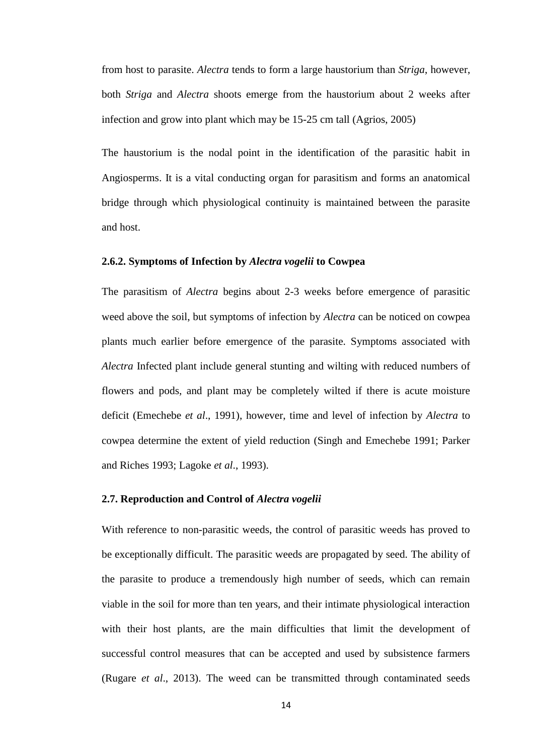from host to parasite. *Alectra* tends to form a large haustorium than *Striga*, however, both *Striga* and *Alectra* shoots emerge from the haustorium about 2 weeks after infection and grow into plant which may be 15-25 cm tall (Agrios, 2005)

The haustorium is the nodal point in the identification of the parasitic habit in Angiosperms. It is a vital conducting organ for parasitism and forms an anatomical bridge through which physiological continuity is maintained between the parasite and host.

### 2.6.2. Symptoms of Infection by *Alectra vogelii* to Cowpea

The parasitism of *Alectra* begins about 2-3 weeks before emergence of parasitic weed above the soil, but symptoms of infection by *Alectra* can be noticed on cowpea plants much earlier before emergence of the parasite. Symptoms associated with *Alectra* Infected plant include general stunting and wilting with reduced numbers of flowers and pods, and plant may be completely wilted if there is acute moisture deficit (Emechebe *et al*., 1991), however, time and level of infection by *Alectra* to cowpea determine the extent of yield reduction (Singh and Emechebe 1991; Parker and Riches 1993; Lagoke *et al*., 1993).

## 2.7. Reproduction and Control of *Alectra vogelii*

With reference to non-parasitic weeds, the control of parasitic weeds has proved to be exceptionally difficult. The parasitic weeds are propagated by seed. The ability of the parasite to produce a tremendously high number of seeds, which can remain viable in the soil for more than ten years, and their intimate physiological interaction with their host plants, are the main difficulties that limit the development of successful control measures that can be accepted and used by subsistence farmers (Rugare *et al*., 2013). The weed can be transmitted through contaminated seeds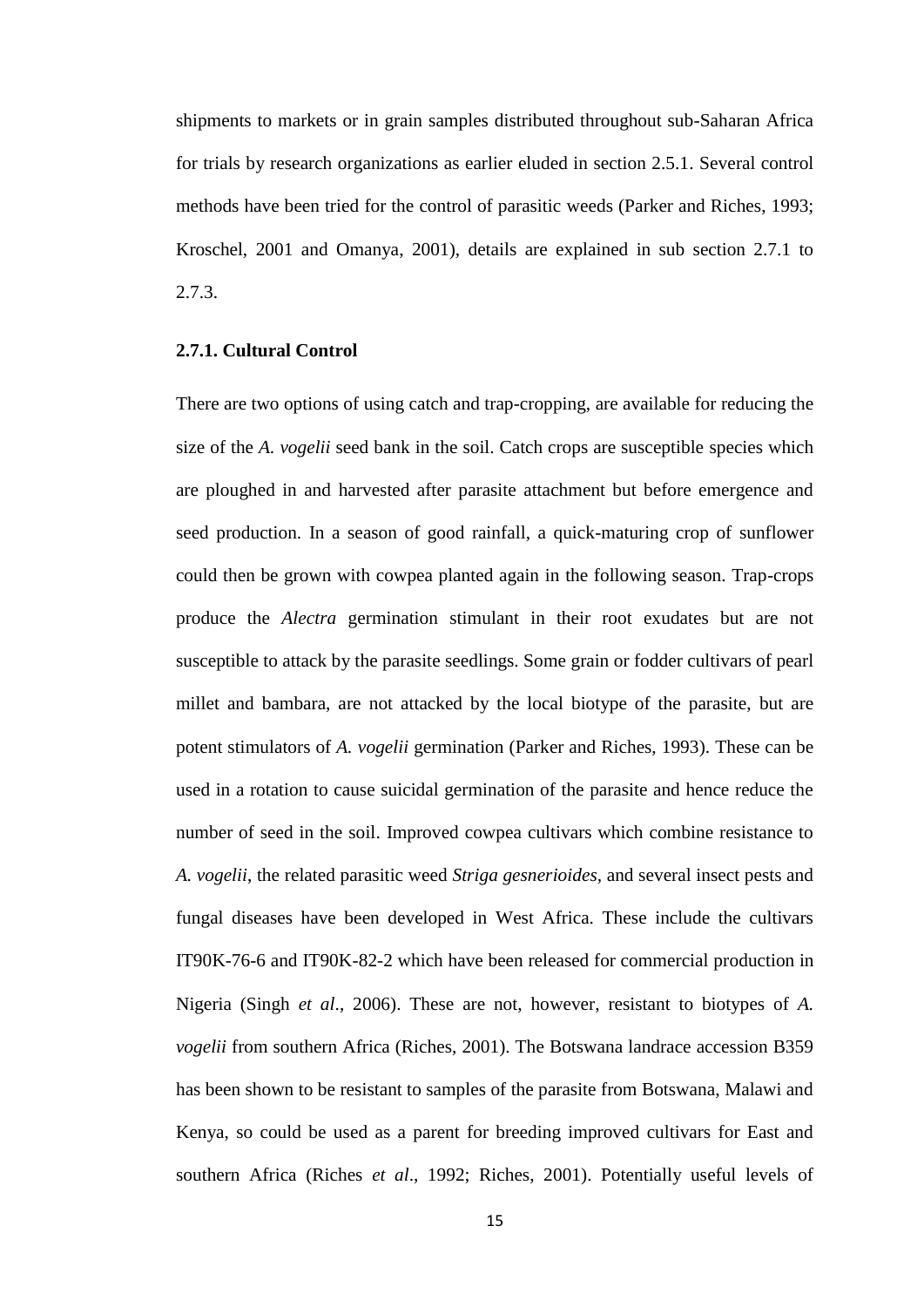shipments to markets or in grain samples distributed throughout sub-Saharan Africa for trials by research organizations as earlier eluded in section 2.5.1. Several control methods have been tried for the control of parasitic weeds (Parker and Riches, 1993; Kroschel, 2001 and Omanya, 2001), details are explained in sub section 2.7.1 to 2.7.3.

### 2.7.1. Cultural Control

There are two options of using catch and trap-cropping, are available for reducing the size of the *A. vogelii* seed bank in the soil. Catch crops are susceptible species which are ploughed in and harvested after parasite attachment but before emergence and seed production. In a season of good rainfall, a quick-maturing crop of sunflower could then be grown with cowpea planted again in the following season. Trap-crops produce the *Alectra* germination stimulant in their root exudates but are not susceptible to attack by the parasite seedlings. Some grain or fodder cultivars of pearl millet and bambara, are not attacked by the local biotype of the parasite, but are potent stimulators of *A. vogelii* germination (Parker and Riches, 1993). These can be used in a rotation to cause suicidal germination of the parasite and hence reduce the number of seed in the soil. Improved cowpea cultivars which combine resistance to *A. vogelii*, the related parasitic weed *Striga gesnerioides*, and several insect pests and fungal diseases have been developed in West Africa. These include the cultivars IT90K-76-6 and IT90K-82-2 which have been released for commercial production in Nigeria (Singh *et al*., 2006). These are not, however, resistant to biotypes of *A. vogelii* from southern Africa (Riches, 2001). The Botswana landrace accession B359 has been shown to be resistant to samples of the parasite from Botswana, Malawi and Kenya, so could be used as a parent for breeding improved cultivars for East and southern Africa (Riches *et al*., 1992; Riches, 2001). Potentially useful levels of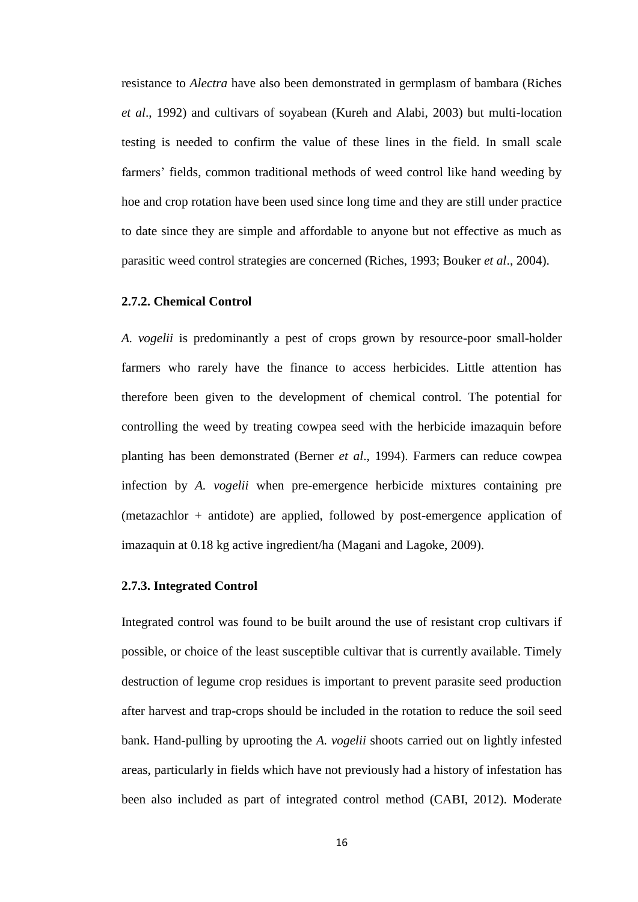resistance to *Alectra* have also been demonstrated in germplasm of bambara (Riches *et al*., 1992) and cultivars of soyabean (Kureh and Alabi, 2003) but multi-location testing is needed to confirm the value of these lines in the field. In small scale farmers' fields, common traditional methods of weed control like hand weeding by hoe and crop rotation have been used since long time and they are still under practice to date since they are simple and affordable to anyone but not effective as much as parasitic weed control strategies are concerned (Riches, 1993; Bouker *et al*., 2004).

### 2.7.2. Chemical Control

*A. vogelii* is predominantly a pest of crops grown by resource-poor small-holder farmers who rarely have the finance to access herbicides. Little attention has therefore been given to the development of chemical control. The potential for controlling the weed by treating cowpea seed with the herbicide imazaquin before planting has been demonstrated (Berner *et al*., 1994). Farmers can reduce cowpea infection by *A. vogelii* when pre-emergence herbicide mixtures containing pre (metazachlor + antidote) are applied, followed by post-emergence application of imazaquin at 0.18 kg active ingredient/ha (Magani and Lagoke, 2009).

### 2.7.3. Integrated Control

Integrated control was found to be built around the use of resistant crop cultivars if possible, or choice of the least susceptible cultivar that is currently available. Timely destruction of legume crop residues is important to prevent parasite seed production after harvest and trap-crops should be included in the rotation to reduce the soil seed bank. Hand-pulling by uprooting the *A. vogelii* shoots carried out on lightly infested areas, particularly in fields which have not previously had a history of infestation has been also included as part of integrated control method (CABI, 2012). Moderate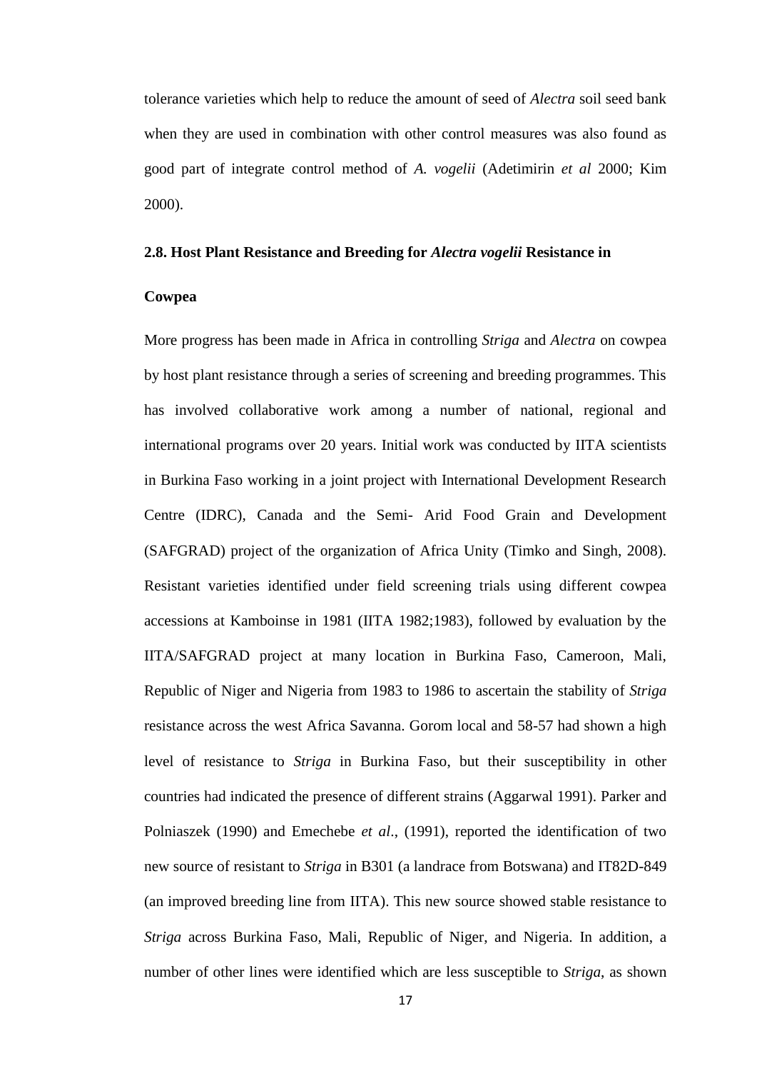tolerance varieties which help to reduce the amount of seed of *Alectra* soil seed bank when they are used in combination with other control measures was also found as good part of integrate control method of *A. vogelii* (Adetimirin *et al* 2000; Kim 2000).

## 2.8. Host Plant Resistance and Breeding for *Alectra vogelii* Resistance in Cowpea

More progress has been made in Africa in controlling *Striga* and *Alectra* on cowpea by host plant resistance through a series of screening and breeding programmes. This has involved collaborative work among a number of national, regional and international programs over 20 years. Initial work was conducted by IITA scientists in Burkina Faso working in a joint project with International Development Research Centre (IDRC), Canada and the Semi- Arid Food Grain and Development (SAFGRAD) project of the organization of Africa Unity (Timko and Singh, 2008). Resistant varieties identified under field screening trials using different cowpea accessions at Kamboinse in 1981 (IITA 1982;1983), followed by evaluation by the IITA/SAFGRAD project at many location in Burkina Faso, Cameroon, Mali, Republic of Niger and Nigeria from 1983 to 1986 to ascertain the stability of *Striga* resistance across the west Africa Savanna. Gorom local and 58-57 had shown a high level of resistance to *Striga* in Burkina Faso, but their susceptibility in other countries had indicated the presence of different strains (Aggarwal 1991). Parker and Polniaszek (1990) and Emechebe *et al*., (1991), reported the identification of two new source of resistant to *Striga* in B301 (a landrace from Botswana) and IT82D-849 (an improved breeding line from IITA). This new source showed stable resistance to *Striga* across Burkina Faso, Mali, Republic of Niger, and Nigeria. In addition, a number of other lines were identified which are less susceptible to *Striga*, as shown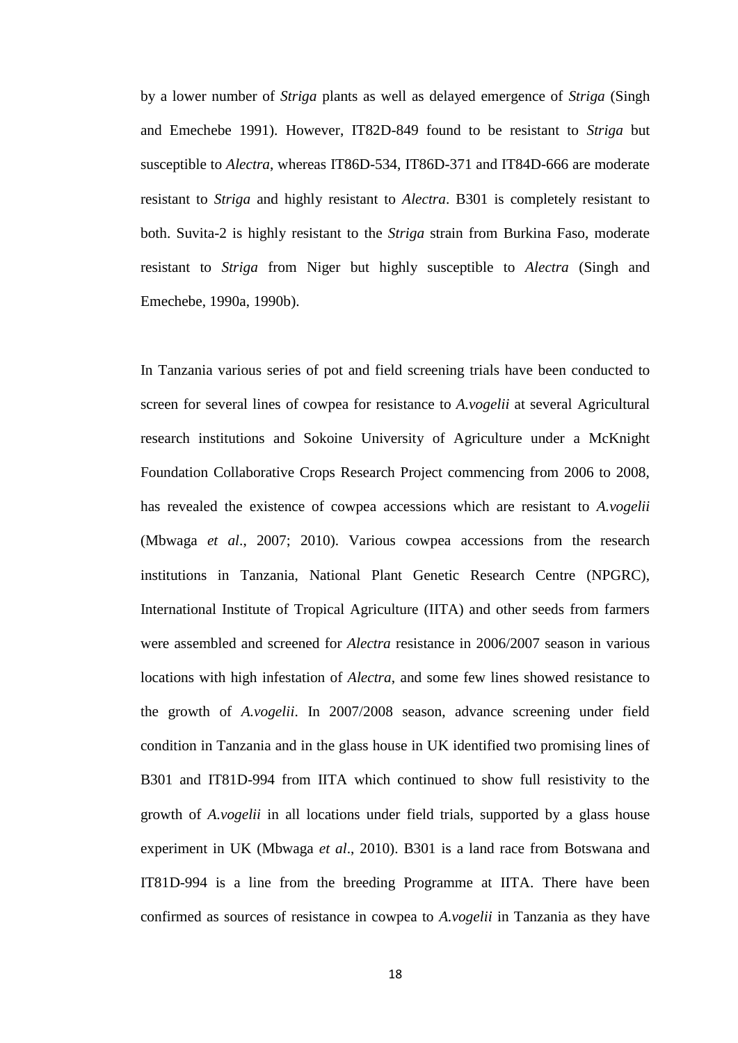by a lower number of *Striga* plants as well as delayed emergence of *Striga* (Singh and Emechebe 1991). However, IT82D-849 found to be resistant to *Striga* but susceptible to *Alectra*, whereas IT86D-534, IT86D-371 and IT84D-666 are moderate resistant to *Striga* and highly resistant to *Alectra*. B301 is completely resistant to both. Suvita-2 is highly resistant to the *Striga* strain from Burkina Faso, moderate resistant to *Striga* from Niger but highly susceptible to *Alectra* (Singh and Emechebe, 1990a, 1990b).

In Tanzania various series of pot and field screening trials have been conducted to screen for several lines of cowpea for resistance to *A.vogelii* at several Agricultural research institutions and Sokoine University of Agriculture under a McKnight Foundation Collaborative Crops Research Project commencing from 2006 to 2008, has revealed the existence of cowpea accessions which are resistant to *A.vogelii* (Mbwaga *et al*., 2007; 2010). Various cowpea accessions from the research institutions in Tanzania, National Plant Genetic Research Centre (NPGRC), International Institute of Tropical Agriculture (IITA) and other seeds from farmers were assembled and screened for *Alectra* resistance in 2006/2007 season in various locations with high infestation of *Alectra*, and some few lines showed resistance to the growth of *A.vogelii*. In 2007/2008 season, advance screening under field condition in Tanzania and in the glass house in UK identified two promising lines of B301 and IT81D-994 from IITA which continued to show full resistivity to the growth of *A.vogelii* in all locations under field trials, supported by a glass house experiment in UK (Mbwaga *et al*., 2010). B301 is a land race from Botswana and IT81D-994 is a line from the breeding Programme at IITA. There have been confirmed as sources of resistance in cowpea to *A.vogelii* in Tanzania as they have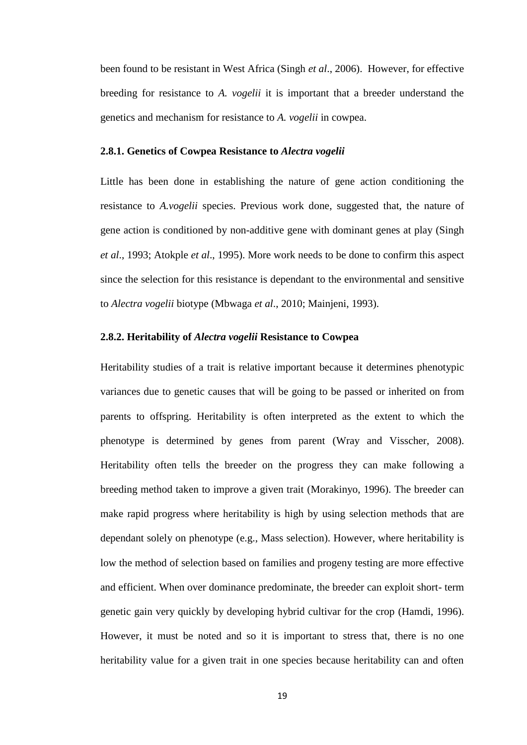been found to be resistant in West Africa (Singh *et al*., 2006). However, for effective breeding for resistance to *A. vogelii* it is important that a breeder understand the genetics and mechanism for resistance to *A. vogelii* in cowpea.

### 2.8.1. Genetics of Cowpea Resistance to *Alectra vogelii*

Little has been done in establishing the nature of gene action conditioning the resistance to *A.vogelii* species. Previous work done, suggested that, the nature of gene action is conditioned by non-additive gene with dominant genes at play (Singh *et al*., 1993; Atokple *et al*., 1995). More work needs to be done to confirm this aspect since the selection for this resistance is dependant to the environmental and sensitive to *Alectra vogelii* biotype (Mbwaga *et al*., 2010; Mainjeni, 1993).

### 2.8.2. Heritability of *Alectra vogelii* Resistance to Cowpea

Heritability studies of a trait is relative important because it determines phenotypic variances due to genetic causes that will be going to be passed or inherited on from parents to offspring. Heritability is often interpreted as the extent to which the phenotype is determined by genes from parent (Wray and Visscher, 2008). Heritability often tells the breeder on the progress they can make following a breeding method taken to improve a given trait (Morakinyo, 1996). The breeder can make rapid progress where heritability is high by using selection methods that are dependant solely on phenotype (e.g., Mass selection). However, where heritability is low the method of selection based on families and progeny testing are more effective and efficient. When over dominance predominate, the breeder can exploit short- term genetic gain very quickly by developing hybrid cultivar for the crop (Hamdi, 1996). However, it must be noted and so it is important to stress that, there is no one heritability value for a given trait in one species because heritability can and often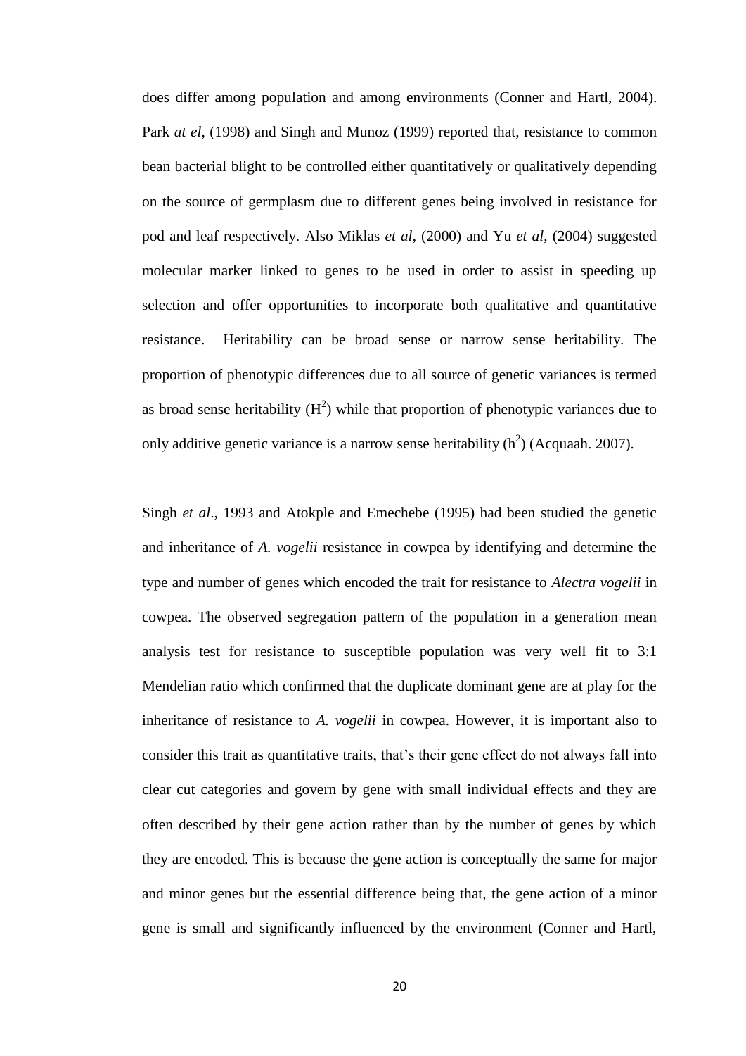does differ among population and among environments (Conner and Hartl, 2004). Park *at el*, (1998) and Singh and Munoz (1999) reported that, resistance to common bean bacterial blight to be controlled either quantitatively or qualitatively depending on the source of germplasm due to different genes being involved in resistance for pod and leaf respectively. Also Miklas *et al*, (2000) and Yu *et al*, (2004) suggested molecular marker linked to genes to be used in order to assist in speeding up selection and offer opportunities to incorporate both qualitative and quantitative resistance. Heritability can be broad sense or narrow sense heritability. The proportion of phenotypic differences due to all source of genetic variances is termed as broad sense heritability ($H^2$) while that proportion of phenotypic variances due to only additive genetic variance is a narrow sense heritability ($h^2$) (Acquaah. 2007).

Singh *et al*., 1993 and Atokple and Emechebe (1995) had been studied the genetic and inheritance of *A. vogelii* resistance in cowpea by identifying and determine the type and number of genes which encoded the trait for resistance to *Alectra vogelii* in cowpea. The observed segregation pattern of the population in a generation mean analysis test for resistance to susceptible population was very well fit to 3:1 Mendelian ratio which confirmed that the duplicate dominant gene are at play for the inheritance of resistance to *A. vogelii* in cowpea. However, it is important also to consider this trait as quantitative traits, that's their gene effect do not always fall into clear cut categories and govern by gene with small individual effects and they are often described by their gene action rather than by the number of genes by which they are encoded. This is because the gene action is conceptually the same for major and minor genes but the essential difference being that, the gene action of a minor gene is small and significantly influenced by the environment (Conner and Hartl,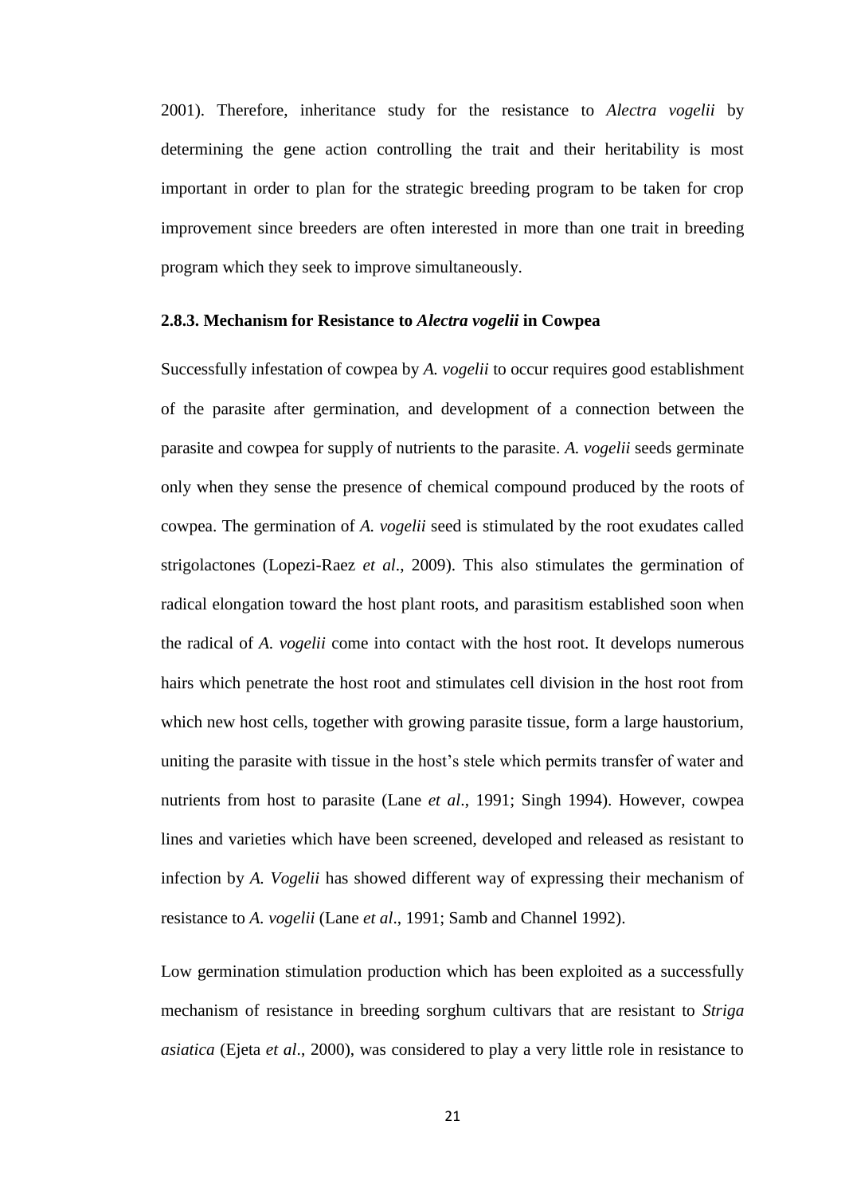2001). Therefore, inheritance study for the resistance to *Alectra vogelii* by determining the gene action controlling the trait and their heritability is most important in order to plan for the strategic breeding program to be taken for crop improvement since breeders are often interested in more than one trait in breeding program which they seek to improve simultaneously.

### 2.8.3. Mechanism for Resistance to *Alectra vogelii* in Cowpea

Successfully infestation of cowpea by *A. vogelii* to occur requires good establishment of the parasite after germination, and development of a connection between the parasite and cowpea for supply of nutrients to the parasite. *A. vogelii* seeds germinate only when they sense the presence of chemical compound produced by the roots of cowpea. The germination of *A. vogelii* seed is stimulated by the root exudates called strigolactones (Lopezi-Raez *et al*., 2009). This also stimulates the germination of radical elongation toward the host plant roots, and parasitism established soon when the radical of *A. vogelii* come into contact with the host root. It develops numerous hairs which penetrate the host root and stimulates cell division in the host root from which new host cells, together with growing parasite tissue, form a large haustorium, uniting the parasite with tissue in the host's stele which permits transfer of water and nutrients from host to parasite (Lane *et al*., 1991; Singh 1994). However, cowpea lines and varieties which have been screened, developed and released as resistant to infection by *A. Vogelii* has showed different way of expressing their mechanism of resistance to *A. vogelii* (Lane *et al*., 1991; Samb and Channel 1992).

Low germination stimulation production which has been exploited as a successfully mechanism of resistance in breeding sorghum cultivars that are resistant to *Striga asiatica* (Ejeta *et al*., 2000), was considered to play a very little role in resistance to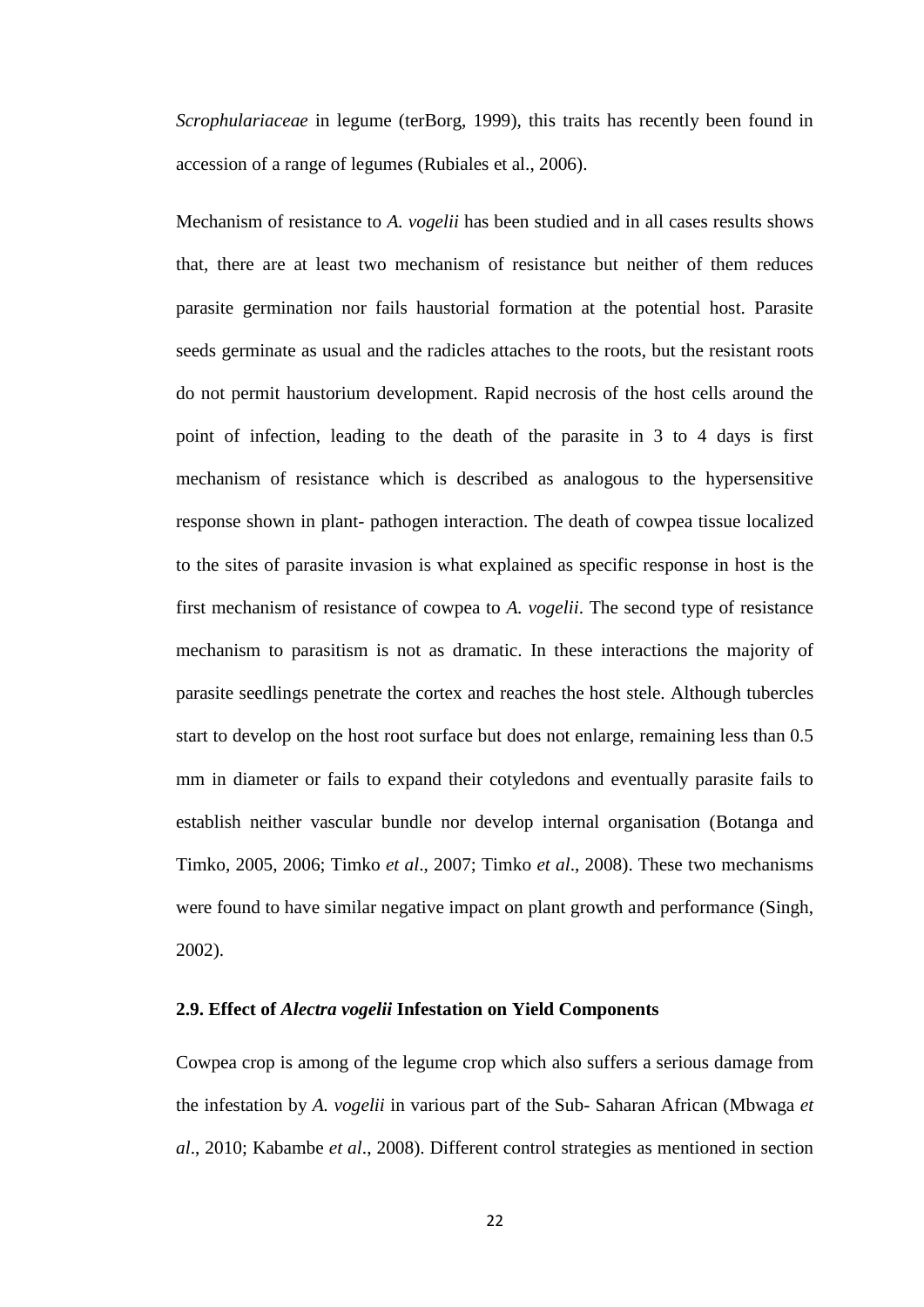*Scrophulariaceae* in legume (terBorg, 1999), this traits has recently been found in accession of a range of legumes (Rubiales et al., 2006).

Mechanism of resistance to *A. vogelii* has been studied and in all cases results shows that, there are at least two mechanism of resistance but neither of them reduces parasite germination nor fails haustorial formation at the potential host. Parasite seeds germinate as usual and the radicles attaches to the roots, but the resistant roots do not permit haustorium development. Rapid necrosis of the host cells around the point of infection, leading to the death of the parasite in 3 to 4 days is first mechanism of resistance which is described as analogous to the hypersensitive response shown in plant- pathogen interaction. The death of cowpea tissue localized to the sites of parasite invasion is what explained as specific response in host is the first mechanism of resistance of cowpea to *A. vogelii*. The second type of resistance mechanism to parasitism is not as dramatic. In these interactions the majority of parasite seedlings penetrate the cortex and reaches the host stele. Although tubercles start to develop on the host root surface but does not enlarge, remaining less than 0.5 mm in diameter or fails to expand their cotyledons and eventually parasite fails to establish neither vascular bundle nor develop internal organisation (Botanga and Timko, 2005, 2006; Timko *et al*., 2007; Timko *et al*., 2008). These two mechanisms were found to have similar negative impact on plant growth and performance (Singh, 2002).

### 2.9. Effect of *Alectra vogelii* Infestation on Yield Components

Cowpea crop is among of the legume crop which also suffers a serious damage from the infestation by *A. vogelii* in various part of the Sub- Saharan African (Mbwaga *et al*., 2010; Kabambe *et al*., 2008). Different control strategies as mentioned in section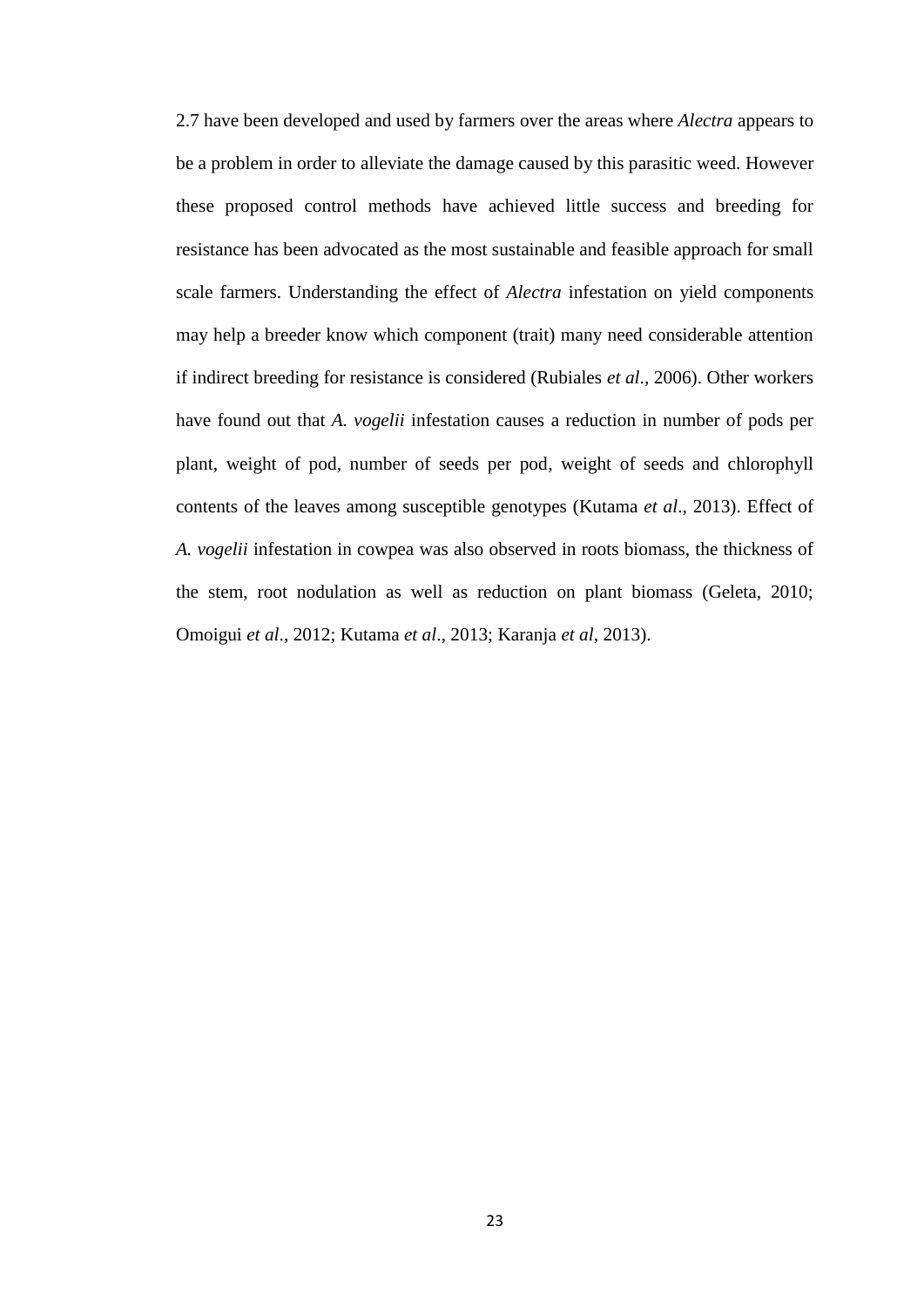2.7 have been developed and used by farmers over the areas where *Alectra* appears to be a problem in order to alleviate the damage caused by this parasitic weed. However these proposed control methods have achieved little success and breeding for resistance has been advocated as the most sustainable and feasible approach for small scale farmers. Understanding the effect of *Alectra* infestation on yield components may help a breeder know which component (trait) many need considerable attention if indirect breeding for resistance is considered (Rubiales *et al*., 2006). Other workers have found out that *A. vogelii* infestation causes a reduction in number of pods per plant, weight of pod, number of seeds per pod, weight of seeds and chlorophyll contents of the leaves among susceptible genotypes (Kutama *et al*., 2013). Effect of *A. vogelii* infestation in cowpea was also observed in roots biomass, the thickness of the stem, root nodulation as well as reduction on plant biomass (Geleta, 2010; Omoigui *et al*., 2012; Kutama *et al*., 2013; Karanja *et al*, 2013).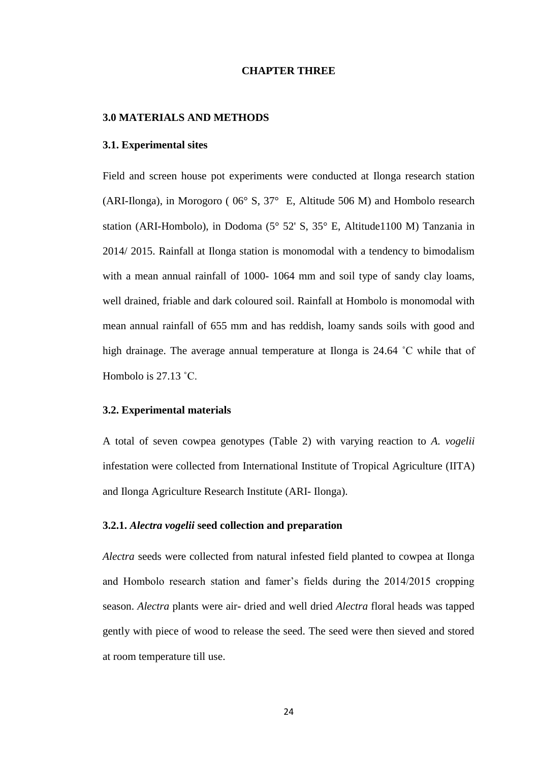# CHAPTER THREE

## 3.0 MATERIALS AND METHODS

### 3.1. Experimental sites

Field and screen house pot experiments were conducted at Ilonga research station (ARI-Ilonga), in Morogoro ( 06° S, 37° E, Altitude 506 M) and Hombolo research station (ARI-Hombolo), in Dodoma (5° 52' S, 35° E, Altitude1100 M) Tanzania in 2014/ 2015. Rainfall at Ilonga station is monomodal with a tendency to bimodalism with a mean annual rainfall of 1000- 1064 mm and soil type of sandy clay loams, well drained, friable and dark coloured soil. Rainfall at Hombolo is monomodal with mean annual rainfall of 655 mm and has reddish, loamy sands soils with good and high drainage. The average annual temperature at Ilonga is 24.64 ˚C while that of Hombolo is 27.13 ˚C.

### 3.2. Experimental materials

A total of seven cowpea genotypes (Table 2) with varying reaction to *A. vogelii* infestation were collected from International Institute of Tropical Agriculture (IITA) and Ilonga Agriculture Research Institute (ARI- Ilonga).

#### 3.2.1. *Alectra vogelii* seed collection and preparation

*Alectra* seeds were collected from natural infested field planted to cowpea at Ilonga and Hombolo research station and famer's fields during the 2014/2015 cropping season. *Alectra* plants were air- dried and well dried *Alectra* floral heads was tapped gently with piece of wood to release the seed. The seed were then sieved and stored at room temperature till use.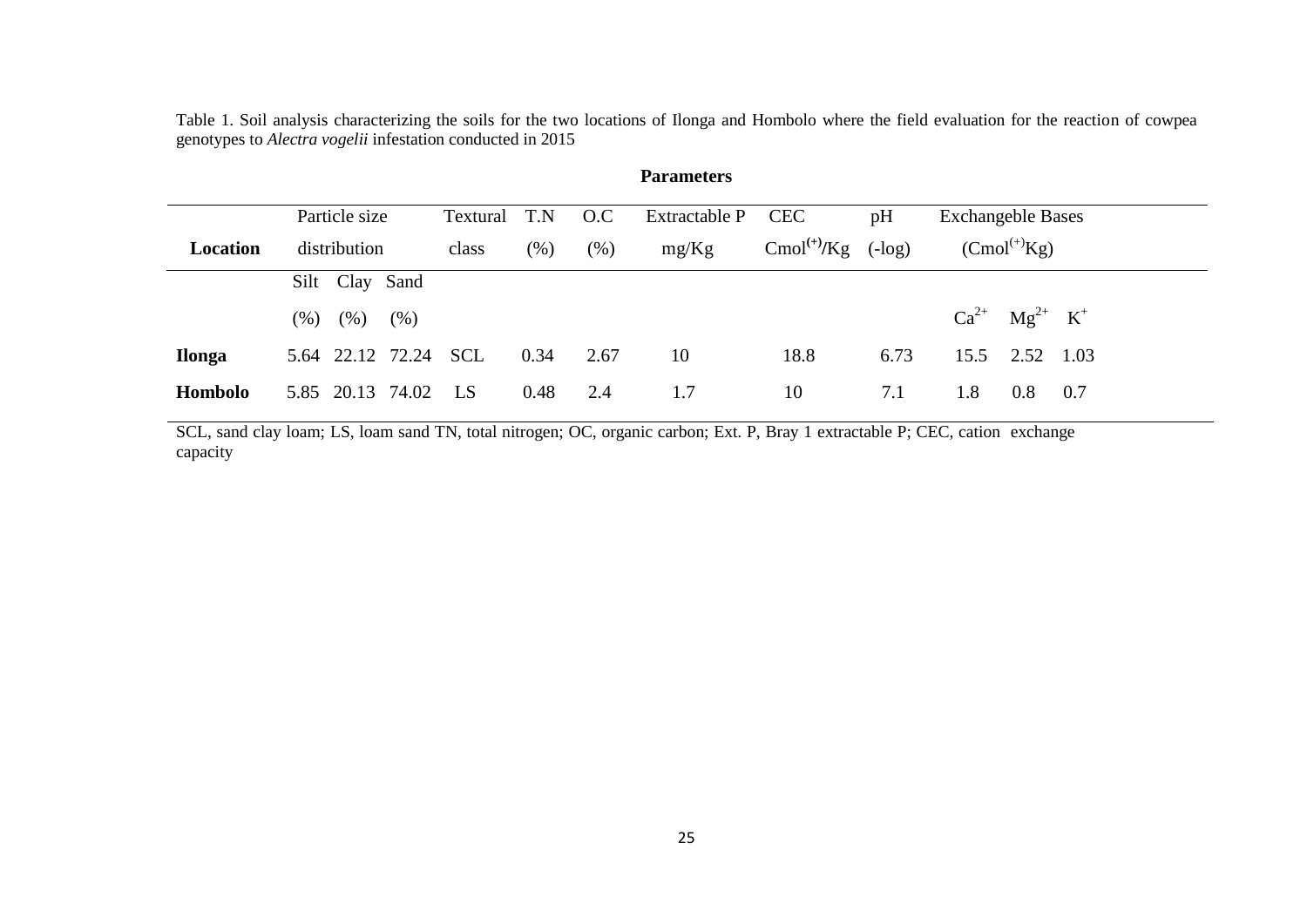Table 1. Soil analysis characterizing the soils for the two locations of Ilonga and Hombolo where the field evaluation for the reaction of cowpea genotypes to *Alectra vogelii* infestation conducted in 2015

| Location | Particle size distribution | | | Textural class | T.N (%) | O.C (%) | Extractable P mg/Kg | CEC $Cmol^{(+)}/Kg$ | pH (-log) | Exchangeble Bases ($Cmol^{(+)}Kg$) | | |
|---|---|---|---|---|---|---|---|---|---|---|---|---|
| | Silt (%) | Clay (%) | Sand (%) | | | | | | | $Ca^{2+}$ | $Mg^{2+}$ | $K^{+}$ |
| **Ilonga** | 5.64 | 22.12 | 72.24 | SCL | 0.34 | 2.67 | 10 | 18.8 | 6.73 | 15.5 | 2.52 | 1.03 |
| **Hombolo** | 5.85 | 20.13 | 74.02 | LS | 0.48 | 2.4 | 1.7 | 10 | 7.1 | 1.8 | 0.8 | 0.7 |

SCL, sand clay loam; LS, loam sand TN, total nitrogen; OC, organic carbon; Ext. P, Bray 1 extractable P; CEC, cation exchange capacity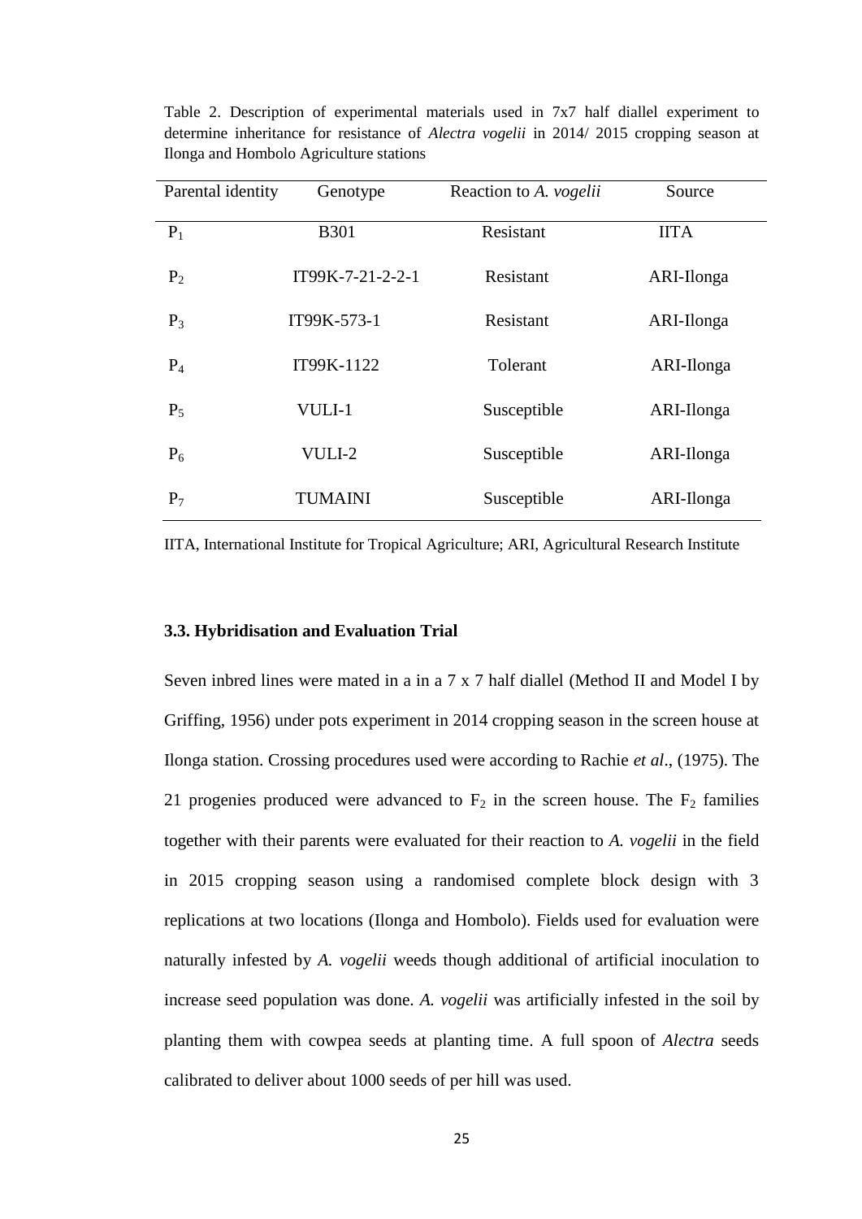Table 2. Description of experimental materials used in 7x7 half diallel experiment to determine inheritance for resistance of *Alectra vogelii* in 2014/ 2015 cropping season at Ilonga and Hombolo Agriculture stations

| Parental identity | Genotype | Reaction to *A. vogelii* | Source |
|---|---|---|---|
| $P_1$ | B301 | Resistant | IITA |
| $P_2$ | IT99K-7-21-2-2-1 | Resistant | ARI-Ilonga |
| $P_3$ | IT99K-573-1 | Resistant | ARI-Ilonga |
| $P_4$ | IT99K-1122 | Tolerant | ARI-Ilonga |
| $P_5$ | VULI-1 | Susceptible | ARI-Ilonga |
| $P_6$ | VULI-2 | Susceptible | ARI-Ilonga |
| $P_7$ | TUMAINI | Susceptible | ARI-Ilonga |

IITA, International Institute for Tropical Agriculture; ARI, Agricultural Research Institute

### 3.3. Hybridisation and Evaluation Trial

Seven inbred lines were mated in a in a 7 x 7 half diallel (Method II and Model I by Griffing, 1956) under pots experiment in 2014 cropping season in the screen house at Ilonga station. Crossing procedures used were according to Rachie *et al*., (1975). The 21 progenies produced were advanced to $F_2$ in the screen house. The $F_2$ families together with their parents were evaluated for their reaction to *A. vogelii* in the field in 2015 cropping season using a randomised complete block design with 3 replications at two locations (Ilonga and Hombolo). Fields used for evaluation were naturally infested by *A. vogelii* weeds though additional of artificial inoculation to increase seed population was done. *A. vogelii* was artificially infested in the soil by planting them with cowpea seeds at planting time. A full spoon of *Alectra* seeds calibrated to deliver about 1000 seeds of per hill was used.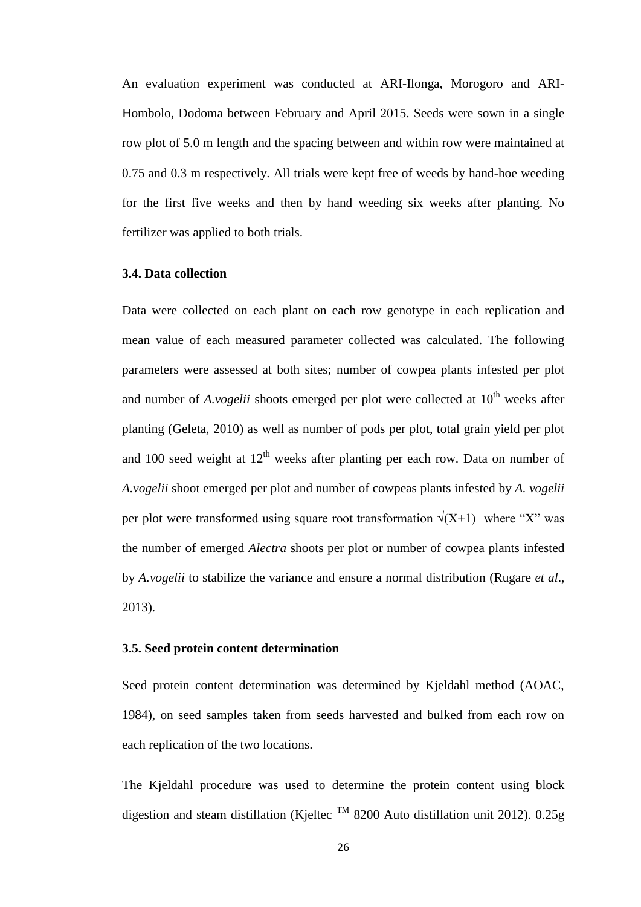An evaluation experiment was conducted at ARI-Ilonga, Morogoro and ARI-Hombolo, Dodoma between February and April 2015. Seeds were sown in a single row plot of 5.0 m length and the spacing between and within row were maintained at 0.75 and 0.3 m respectively. All trials were kept free of weeds by hand-hoe weeding for the first five weeks and then by hand weeding six weeks after planting. No fertilizer was applied to both trials.

### 3.4. Data collection

Data were collected on each plant on each row genotype in each replication and mean value of each measured parameter collected was calculated. The following parameters were assessed at both sites; number of cowpea plants infested per plot and number of *A.vogelii* shoots emerged per plot were collected at $10^{th}$ weeks after planting (Geleta, 2010) as well as number of pods per plot, total grain yield per plot and 100 seed weight at $12^{th}$ weeks after planting per each row. Data on number of *A.vogelii* shoot emerged per plot and number of cowpeas plants infested by *A. vogelii* per plot were transformed using square root transformation $\sqrt{(X+1)}$ where "X" was the number of emerged *Alectra* shoots per plot or number of cowpea plants infested by *A.vogelii* to stabilize the variance and ensure a normal distribution (Rugare *et al*., 2013).

### 3.5. Seed protein content determination

Seed protein content determination was determined by Kjeldahl method (AOAC, 1984), on seed samples taken from seeds harvested and bulked from each row on each replication of the two locations.

The Kjeldahl procedure was used to determine the protein content using block digestion and steam distillation (Kjeltec $^{TM}$ 8200 Auto distillation unit 2012). 0.25g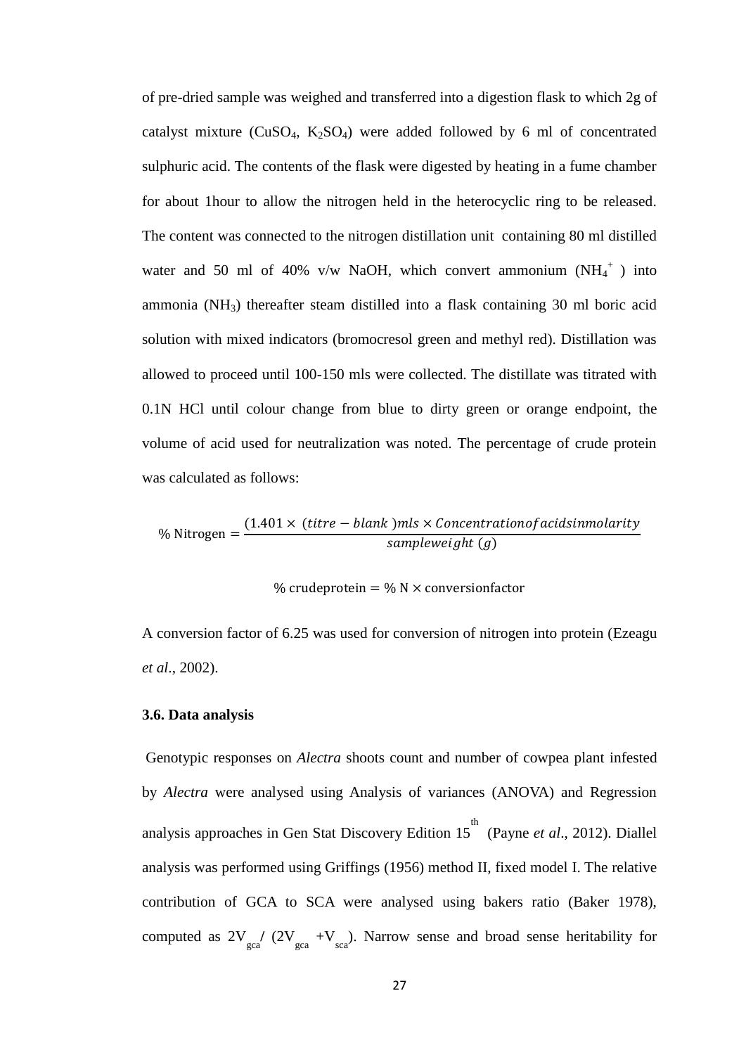of pre-dried sample was weighed and transferred into a digestion flask to which 2g of catalyst mixture ($CuSO_4$, $K_2SO_4$) were added followed by 6 ml of concentrated sulphuric acid. The contents of the flask were digested by heating in a fume chamber for about 1hour to allow the nitrogen held in the heterocyclic ring to be released. The content was connected to the nitrogen distillation unit containing 80 ml distilled water and 50 ml of 40% v/w NaOH, which convert ammonium ($NH_4^+$) into ammonia ($NH_3$) thereafter steam distilled into a flask containing 30 ml boric acid solution with mixed indicators (bromocresol green and methyl red). Distillation was allowed to proceed until 100-150 mls were collected. The distillate was titrated with 0.1N HCl until colour change from blue to dirty green or orange endpoint, the volume of acid used for neutralization was noted. The percentage of crude protein was calculated as follows:

$$\% \text{ Nitrogen} = \frac{(1.401 \times (titre - blank)mls \times Concentration of acids in molarity}{sample weight\ (g)}$$

$$\% \text{ crude protein} = \% \text{ N} \times \text{conversion factor}$$

A conversion factor of 6.25 was used for conversion of nitrogen into protein (Ezeagu *et al*., 2002).

### 3.6. Data analysis

Genotypic responses on *Alectra* shoots count and number of cowpea plant infested by *Alectra* were analysed using Analysis of variances (ANOVA) and Regression analysis approaches in Gen Stat Discovery Edition $15^{th}$ (Payne *et al*., 2012). Diallel analysis was performed using Griffings (1956) method II, fixed model I. The relative contribution of GCA to SCA were analysed using bakers ratio (Baker 1978), computed as $2V_{gca}/(2V_{gca} + V_{sca})$. Narrow sense and broad sense heritability for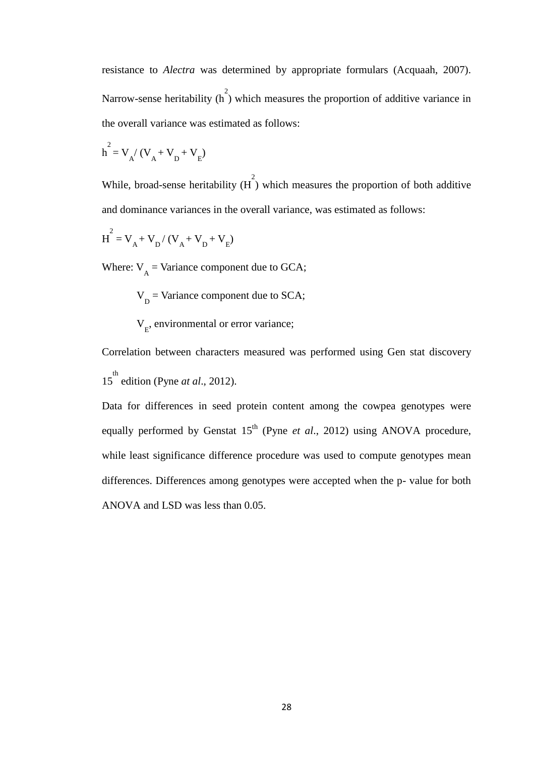resistance to *Alectra* was determined by appropriate formulars (Acquaah, 2007). Narrow-sense heritability ($h^2$) which measures the proportion of additive variance in the overall variance was estimated as follows:

$$h^2 = V_A / (V_A + V_D + V_E)$$

While, broad-sense heritability ($H^2$) which measures the proportion of both additive and dominance variances in the overall variance, was estimated as follows:

$$H^2 = V_A + V_D / (V_A + V_D + V_E)$$

Where: $V_A$ = Variance component due to GCA;

$V_D$ = Variance component due to SCA;

$V_E$, environmental or error variance;

Correlation between characters measured was performed using Gen stat discovery 15th edition (Pyne *at al*., 2012).

Data for differences in seed protein content among the cowpea genotypes were equally performed by Genstat 15th (Pyne *et al*., 2012) using ANOVA procedure, while least significance difference procedure was used to compute genotypes mean differences. Differences among genotypes were accepted when the p- value for both ANOVA and LSD was less than 0.05.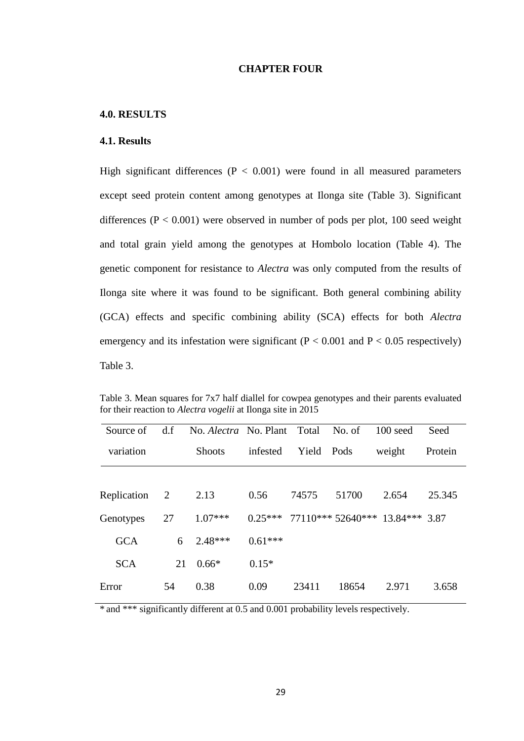# CHAPTER FOUR

## 4.0. RESULTS

### 4.1. Results

High significant differences ($P < 0.001$) were found in all measured parameters except seed protein content among genotypes at Ilonga site (Table 3). Significant differences ($P < 0.001$) were observed in number of pods per plot, 100 seed weight and total grain yield among the genotypes at Hombolo location (Table 4). The genetic component for resistance to *Alectra* was only computed from the results of Ilonga site where it was found to be significant. Both general combining ability (GCA) effects and specific combining ability (SCA) effects for both *Alectra* emergency and its infestation were significant ($P < 0.001$ and $P < 0.05$ respectively) Table 3.

Table 3. Mean squares for 7x7 half diallel for cowpea genotypes and their parents evaluated for their reaction to *Alectra vogelii* at Ilonga site in 2015

| Source of variation | d.f | No. *Alectra* Shoots | No. Plant infested | Total Yield | No. of Pods | 100 seed weight | Seed Protein |
|---|---|---|---|---|---|---|---|
| Replication | 2 | 2.13 | 0.56 | 74575 | 51700 | 2.654 | 25.345 |
| Genotypes | 27 | 1.07*** | 0.25*** | 77110*** | 52640*** | 13.84*** | 3.87 |
| GCA | 6 | 2.48*** | 0.61*** | | | | |
| SCA | 21 | 0.66* | 0.15* | | | | |
| Error | 54 | 0.38 | 0.09 | 23411 | 18654 | 2.971 | 3.658 |

* and *** significantly different at 0.5 and 0.001 probability levels respectively.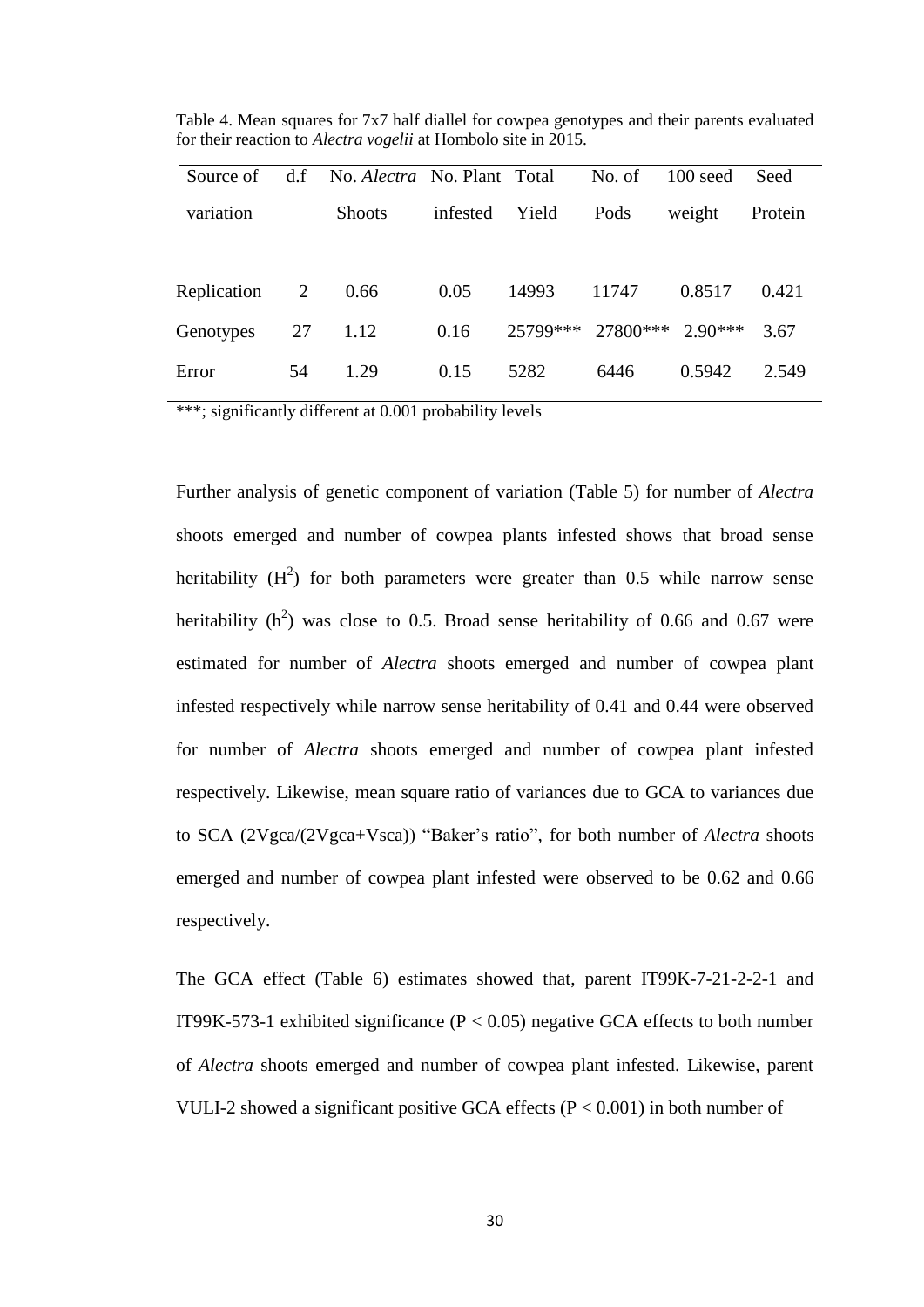Table 4. Mean squares for 7x7 half diallel for cowpea genotypes and their parents evaluated for their reaction to *Alectra vogelii* at Hombolo site in 2015.

| Source of variation | d.f | No. *Alectra* Shoots | No. Plant infested | Total Yield | No. of Pods | 100 seed weight | Seed Protein |
|---|---|---|---|---|---|---|---|
| Replication | 2 | 0.66 | 0.05 | 14993 | 11747 | 0.8517 | 0.421 |
| Genotypes | 27 | 1.12 | 0.16 | 25799*** | 27800*** | 2.90*** | 3.67 |
| Error | 54 | 1.29 | 0.15 | 5282 | 6446 | 0.5942 | 2.549 |

***; significantly different at 0.001 probability levels

Further analysis of genetic component of variation (Table 5) for number of *Alectra* shoots emerged and number of cowpea plants infested shows that broad sense heritability ($H^2$) for both parameters were greater than 0.5 while narrow sense heritability ($h^2$) was close to 0.5. Broad sense heritability of 0.66 and 0.67 were estimated for number of *Alectra* shoots emerged and number of cowpea plant infested respectively while narrow sense heritability of 0.41 and 0.44 were observed for number of *Alectra* shoots emerged and number of cowpea plant infested respectively. Likewise, mean square ratio of variances due to GCA to variances due to SCA (2Vgca/(2Vgca+Vsca)) "Baker's ratio", for both number of *Alectra* shoots emerged and number of cowpea plant infested were observed to be 0.62 and 0.66 respectively.

The GCA effect (Table 6) estimates showed that, parent IT99K-7-21-2-2-1 and IT99K-573-1 exhibited significance ($P < 0.05$) negative GCA effects to both number of *Alectra* shoots emerged and number of cowpea plant infested. Likewise, parent VULI-2 showed a significant positive GCA effects ($P < 0.001$) in both number of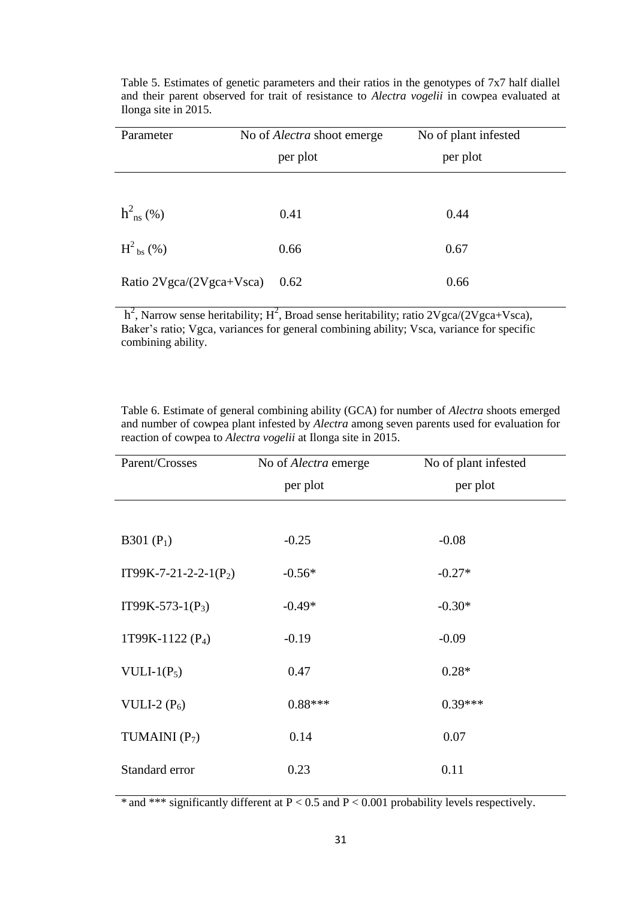Table 5. Estimates of genetic parameters and their ratios in the genotypes of 7x7 half diallel and their parent observed for trait of resistance to *Alectra vogelii* in cowpea evaluated at Ilonga site in 2015.

| Parameter | No of *Alectra* shoot emerge per plot | No of plant infested per plot |
|---|---|---|
| $h^2_{ns}$ (%) | 0.41 | 0.44 |
| $H^2_{bs}$ (%) | 0.66 | 0.67 |
| Ratio 2Vgca/(2Vgca+Vsca) | 0.62 | 0.66 |

$h^2$, Narrow sense heritability; $H^2$, Broad sense heritability; ratio 2Vgca/(2Vgca+Vsca), Baker's ratio; Vgca, variances for general combining ability; Vsca, variance for specific combining ability.

Table 6. Estimate of general combining ability (GCA) for number of *Alectra* shoots emerged and number of cowpea plant infested by *Alectra* among seven parents used for evaluation for reaction of cowpea to *Alectra vogelii* at Ilonga site in 2015.

| Parent/Crosses | No of *Alectra* emerge per plot | No of plant infested per plot |
|---|---|---|
| B301 ($P_1$) | -0.25 | -0.08 |
| IT99K-7-21-2-2-1($P_2$) | -0.56* | -0.27* |
| IT99K-573-1($P_3$) | -0.49* | -0.30* |
| 1T99K-1122 ($P_4$) | -0.19 | -0.09 |
| VULI-1($P_5$) | 0.47 | 0.28* |
| VULI-2 ($P_6$) | 0.88*** | 0.39*** |
| TUMAINI ($P_7$) | 0.14 | 0.07 |
| Standard error | 0.23 | 0.11 |

* and *** significantly different at $P < 0.5$ and $P < 0.001$ probability levels respectively.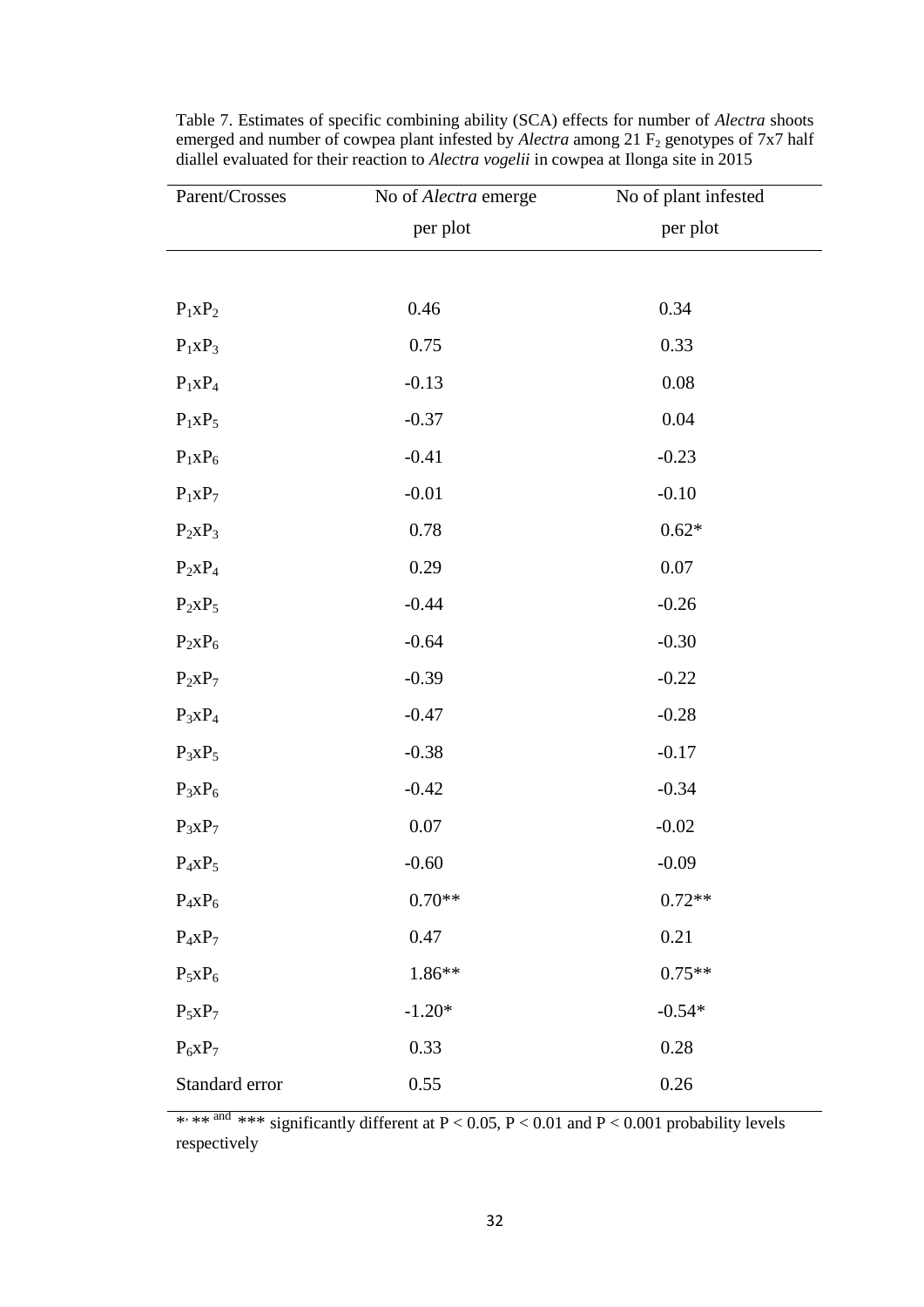Table 7. Estimates of specific combining ability (SCA) effects for number of *Alectra* shoots emerged and number of cowpea plant infested by *Alectra* among 21 $F_2$ genotypes of 7x7 half diallel evaluated for their reaction to *Alectra vogelii* in cowpea at Ilonga site in 2015

| Parent/Crosses | No of *Alectra* emerge per plot | No of plant infested per plot |
|---|---|---|
| $P_1xP_2$ | 0.46 | 0.34 |
| $P_1xP_3$ | 0.75 | 0.33 |
| $P_1xP_4$ | -0.13 | 0.08 |
| $P_1xP_5$ | -0.37 | 0.04 |
| $P_1xP_6$ | -0.41 | -0.23 |
| $P_1xP_7$ | -0.01 | -0.10 |
| $P_2xP_3$ | 0.78 | 0.62* |
| $P_2xP_4$ | 0.29 | 0.07 |
| $P_2xP_5$ | -0.44 | -0.26 |
| $P_2xP_6$ | -0.64 | -0.30 |
| $P_2xP_7$ | -0.39 | -0.22 |
| $P_3xP_4$ | -0.47 | -0.28 |
| $P_3xP_5$ | -0.38 | -0.17 |
| $P_3xP_6$ | -0.42 | -0.34 |
| $P_3xP_7$ | 0.07 | -0.02 |
| $P_4xP_5$ | -0.60 | -0.09 |
| $P_4xP_6$ | 0.70** | 0.72** |
| $P_4xP_7$ | 0.47 | 0.21 |
| $P_5xP_6$ | 1.86** | 0.75** |
| $P_5xP_7$ | -1.20* | -0.54* |
| $P_6xP_7$ | 0.33 | 0.28 |
| Standard error | 0.55 | 0.26 |

*, ** and *** significantly different at $P < 0.05$, $P < 0.01$ and $P < 0.001$ probability levels respectively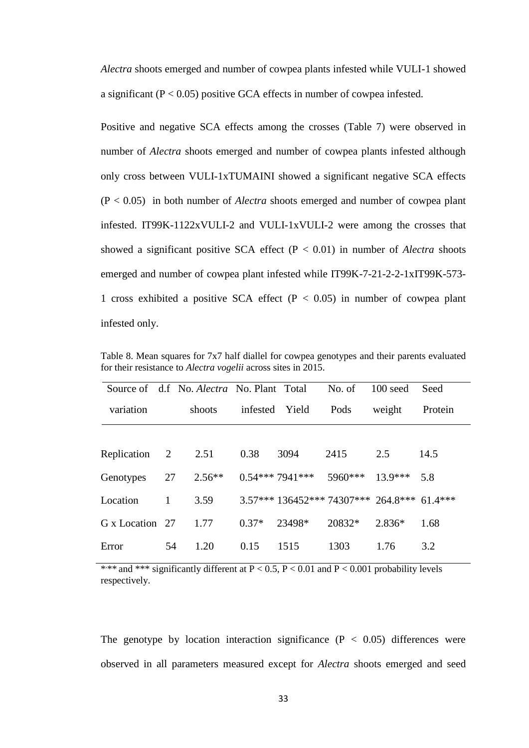*Alectra* shoots emerged and number of cowpea plants infested while VULI-1 showed a significant ($P < 0.05$) positive GCA effects in number of cowpea infested.

Positive and negative SCA effects among the crosses (Table 7) were observed in number of *Alectra* shoots emerged and number of cowpea plants infested although only cross between VULI-1xTUMAINI showed a significant negative SCA effects ($P < 0.05$) in both number of *Alectra* shoots emerged and number of cowpea plant infested. IT99K-1122xVULI-2 and VULI-1xVULI-2 were among the crosses that showed a significant positive SCA effect ($P < 0.01$) in number of *Alectra* shoots emerged and number of cowpea plant infested while IT99K-7-21-2-2-1xIT99K-573-1 cross exhibited a positive SCA effect ($P < 0.05$) in number of cowpea plant infested only.

Table 8. Mean squares for 7x7 half diallel for cowpea genotypes and their parents evaluated for their resistance to *Alectra vogelii* across sites in 2015.

| Source of variation | d.f | No. *Alectra* shoots | No. Plant infested | Total Yield | No. of Pods | 100 seed weight | Seed Protein |
|---|---|---|---|---|---|---|---|
| Replication | 2 | 2.51 | 0.38 | 3094 | 2415 | 2.5 | 14.5 |
| Genotypes | 27 | 2.56** | 0.54*** | 7941*** | 5960*** | 13.9*** | 5.8 |
| Location | 1 | 3.59 | 3.57*** | 136452*** | 74307*** | 264.8*** | 61.4*** |
| G x Location | 27 | 1.77 | 0.37* | 23498* | 20832* | 2.836* | 1.68 |
| Error | 54 | 1.20 | 0.15 | 1515 | 1303 | 1.76 | 3.2 |

*,** and *** significantly different at $P < 0.5$, $P < 0.01$ and $P < 0.001$ probability levels respectively.

The genotype by location interaction significance ($P < 0.05$) differences were observed in all parameters measured except for *Alectra* shoots emerged and seed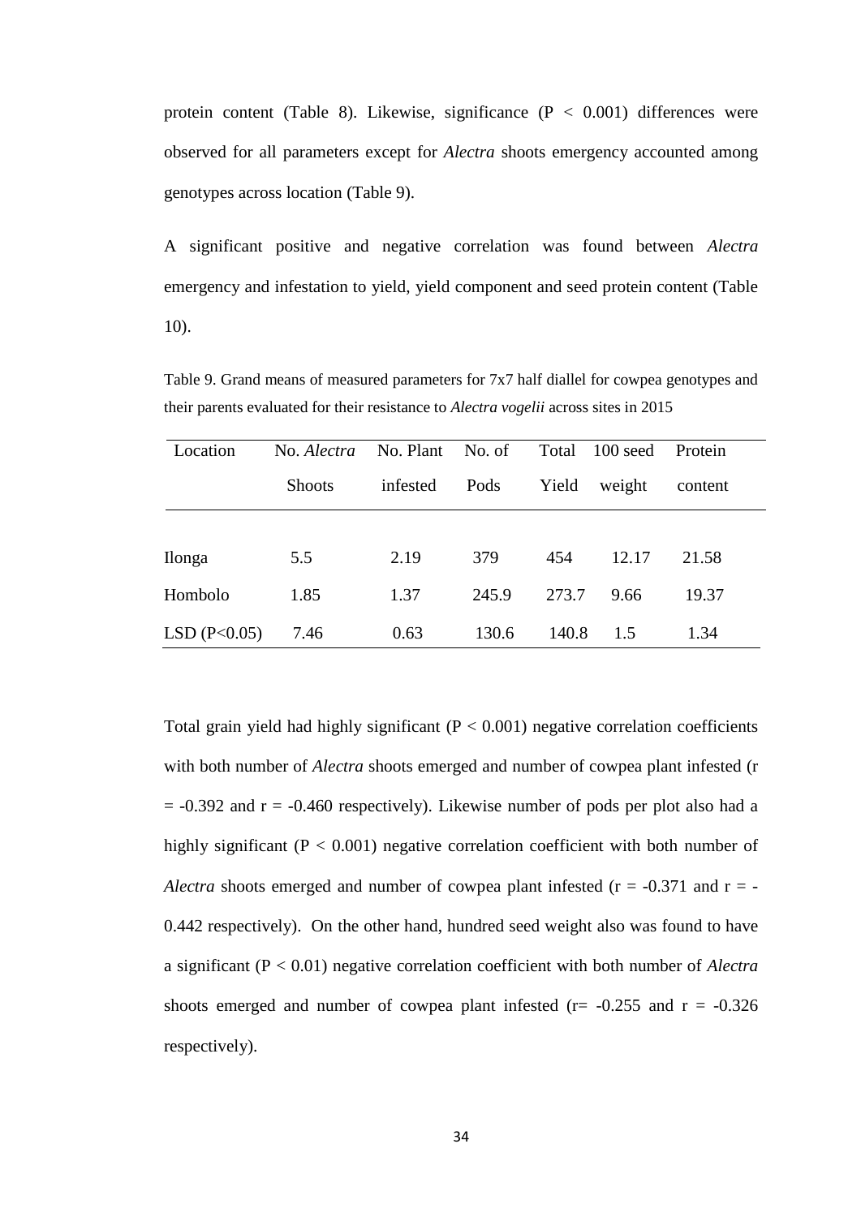protein content (Table 8). Likewise, significance ($P < 0.001$) differences were observed for all parameters except for *Alectra* shoots emergency accounted among genotypes across location (Table 9).

A significant positive and negative correlation was found between *Alectra* emergency and infestation to yield, yield component and seed protein content (Table 10).

Table 9. Grand means of measured parameters for 7x7 half diallel for cowpea genotypes and their parents evaluated for their resistance to *Alectra vogelii* across sites in 2015

| Location | No. *Alectra* Shoots | No. Plant infested | No. of Pods | Total Yield | 100 seed weight | Protein content |
|---|---|---|---|---|---|---|
| Ilonga | 5.5 | 2.19 | 379 | 454 | 12.17 | 21.58 |
| Hombolo | 1.85 | 1.37 | 245.9 | 273.7 | 9.66 | 19.37 |
| LSD ($P<0.05$) | 7.46 | 0.63 | 130.6 | 140.8 | 1.5 | 1.34 |

Total grain yield had highly significant ($P < 0.001$) negative correlation coefficients with both number of *Alectra* shoots emerged and number of cowpea plant infested ($r = -0.392$ and $r = -0.460$ respectively). Likewise number of pods per plot also had a highly significant ($P < 0.001$) negative correlation coefficient with both number of *Alectra* shoots emerged and number of cowpea plant infested ($r = -0.371$ and $r = -0.442$ respectively). On the other hand, hundred seed weight also was found to have a significant ($P < 0.01$) negative correlation coefficient with both number of *Alectra* shoots emerged and number of cowpea plant infested ($r = -0.255$ and $r = -0.326$ respectively).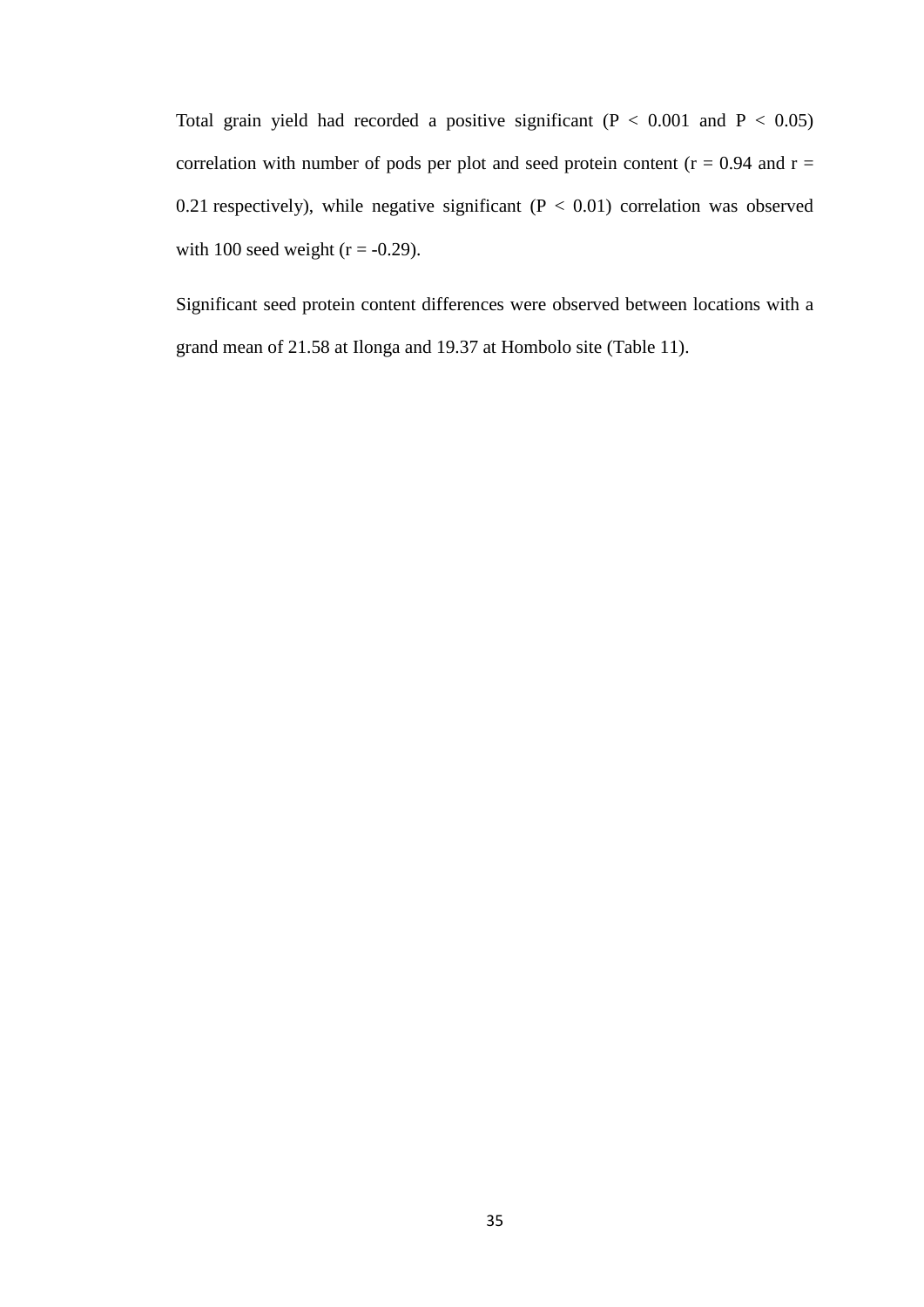Total grain yield had recorded a positive significant ($P < 0.001$ and $P < 0.05$) correlation with number of pods per plot and seed protein content ($r = 0.94$ and $r = 0.21$ respectively), while negative significant ($P < 0.01$) correlation was observed with 100 seed weight ($r = -0.29$).

Significant seed protein content differences were observed between locations with a grand mean of 21.58 at Ilonga and 19.37 at Hombolo site (Table 11).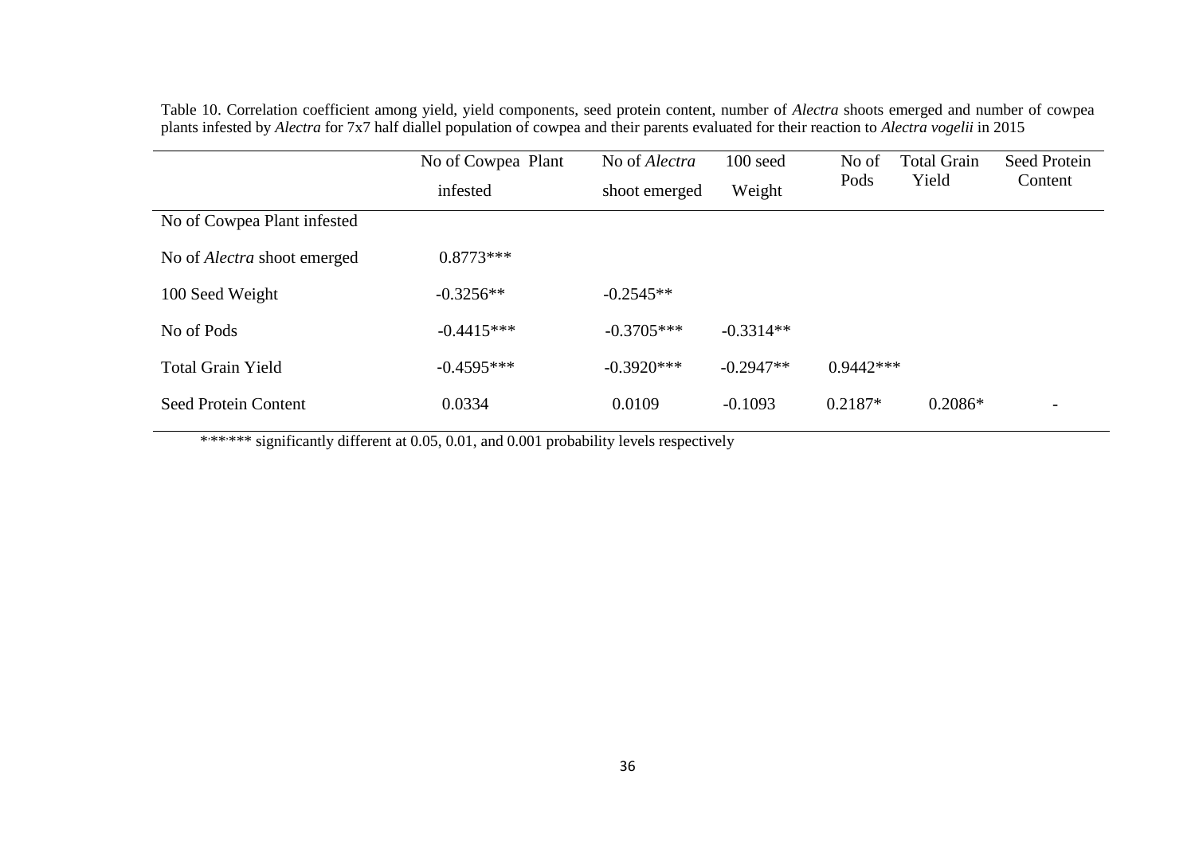Table 10. Correlation coefficient among yield, yield components, seed protein content, number of *Alectra* shoots emerged and number of cowpea plants infested by *Alectra* for 7x7 half diallel population of cowpea and their parents evaluated for their reaction to *Alectra vogelii* in 2015

| | No of Cowpea Plant infested | No of *Alectra* shoot emerged | 100 seed Weight | No of Pods | Total Grain Yield | Seed Protein Content |
|---|---|---|---|---|---|---|
| No of Cowpea Plant infested | | | | | | |
| No of *Alectra* shoot emerged | 0.8773*** | | | | | |
| 100 Seed Weight | -0.3256** | -0.2545** | | | | |
| No of Pods | -0.4415*** | -0.3705*** | -0.3314** | | | |
| Total Grain Yield | -0.4595*** | -0.3920*** | -0.2947** | 0.9442*** | | |
| Seed Protein Content | 0.0334 | 0.0109 | -0.1093 | 0.2187* | 0.2086* | - |

*,**,*** significantly different at 0.05, 0.01, and 0.001 probability levels respectively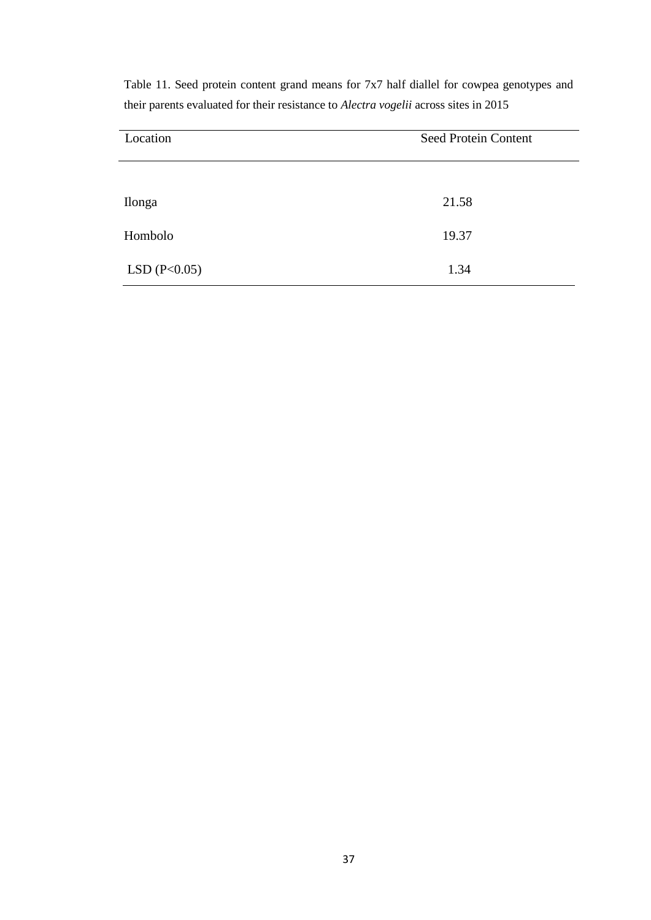Table 11. Seed protein content grand means for 7x7 half diallel for cowpea genotypes and their parents evaluated for their resistance to *Alectra vogelii* across sites in 2015

| Location | Seed Protein Content |
|---|---|
| Ilonga | 21.58 |
| Hombolo | 19.37 |
| LSD ($P<0.05$) | 1.34 |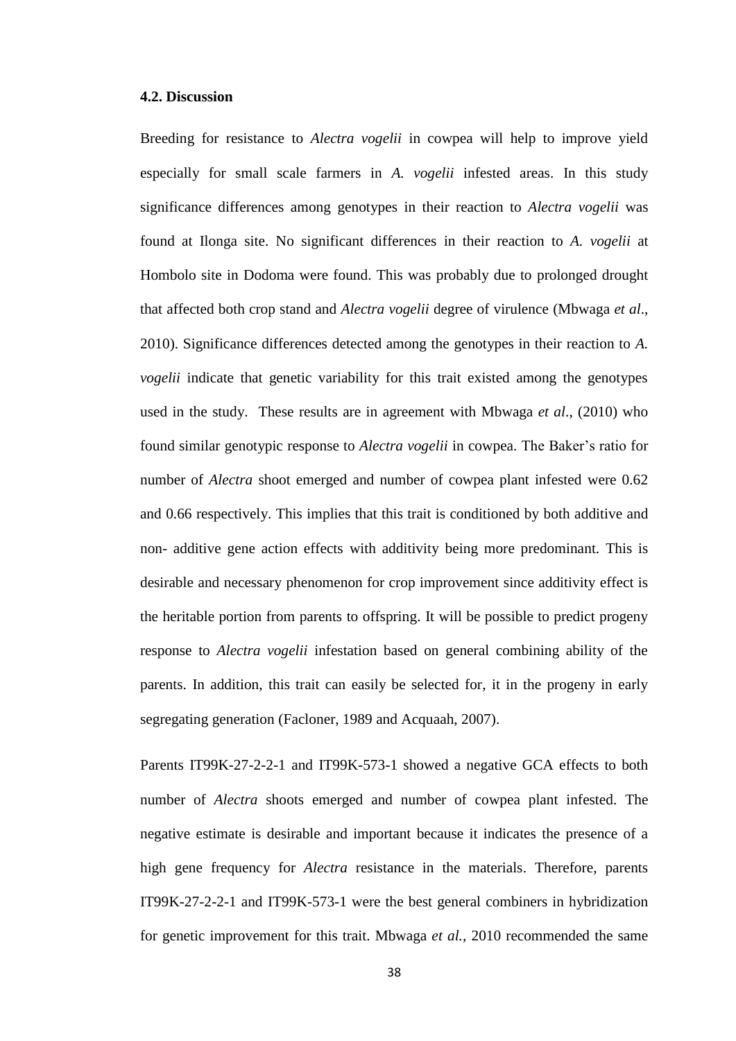### 4.2. Discussion

Breeding for resistance to *Alectra vogelii* in cowpea will help to improve yield especially for small scale farmers in *A. vogelii* infested areas. In this study significance differences among genotypes in their reaction to *Alectra vogelii* was found at Ilonga site. No significant differences in their reaction to *A. vogelii* at Hombolo site in Dodoma were found. This was probably due to prolonged drought that affected both crop stand and *Alectra vogelii* degree of virulence (Mbwaga *et al*., 2010). Significance differences detected among the genotypes in their reaction to *A. vogelii* indicate that genetic variability for this trait existed among the genotypes used in the study. These results are in agreement with Mbwaga *et al*., (2010) who found similar genotypic response to *Alectra vogelii* in cowpea. The Baker's ratio for number of *Alectra* shoot emerged and number of cowpea plant infested were 0.62 and 0.66 respectively. This implies that this trait is conditioned by both additive and non- additive gene action effects with additivity being more predominant. This is desirable and necessary phenomenon for crop improvement since additivity effect is the heritable portion from parents to offspring. It will be possible to predict progeny response to *Alectra vogelii* infestation based on general combining ability of the parents. In addition, this trait can easily be selected for, it in the progeny in early segregating generation (Facloner, 1989 and Acquaah, 2007).

Parents IT99K-27-2-2-1 and IT99K-573-1 showed a negative GCA effects to both number of *Alectra* shoots emerged and number of cowpea plant infested. The negative estimate is desirable and important because it indicates the presence of a high gene frequency for *Alectra* resistance in the materials. Therefore, parents IT99K-27-2-2-1 and IT99K-573-1 were the best general combiners in hybridization for genetic improvement for this trait. Mbwaga *et al.,* 2010 recommended the same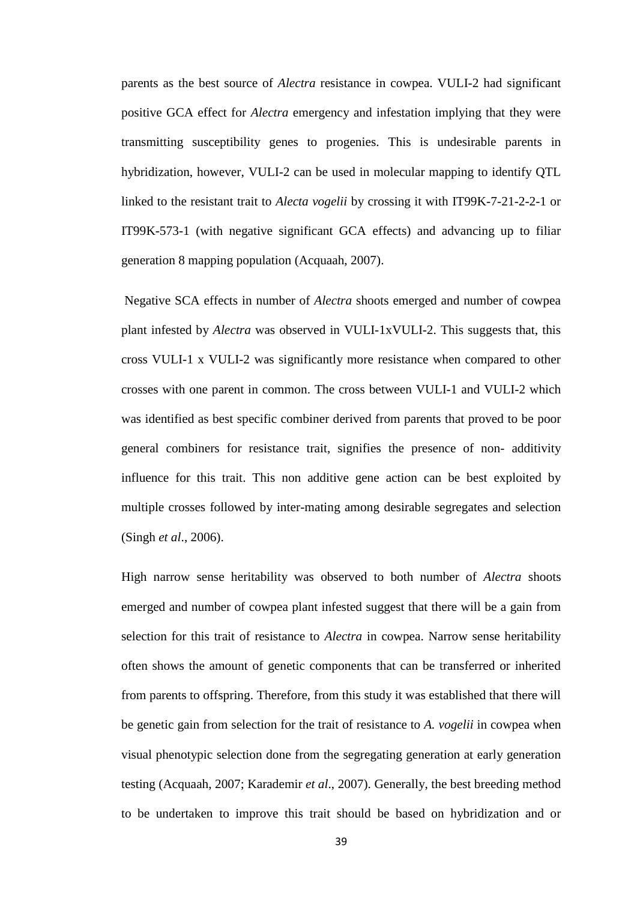parents as the best source of *Alectra* resistance in cowpea. VULI-2 had significant positive GCA effect for *Alectra* emergency and infestation implying that they were transmitting susceptibility genes to progenies. This is undesirable parents in hybridization, however, VULI-2 can be used in molecular mapping to identify QTL linked to the resistant trait to *Alecta vogelii* by crossing it with IT99K-7-21-2-2-1 or IT99K-573-1 (with negative significant GCA effects) and advancing up to filiar generation 8 mapping population (Acquaah, 2007).

Negative SCA effects in number of *Alectra* shoots emerged and number of cowpea plant infested by *Alectra* was observed in VULI-1xVULI-2. This suggests that, this cross VULI-1 x VULI-2 was significantly more resistance when compared to other crosses with one parent in common. The cross between VULI-1 and VULI-2 which was identified as best specific combiner derived from parents that proved to be poor general combiners for resistance trait, signifies the presence of non- additivity influence for this trait. This non additive gene action can be best exploited by multiple crosses followed by inter-mating among desirable segregates and selection (Singh *et al*., 2006).

High narrow sense heritability was observed to both number of *Alectra* shoots emerged and number of cowpea plant infested suggest that there will be a gain from selection for this trait of resistance to *Alectra* in cowpea. Narrow sense heritability often shows the amount of genetic components that can be transferred or inherited from parents to offspring. Therefore, from this study it was established that there will be genetic gain from selection for the trait of resistance to *A. vogelii* in cowpea when visual phenotypic selection done from the segregating generation at early generation testing (Acquaah, 2007; Karademir *et al*., 2007). Generally, the best breeding method to be undertaken to improve this trait should be based on hybridization and or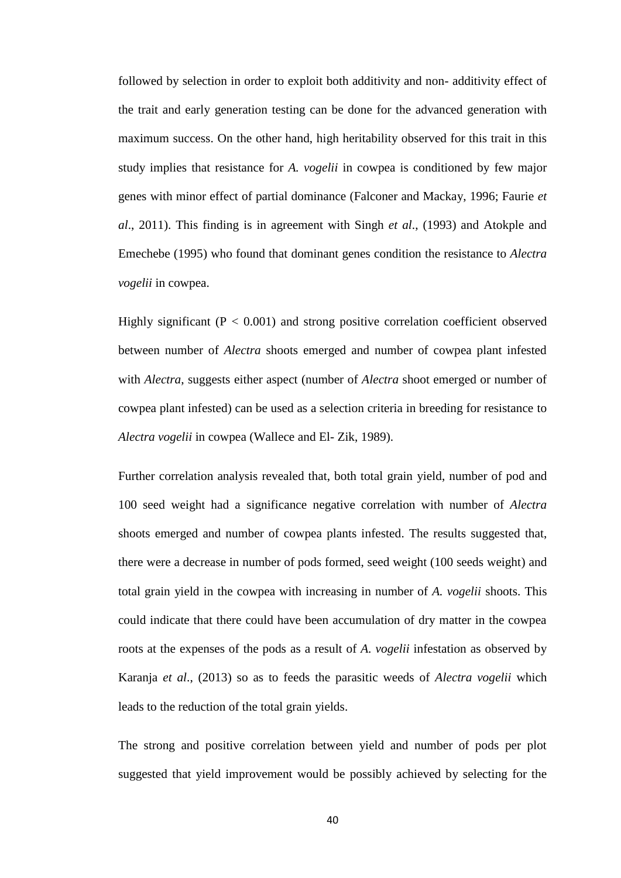followed by selection in order to exploit both additivity and non- additivity effect of the trait and early generation testing can be done for the advanced generation with maximum success. On the other hand, high heritability observed for this trait in this study implies that resistance for *A. vogelii* in cowpea is conditioned by few major genes with minor effect of partial dominance (Falconer and Mackay, 1996; Faurie *et al*., 2011). This finding is in agreement with Singh *et al*., (1993) and Atokple and Emechebe (1995) who found that dominant genes condition the resistance to *Alectra vogelii* in cowpea.

Highly significant ($P < 0.001$) and strong positive correlation coefficient observed between number of *Alectra* shoots emerged and number of cowpea plant infested with *Alectra*, suggests either aspect (number of *Alectra* shoot emerged or number of cowpea plant infested) can be used as a selection criteria in breeding for resistance to *Alectra vogelii* in cowpea (Wallece and El- Zik, 1989).

Further correlation analysis revealed that, both total grain yield, number of pod and 100 seed weight had a significance negative correlation with number of *Alectra* shoots emerged and number of cowpea plants infested. The results suggested that, there were a decrease in number of pods formed, seed weight (100 seeds weight) and total grain yield in the cowpea with increasing in number of *A. vogelii* shoots. This could indicate that there could have been accumulation of dry matter in the cowpea roots at the expenses of the pods as a result of *A. vogelii* infestation as observed by Karanja *et al*., (2013) so as to feeds the parasitic weeds of *Alectra vogelii* which leads to the reduction of the total grain yields.

The strong and positive correlation between yield and number of pods per plot suggested that yield improvement would be possibly achieved by selecting for the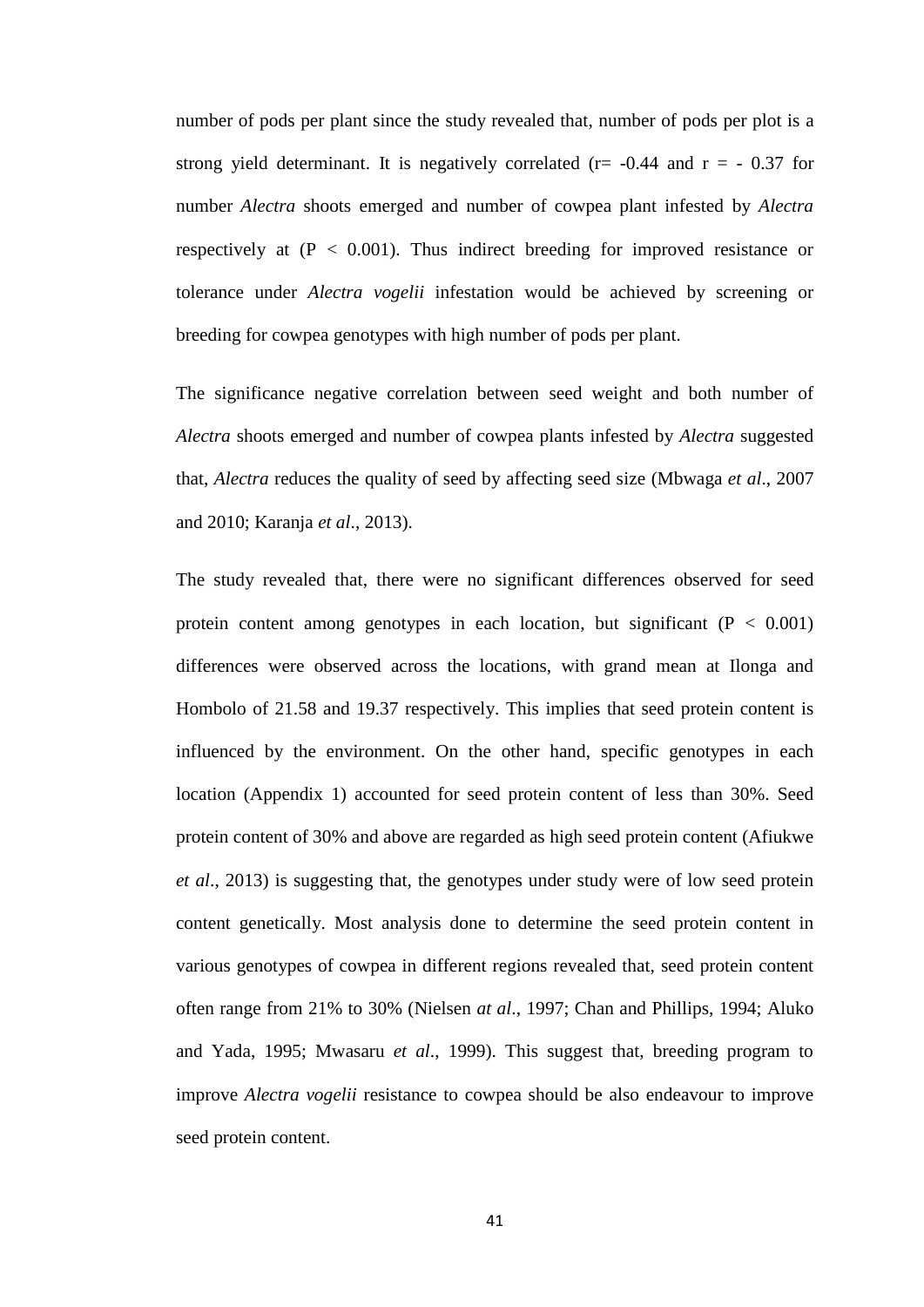number of pods per plant since the study revealed that, number of pods per plot is a strong yield determinant. It is negatively correlated ($r = -0.44$ and $r = -0.37$ for number *Alectra* shoots emerged and number of cowpea plant infested by *Alectra* respectively at ($P < 0.001$). Thus indirect breeding for improved resistance or tolerance under *Alectra vogelii* infestation would be achieved by screening or breeding for cowpea genotypes with high number of pods per plant.

The significance negative correlation between seed weight and both number of *Alectra* shoots emerged and number of cowpea plants infested by *Alectra* suggested that, *Alectra* reduces the quality of seed by affecting seed size (Mbwaga *et al*., 2007 and 2010; Karanja *et al*., 2013).

The study revealed that, there were no significant differences observed for seed protein content among genotypes in each location, but significant ($P < 0.001$) differences were observed across the locations, with grand mean at Ilonga and Hombolo of 21.58 and 19.37 respectively. This implies that seed protein content is influenced by the environment. On the other hand, specific genotypes in each location (Appendix 1) accounted for seed protein content of less than 30%. Seed protein content of 30% and above are regarded as high seed protein content (Afiukwe *et al*., 2013) is suggesting that, the genotypes under study were of low seed protein content genetically. Most analysis done to determine the seed protein content in various genotypes of cowpea in different regions revealed that, seed protein content often range from 21% to 30% (Nielsen *at al*., 1997; Chan and Phillips, 1994; Aluko and Yada, 1995; Mwasaru *et al*., 1999). This suggest that, breeding program to improve *Alectra vogelii* resistance to cowpea should be also endeavour to improve seed protein content.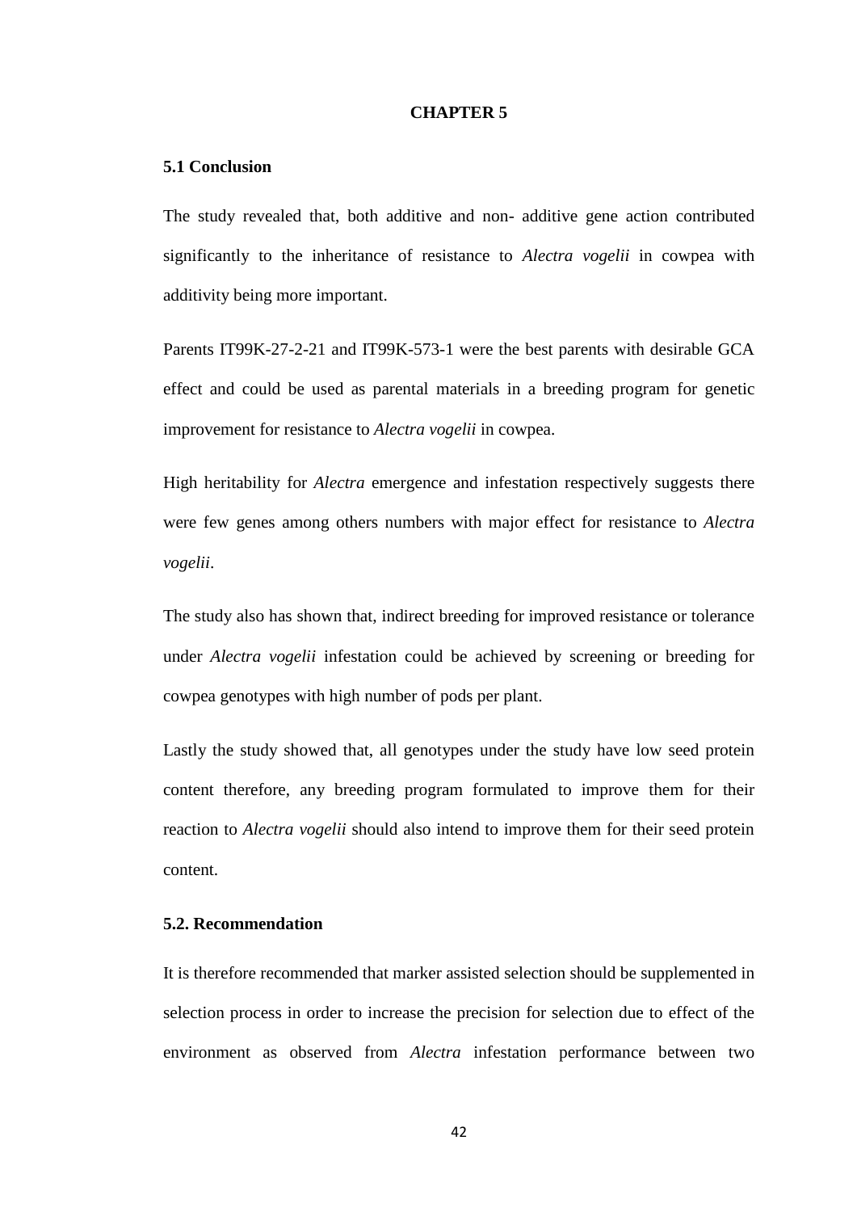# CHAPTER 5

## 5.1 Conclusion

The study revealed that, both additive and non- additive gene action contributed significantly to the inheritance of resistance to *Alectra vogelii* in cowpea with additivity being more important.

Parents IT99K-27-2-21 and IT99K-573-1 were the best parents with desirable GCA effect and could be used as parental materials in a breeding program for genetic improvement for resistance to *Alectra vogelii* in cowpea.

High heritability for *Alectra* emergence and infestation respectively suggests there were few genes among others numbers with major effect for resistance to *Alectra vogelii*.

The study also has shown that, indirect breeding for improved resistance or tolerance under *Alectra vogelii* infestation could be achieved by screening or breeding for cowpea genotypes with high number of pods per plant.

Lastly the study showed that, all genotypes under the study have low seed protein content therefore, any breeding program formulated to improve them for their reaction to *Alectra vogelii* should also intend to improve them for their seed protein content.

## 5.2. Recommendation

It is therefore recommended that marker assisted selection should be supplemented in selection process in order to increase the precision for selection due to effect of the environment as observed from *Alectra* infestation performance between two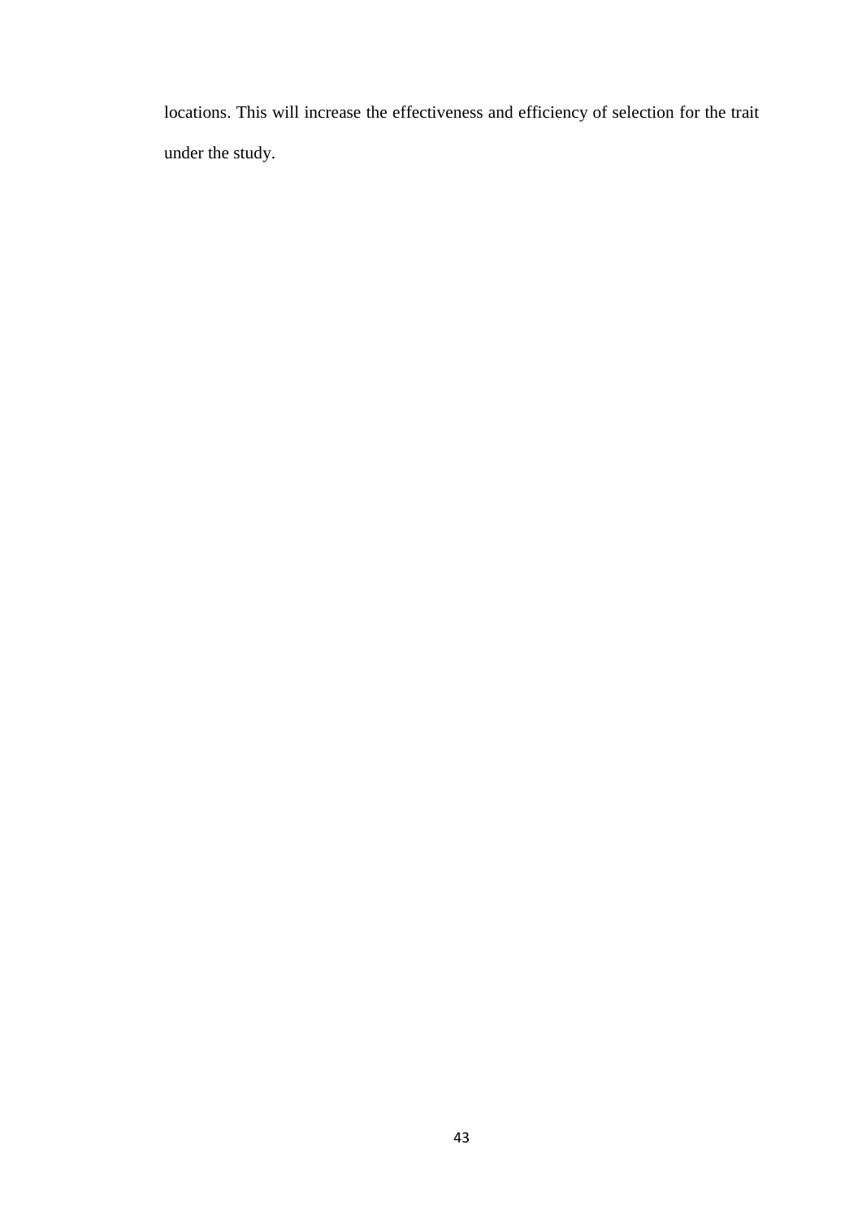locations. This will increase the effectiveness and efficiency of selection for the trait under the study.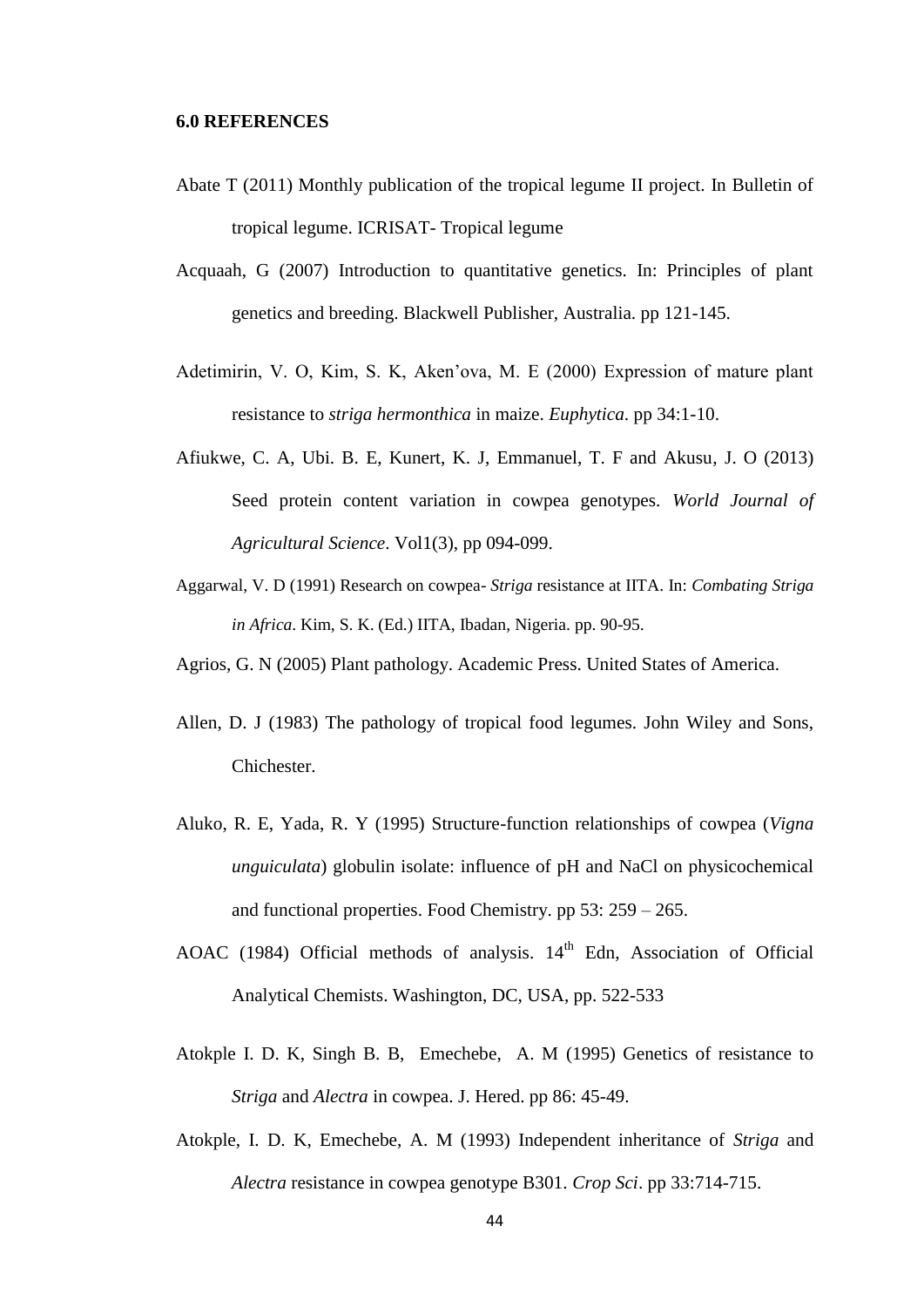## 6.0 REFERENCES

Abate T (2011) Monthly publication of the tropical legume II project. In Bulletin of tropical legume. ICRISAT- Tropical legume

Acquaah, G (2007) Introduction to quantitative genetics. In: Principles of plant genetics and breeding. Blackwell Publisher, Australia. pp 121-145.

Adetimirin, V. O, Kim, S. K, Aken'ova, M. E (2000) Expression of mature plant resistance to *striga hermonthica* in maize. *Euphytica*. pp 34:1-10.

Afiukwe, C. A, Ubi. B. E, Kunert, K. J, Emmanuel, T. F and Akusu, J. O (2013) Seed protein content variation in cowpea genotypes. *World Journal of Agricultural Science*. Vol1(3), pp 094-099.

Aggarwal, V. D (1991) Research on cowpea- *Striga* resistance at IITA. In: *Combating Striga in Africa*. Kim, S. K. (Ed.) IITA, Ibadan, Nigeria. pp. 90-95.

Agrios, G. N (2005) Plant pathology. Academic Press. United States of America.

Allen, D. J (1983) The pathology of tropical food legumes. John Wiley and Sons, Chichester.

Aluko, R. E, Yada, R. Y (1995) Structure-function relationships of cowpea (*Vigna unguiculata*) globulin isolate: influence of pH and NaCl on physicochemical and functional properties. Food Chemistry. pp 53: 259 – 265.

AOAC (1984) Official methods of analysis. 14th Edn, Association of Official Analytical Chemists. Washington, DC, USA, pp. 522-533

Atokple I. D. K, Singh B. B, Emechebe, A. M (1995) Genetics of resistance to *Striga* and *Alectra* in cowpea. J. Hered. pp 86: 45-49.

Atokple, I. D. K, Emechebe, A. M (1993) Independent inheritance of *Striga* and *Alectra* resistance in cowpea genotype B301. *Crop Sci*. pp 33:714-715.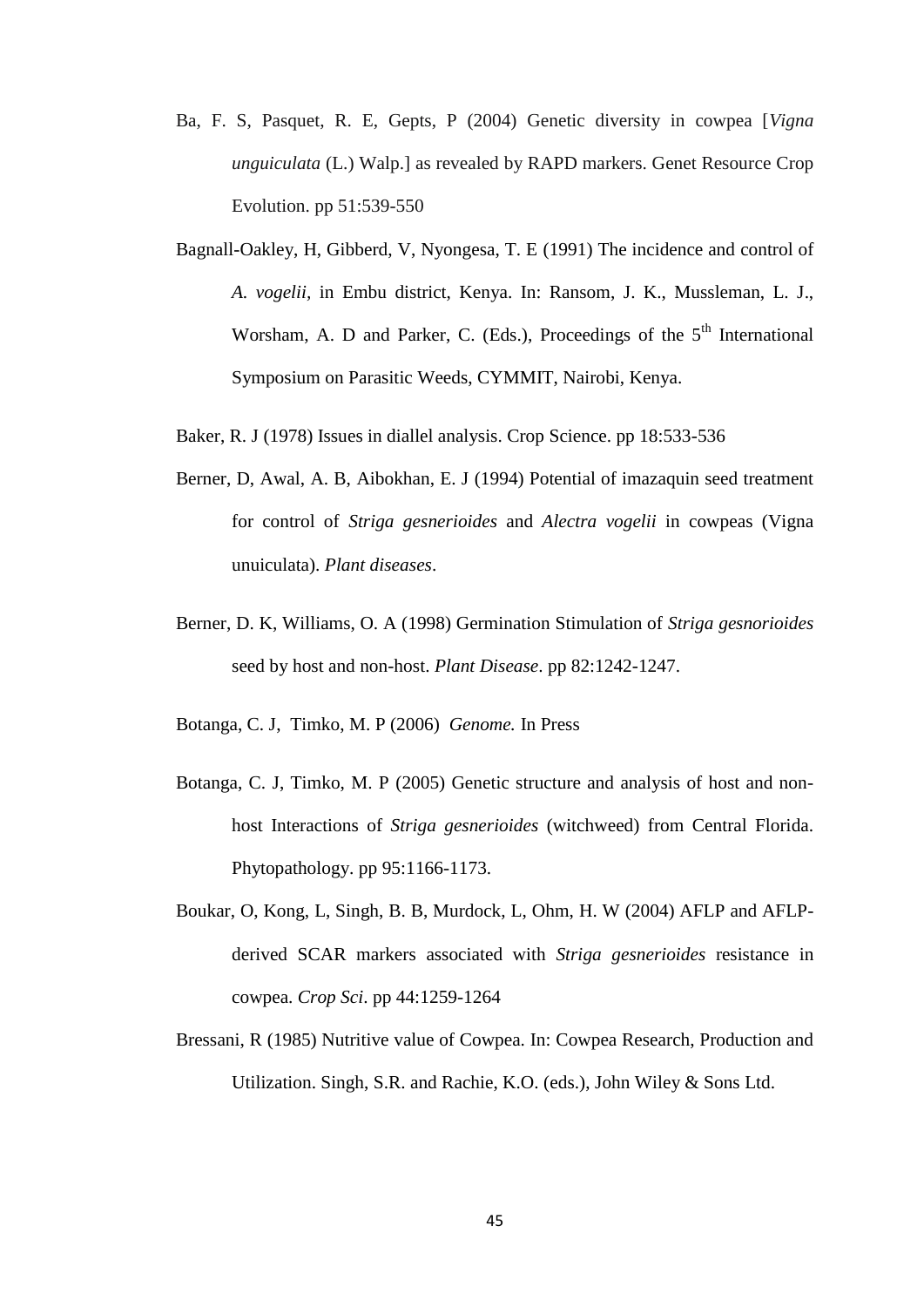Ba, F. S, Pasquet, R. E, Gepts, P (2004) Genetic diversity in cowpea [*Vigna unguiculata* (L.) Walp.] as revealed by RAPD markers. Genet Resource Crop Evolution. pp 51:539-550

Bagnall-Oakley, H, Gibberd, V, Nyongesa, T. E (1991) The incidence and control of *A. vogelii*, in Embu district, Kenya. In: Ransom, J. K., Mussleman, L. J., Worsham, A. D and Parker, C. (Eds.), Proceedings of the 5th International Symposium on Parasitic Weeds, CYMMIT, Nairobi, Kenya.

Baker, R. J (1978) Issues in diallel analysis. Crop Science. pp 18:533-536

Berner, D, Awal, A. B, Aibokhan, E. J (1994) Potential of imazaquin seed treatment for control of *Striga gesnerioides* and *Alectra vogelii* in cowpeas (Vigna unuiculata). *Plant diseases*.

Berner, D. K, Williams, O. A (1998) Germination Stimulation of *Striga gesnorioides* seed by host and non-host. *Plant Disease*. pp 82:1242-1247.

Botanga, C. J, Timko, M. P (2006) *Genome.* In Press

Botanga, C. J, Timko, M. P (2005) Genetic structure and analysis of host and non-host Interactions of *Striga gesnerioides* (witchweed) from Central Florida. Phytopathology. pp 95:1166-1173.

Boukar, O, Kong, L, Singh, B. B, Murdock, L, Ohm, H. W (2004) AFLP and AFLP-derived SCAR markers associated with *Striga gesnerioides* resistance in cowpea. *Crop Sci*. pp 44:1259-1264

Bressani, R (1985) Nutritive value of Cowpea. In: Cowpea Research, Production and Utilization. Singh, S.R. and Rachie, K.O. (eds.), John Wiley & Sons Ltd.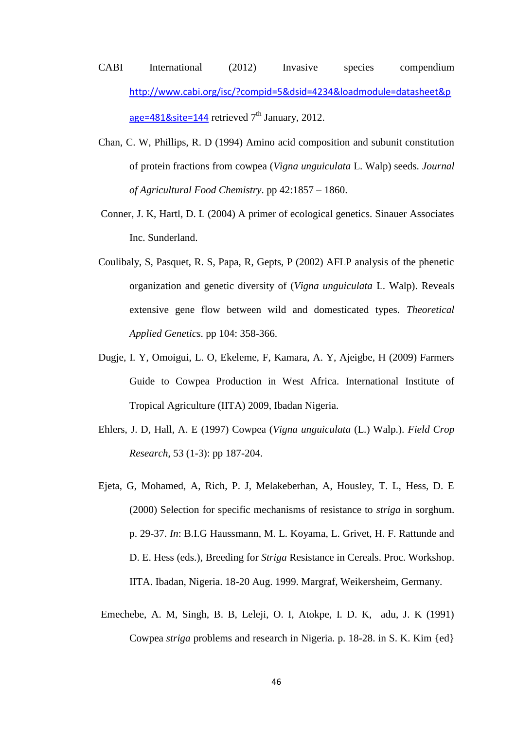CABI International (2012) Invasive species compendium http://www.cabi.org/isc/?compid=5&dsid=4234&loadmodule=datasheet&page=481&site=144 retrieved 7$^{th}$ January, 2012.

Chan, C. W, Phillips, R. D (1994) Amino acid composition and subunit constitution of protein fractions from cowpea (*Vigna unguiculata* L. Walp) seeds. *Journal of Agricultural Food Chemistry*. pp 42:1857 – 1860.

Conner, J. K, Hartl, D. L (2004) A primer of ecological genetics. Sinauer Associates Inc. Sunderland.

Coulibaly, S, Pasquet, R. S, Papa, R, Gepts, P (2002) AFLP analysis of the phenetic organization and genetic diversity of (*Vigna unguiculata* L. Walp). Reveals extensive gene flow between wild and domesticated types. *Theoretical Applied Genetics*. pp 104: 358-366.

Dugje, I. Y, Omoigui, L. O, Ekeleme, F, Kamara, A. Y, Ajeigbe, H (2009) Farmers Guide to Cowpea Production in West Africa. International Institute of Tropical Agriculture (IITA) 2009, Ibadan Nigeria.

Ehlers, J. D, Hall, A. E (1997) Cowpea (*Vigna unguiculata* (L.) Walp.). *Field Crop Research*, 53 (1-3): pp 187-204.

Ejeta, G, Mohamed, A, Rich, P. J, Melakeberhan, A, Housley, T. L, Hess, D. E (2000) Selection for specific mechanisms of resistance to *striga* in sorghum. p. 29-37. *In*: B.I.G Haussmann, M. L. Koyama, L. Grivet, H. F. Rattunde and D. E. Hess (eds.), Breeding for *Striga* Resistance in Cereals. Proc. Workshop. IITA. Ibadan, Nigeria. 18-20 Aug. 1999. Margraf, Weikersheim, Germany.

Emechebe, A. M, Singh, B. B, Leleji, O. I, Atokpe, I. D. K, adu, J. K (1991) Cowpea *striga* problems and research in Nigeria. p. 18-28. in S. K. Kim {ed}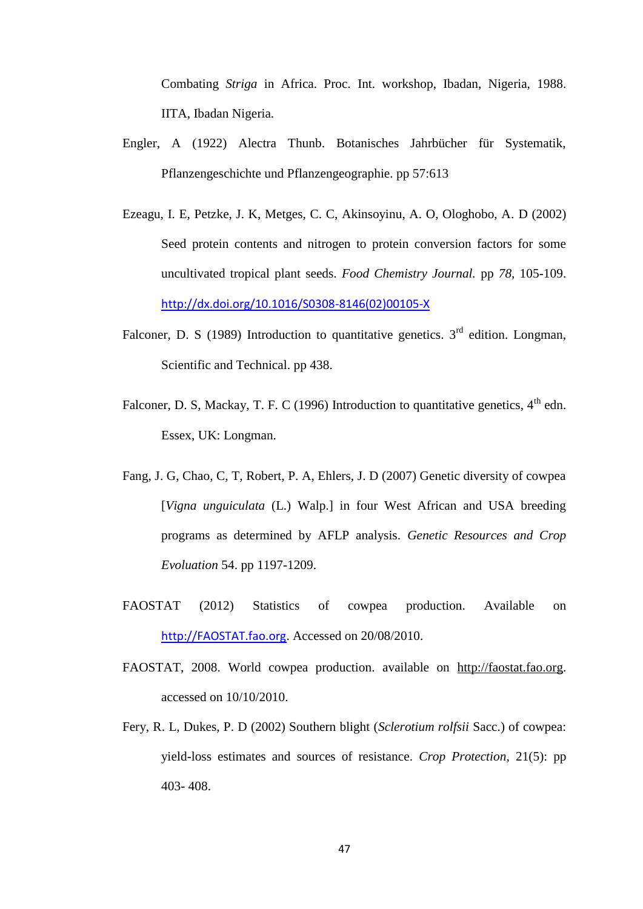Combating *Striga* in Africa. Proc. Int. workshop, Ibadan, Nigeria, 1988. IITA, Ibadan Nigeria.

Engler, A (1922) Alectra Thunb. Botanisches Jahrbücher für Systematik, Pflanzengeschichte und Pflanzengeographie. pp 57:613

Ezeagu, I. E, Petzke, J. K, Metges, C. C, Akinsoyinu, A. O, Ologhobo, A. D (2002) Seed protein contents and nitrogen to protein conversion factors for some uncultivated tropical plant seeds. *Food Chemistry Journal.* pp *78*, 105-109. http://dx.doi.org/10.1016/S0308-8146(02)00105-X

Falconer, D. S (1989) Introduction to quantitative genetics. 3rd edition. Longman, Scientific and Technical. pp 438.

Falconer, D. S, Mackay, T. F. C (1996) Introduction to quantitative genetics, 4th edn. Essex, UK: Longman.

Fang, J. G, Chao, C, T, Robert, P. A, Ehlers, J. D (2007) Genetic diversity of cowpea [*Vigna unguiculata* (L.) Walp.] in four West African and USA breeding programs as determined by AFLP analysis. *Genetic Resources and Crop Evoluation* 54. pp 1197-1209.

FAOSTAT (2012) Statistics of cowpea production. Available on http://FAOSTAT.fao.org. Accessed on 20/08/2010.

FAOSTAT, 2008. World cowpea production. available on http://faostat.fao.org. accessed on 10/10/2010.

Fery, R. L, Dukes, P. D (2002) Southern blight (*Sclerotium rolfsii* Sacc.) of cowpea: yield-loss estimates and sources of resistance. *Crop Protection*, 21(5): pp 403- 408.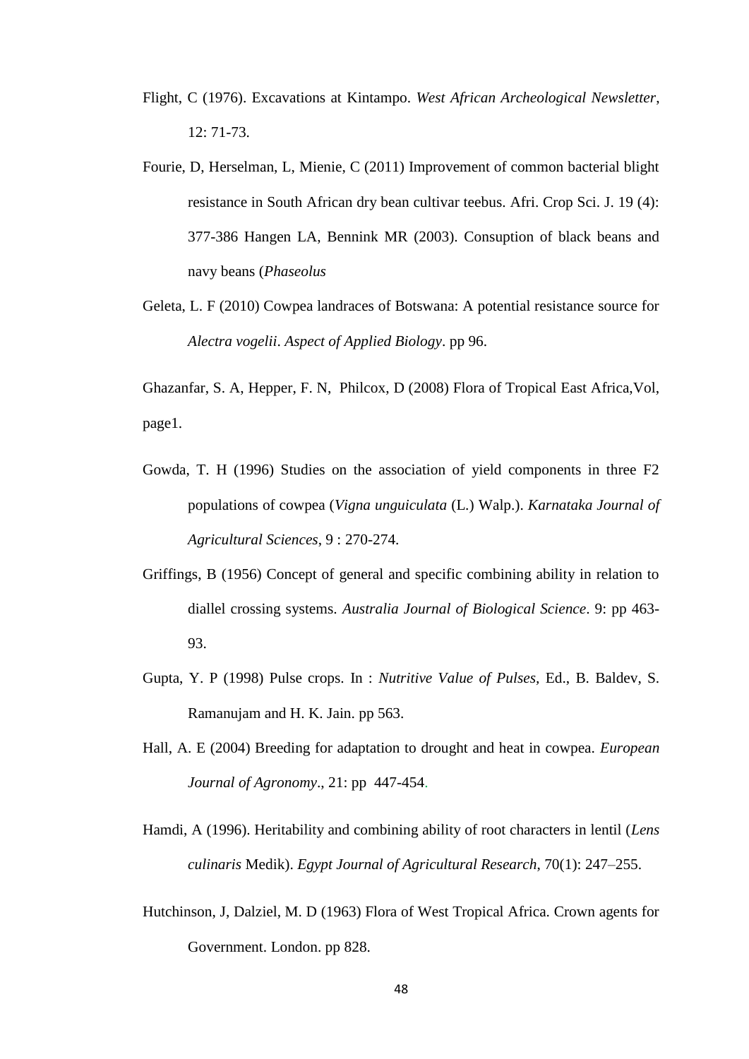Flight, C (1976). Excavations at Kintampo. *West African Archeological Newsletter*, 12: 71-73.

Fourie, D, Herselman, L, Mienie, C (2011) Improvement of common bacterial blight resistance in South African dry bean cultivar teebus. Afri. Crop Sci. J. 19 (4): 377-386 Hangen LA, Bennink MR (2003). Consuption of black beans and navy beans (*Phaseolus*

Geleta, L. F (2010) Cowpea landraces of Botswana: A potential resistance source for *Alectra vogelii*. *Aspect of Applied Biology*. pp 96.

Ghazanfar, S. A, Hepper, F. N, Philcox, D (2008) Flora of Tropical East Africa,Vol, page1.

Gowda, T. H (1996) Studies on the association of yield components in three F2 populations of cowpea (*Vigna unguiculata* (L.) Walp.). *Karnataka Journal of Agricultural Sciences*, 9 : 270-274.

Griffings, B (1956) Concept of general and specific combining ability in relation to diallel crossing systems. *Australia Journal of Biological Science*. 9: pp 463-93.

Gupta, Y. P (1998) Pulse crops. In : *Nutritive Value of Pulses*, Ed., B. Baldev, S. Ramanujam and H. K. Jain. pp 563.

Hall, A. E (2004) Breeding for adaptation to drought and heat in cowpea. *European Journal of Agronomy*., 21: pp 447-454.

Hamdi, A (1996). Heritability and combining ability of root characters in lentil (*Lens culinaris* Medik). *Egypt Journal of Agricultural Research*, 70(1): 247–255.

Hutchinson, J, Dalziel, M. D (1963) Flora of West Tropical Africa. Crown agents for Government. London. pp 828.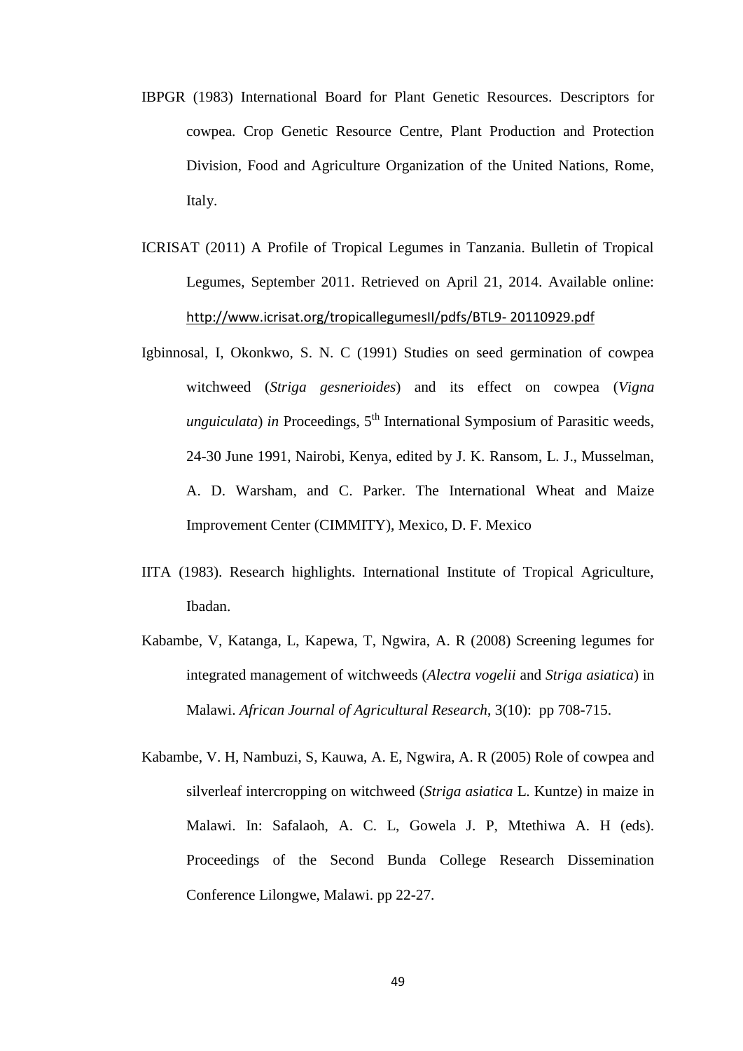IBPGR (1983) International Board for Plant Genetic Resources. Descriptors for cowpea. Crop Genetic Resource Centre, Plant Production and Protection Division, Food and Agriculture Organization of the United Nations, Rome, Italy.

ICRISAT (2011) A Profile of Tropical Legumes in Tanzania. Bulletin of Tropical Legumes, September 2011. Retrieved on April 21, 2014. Available online: http://www.icrisat.org/tropicallegumesII/pdfs/BTL9- 20110929.pdf

Igbinnosal, I, Okonkwo, S. N. C (1991) Studies on seed germination of cowpea witchweed (*Striga gesnerioides*) and its effect on cowpea (*Vigna unguiculata*) *in* Proceedings, 5th International Symposium of Parasitic weeds, 24-30 June 1991, Nairobi, Kenya, edited by J. K. Ransom, L. J., Musselman, A. D. Warsham, and C. Parker. The International Wheat and Maize Improvement Center (CIMMITY), Mexico, D. F. Mexico

IITA (1983). Research highlights. International Institute of Tropical Agriculture, Ibadan.

Kabambe, V, Katanga, L, Kapewa, T, Ngwira, A. R (2008) Screening legumes for integrated management of witchweeds (*Alectra vogelii* and *Striga asiatica*) in Malawi. *African Journal of Agricultural Research*, 3(10): pp 708-715.

Kabambe, V. H, Nambuzi, S, Kauwa, A. E, Ngwira, A. R (2005) Role of cowpea and silverleaf intercropping on witchweed (*Striga asiatica* L. Kuntze) in maize in Malawi. In: Safalaoh, A. C. L, Gowela J. P, Mtethiwa A. H (eds). Proceedings of the Second Bunda College Research Dissemination Conference Lilongwe, Malawi. pp 22-27.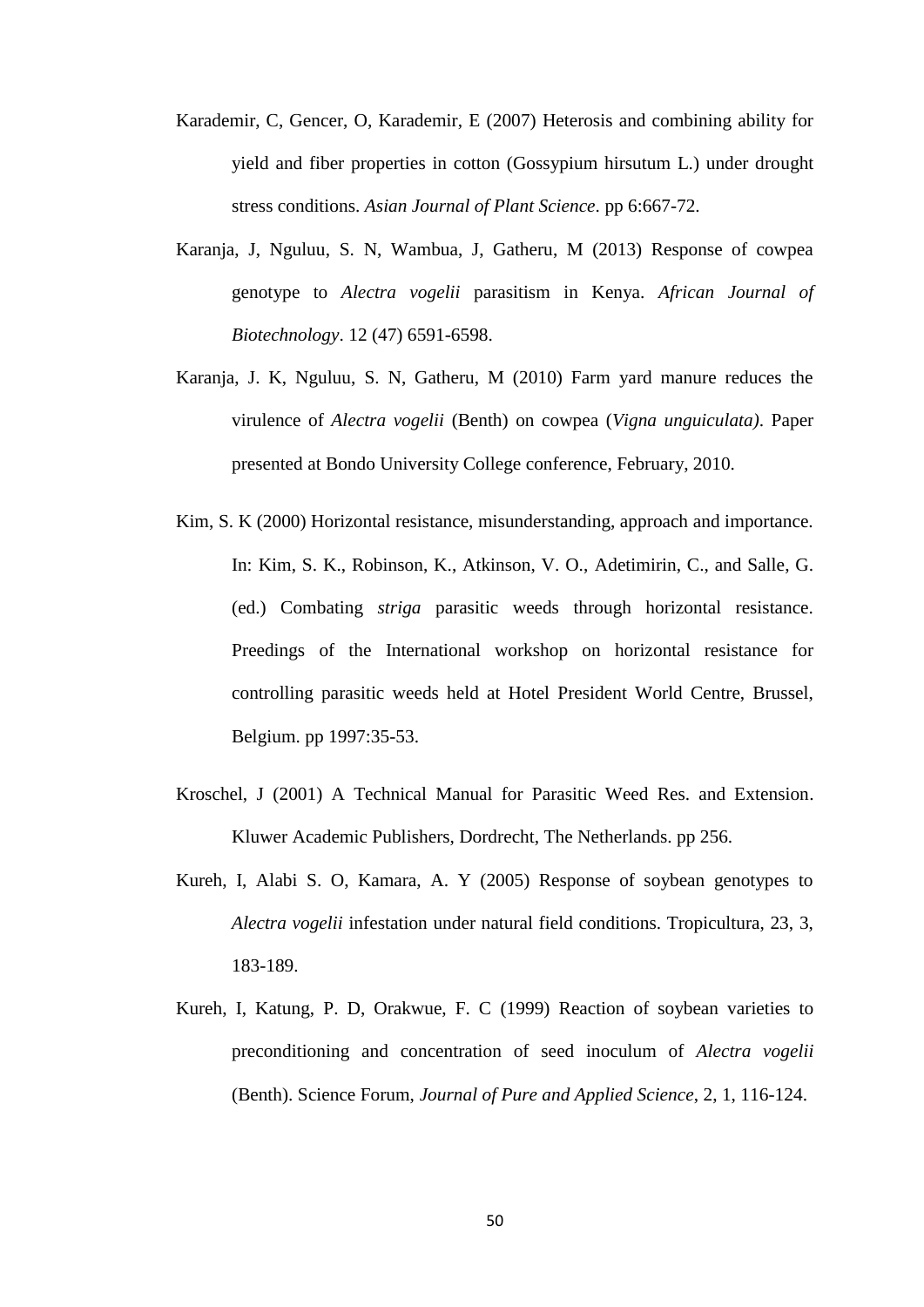Karademir, C, Gencer, O, Karademir, E (2007) Heterosis and combining ability for yield and fiber properties in cotton (Gossypium hirsutum L.) under drought stress conditions. *Asian Journal of Plant Science*. pp 6:667-72.

Karanja, J, Nguluu, S. N, Wambua, J, Gatheru, M (2013) Response of cowpea genotype to *Alectra vogelii* parasitism in Kenya. *African Journal of Biotechnology*. 12 (47) 6591-6598.

Karanja, J. K, Nguluu, S. N, Gatheru, M (2010) Farm yard manure reduces the virulence of *Alectra vogelii* (Benth) on cowpea (*Vigna unguiculata)*. Paper presented at Bondo University College conference, February, 2010.

Kim, S. K (2000) Horizontal resistance, misunderstanding, approach and importance. In: Kim, S. K., Robinson, K., Atkinson, V. O., Adetimirin, C., and Salle, G. (ed.) Combating *striga* parasitic weeds through horizontal resistance. Preedings of the International workshop on horizontal resistance for controlling parasitic weeds held at Hotel President World Centre, Brussel, Belgium. pp 1997:35-53.

Kroschel, J (2001) A Technical Manual for Parasitic Weed Res. and Extension. Kluwer Academic Publishers, Dordrecht, The Netherlands. pp 256.

Kureh, I, Alabi S. O, Kamara, A. Y (2005) Response of soybean genotypes to *Alectra vogelii* infestation under natural field conditions. Tropicultura, 23, 3, 183-189.

Kureh, I, Katung, P. D, Orakwue, F. C (1999) Reaction of soybean varieties to preconditioning and concentration of seed inoculum of *Alectra vogelii* (Benth). Science Forum, *Journal of Pure and Applied Science*, 2, 1, 116-124.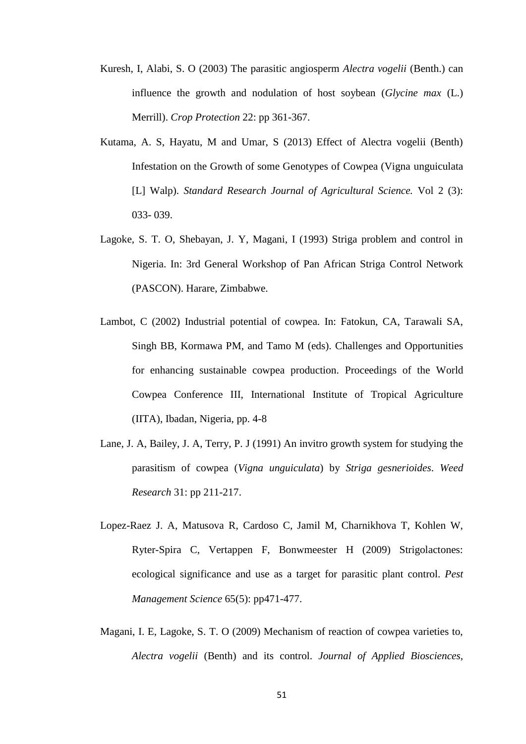Kuresh, I, Alabi, S. O (2003) The parasitic angiosperm *Alectra vogelii* (Benth.) can influence the growth and nodulation of host soybean (*Glycine max* (L.) Merrill). *Crop Protection* 22: pp 361-367.

Kutama, A. S, Hayatu, M and Umar, S (2013) Effect of Alectra vogelii (Benth) Infestation on the Growth of some Genotypes of Cowpea (Vigna unguiculata [L] Walp). *Standard Research Journal of Agricultural Science.* Vol 2 (3): 033- 039.

Lagoke, S. T. O, Shebayan, J. Y, Magani, I (1993) Striga problem and control in Nigeria. In: 3rd General Workshop of Pan African Striga Control Network (PASCON). Harare, Zimbabwe.

Lambot, C (2002) Industrial potential of cowpea. In: Fatokun, CA, Tarawali SA, Singh BB, Kormawa PM, and Tamo M (eds). Challenges and Opportunities for enhancing sustainable cowpea production. Proceedings of the World Cowpea Conference III, International Institute of Tropical Agriculture (IITA), Ibadan, Nigeria, pp. 4-8

Lane, J. A, Bailey, J. A, Terry, P. J (1991) An invitro growth system for studying the parasitism of cowpea (*Vigna unguiculata*) by *Striga gesnerioides*. *Weed Research* 31: pp 211-217.

Lopez-Raez J. A, Matusova R, Cardoso C, Jamil M, Charnikhova T, Kohlen W, Ryter-Spira C, Vertappen F, Bonwmeester H (2009) Strigolactones: ecological significance and use as a target for parasitic plant control. *Pest Management Science* 65(5): pp471-477.

Magani, I. E, Lagoke, S. T. O (2009) Mechanism of reaction of cowpea varieties to, *Alectra vogelii* (Benth) and its control. *Journal of Applied Biosciences,*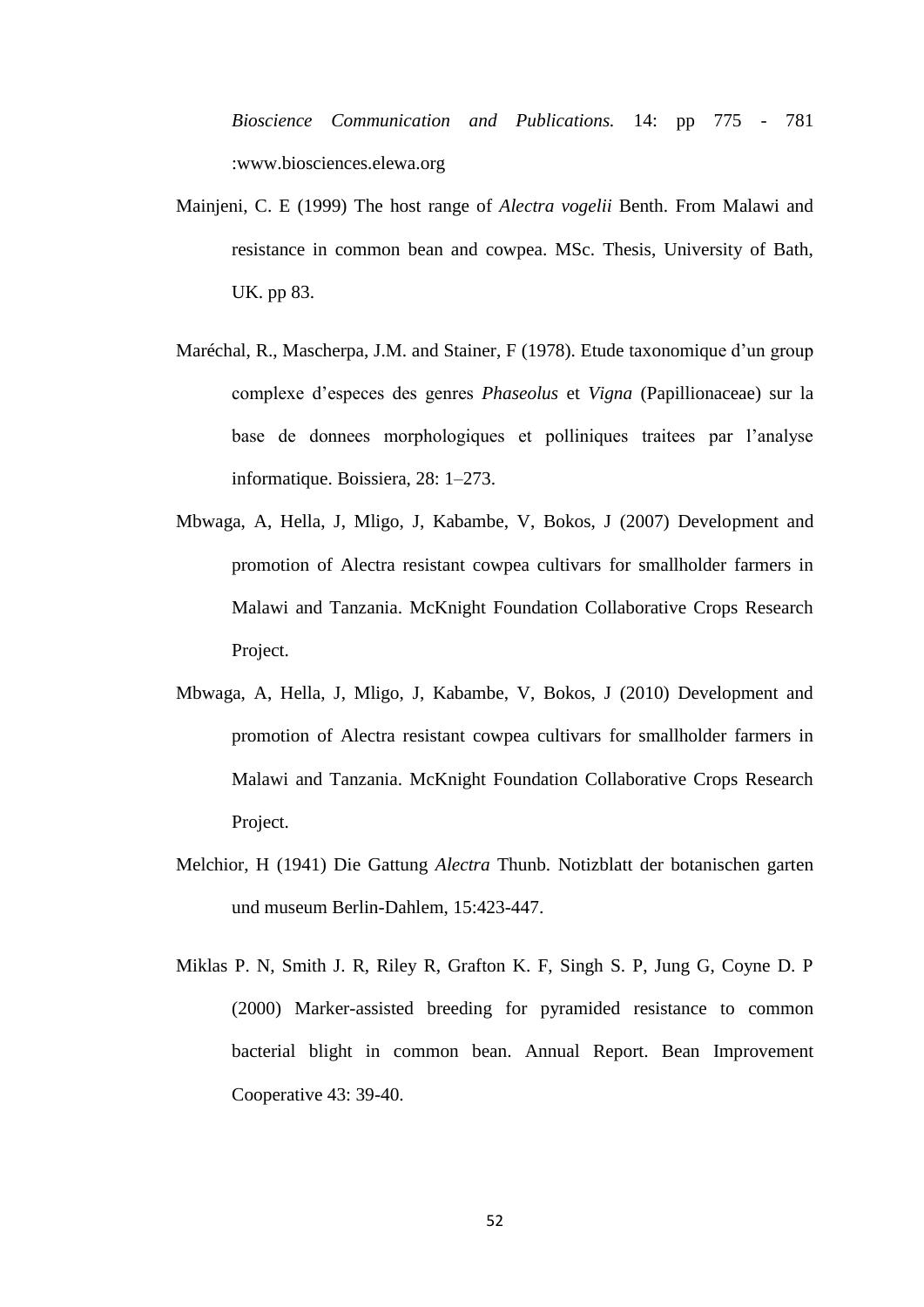*Bioscience Communication and Publications.* 14: pp 775 - 781 :www.biosciences.elewa.org

Mainjeni, C. E (1999) The host range of *Alectra vogelii* Benth. From Malawi and resistance in common bean and cowpea. MSc. Thesis, University of Bath, UK. pp 83.

Maréchal, R., Mascherpa, J.M. and Stainer, F (1978). Etude taxonomique d'un group complexe d'especes des genres *Phaseolus* et *Vigna* (Papillionaceae) sur la base de donnees morphologiques et polliniques traitees par l'analyse informatique. Boissiera, 28: 1–273.

Mbwaga, A, Hella, J, Mligo, J, Kabambe, V, Bokos, J (2007) Development and promotion of Alectra resistant cowpea cultivars for smallholder farmers in Malawi and Tanzania. McKnight Foundation Collaborative Crops Research Project.

Mbwaga, A, Hella, J, Mligo, J, Kabambe, V, Bokos, J (2010) Development and promotion of Alectra resistant cowpea cultivars for smallholder farmers in Malawi and Tanzania. McKnight Foundation Collaborative Crops Research Project.

Melchior, H (1941) Die Gattung *Alectra* Thunb. Notizblatt der botanischen garten und museum Berlin-Dahlem, 15:423-447.

Miklas P. N, Smith J. R, Riley R, Grafton K. F, Singh S. P, Jung G, Coyne D. P (2000) Marker-assisted breeding for pyramided resistance to common bacterial blight in common bean. Annual Report. Bean Improvement Cooperative 43: 39-40.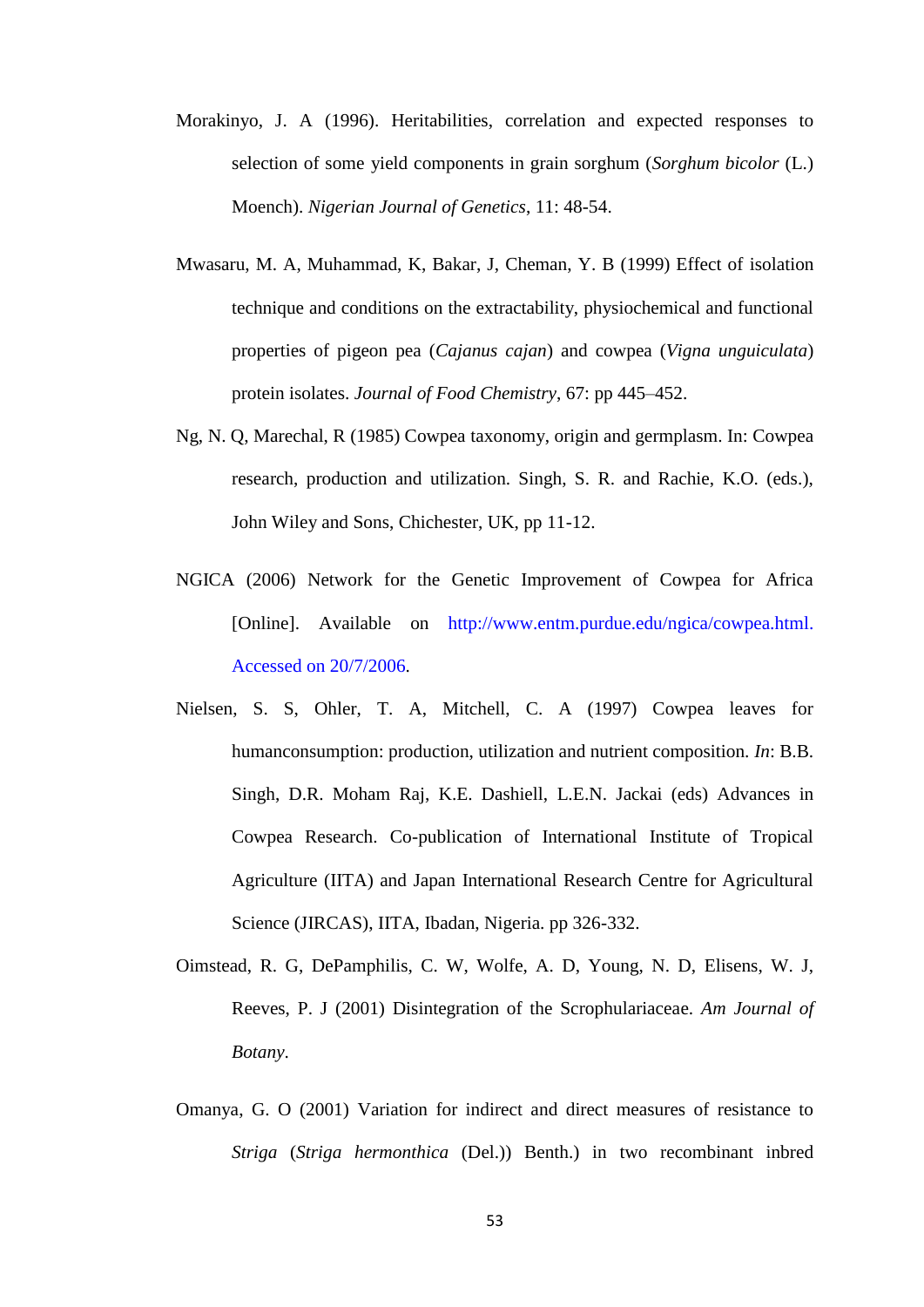Morakinyo, J. A (1996). Heritabilities, correlation and expected responses to selection of some yield components in grain sorghum (*Sorghum bicolor* (L.) Moench). *Nigerian Journal of Genetics*, 11: 48-54.

Mwasaru, M. A, Muhammad, K, Bakar, J, Cheman, Y. B (1999) Effect of isolation technique and conditions on the extractability, physiochemical and functional properties of pigeon pea (*Cajanus cajan*) and cowpea (*Vigna unguiculata*) protein isolates. *Journal of Food Chemistry*, 67: pp 445–452.

Ng, N. Q, Marechal, R (1985) Cowpea taxonomy, origin and germplasm. In: Cowpea research, production and utilization. Singh, S. R. and Rachie, K.O. (eds.), John Wiley and Sons, Chichester, UK, pp 11-12.

NGICA (2006) Network for the Genetic Improvement of Cowpea for Africa [Online]. Available on http://www.entm.purdue.edu/ngica/cowpea.html. Accessed on 20/7/2006.

Nielsen, S. S, Ohler, T. A, Mitchell, C. A (1997) Cowpea leaves for humanconsumption: production, utilization and nutrient composition. *In*: B.B. Singh, D.R. Moham Raj, K.E. Dashiell, L.E.N. Jackai (eds) Advances in Cowpea Research. Co-publication of International Institute of Tropical Agriculture (IITA) and Japan International Research Centre for Agricultural Science (JIRCAS), IITA, Ibadan, Nigeria. pp 326-332.

Oimstead, R. G, DePamphilis, C. W, Wolfe, A. D, Young, N. D, Elisens, W. J, Reeves, P. J (2001) Disintegration of the Scrophulariaceae. *Am Journal of Botany*.

Omanya, G. O (2001) Variation for indirect and direct measures of resistance to *Striga* (*Striga hermonthica* (Del.)) Benth.) in two recombinant inbred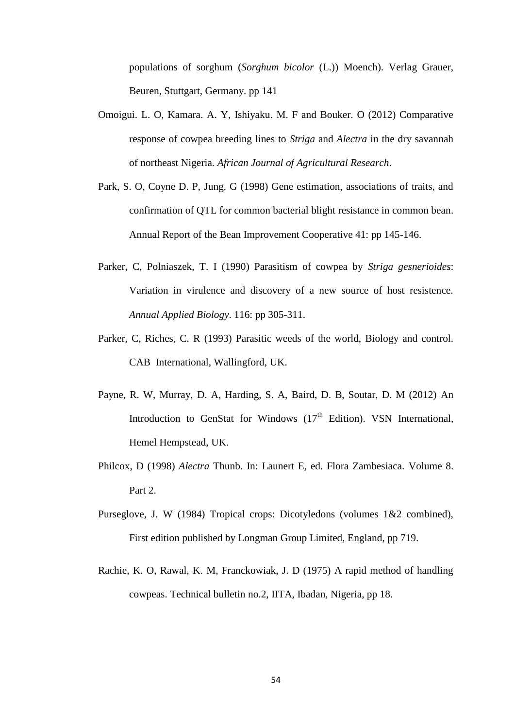populations of sorghum (*Sorghum bicolor* (L.)) Moench). Verlag Grauer, Beuren, Stuttgart, Germany. pp 141

Omoigui. L. O, Kamara. A. Y, Ishiyaku. M. F and Bouker. O (2012) Comparative response of cowpea breeding lines to *Striga* and *Alectra* in the dry savannah of northeast Nigeria. *African Journal of Agricultural Research*.

Park, S. O, Coyne D. P, Jung, G (1998) Gene estimation, associations of traits, and confirmation of QTL for common bacterial blight resistance in common bean. Annual Report of the Bean Improvement Cooperative 41: pp 145-146.

Parker, C, Polniaszek, T. I (1990) Parasitism of cowpea by *Striga gesnerioides*: Variation in virulence and discovery of a new source of host resistence. *Annual Applied Biology*. 116: pp 305-311.

Parker, C, Riches, C. R (1993) Parasitic weeds of the world, Biology and control. CAB International, Wallingford, UK.

Payne, R. W, Murray, D. A, Harding, S. A, Baird, D. B, Soutar, D. M (2012) An Introduction to GenStat for Windows (17th Edition). VSN International, Hemel Hempstead, UK.

Philcox, D (1998) *Alectra* Thunb. In: Launert E, ed. Flora Zambesiaca. Volume 8. Part 2.

Purseglove, J. W (1984) Tropical crops: Dicotyledons (volumes 1&2 combined), First edition published by Longman Group Limited, England, pp 719.

Rachie, K. O, Rawal, K. M, Franckowiak, J. D (1975) A rapid method of handling cowpeas. Technical bulletin no.2, IITA, Ibadan, Nigeria, pp 18.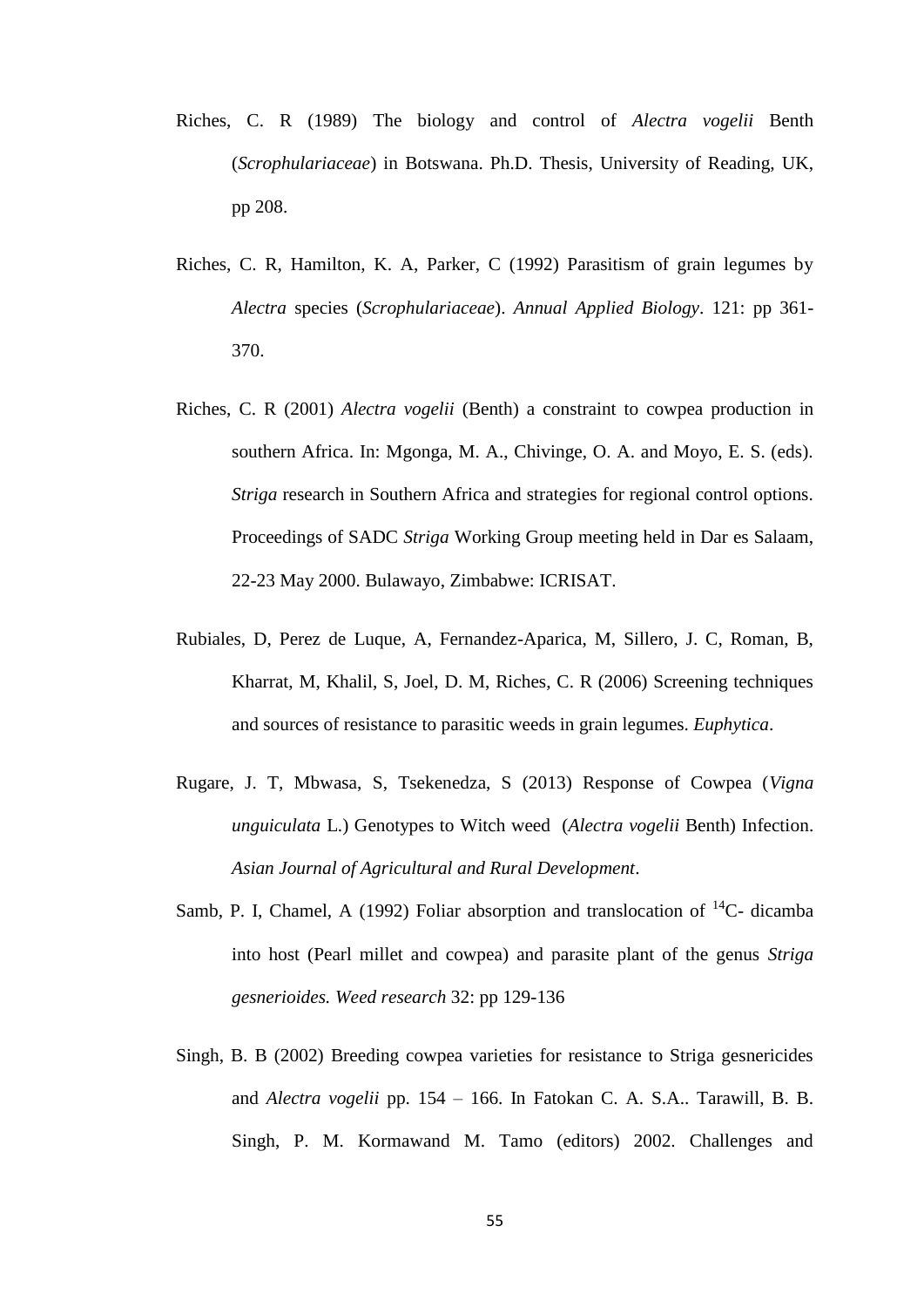Riches, C. R (1989) The biology and control of *Alectra vogelii* Benth (*Scrophulariaceae*) in Botswana. Ph.D. Thesis, University of Reading, UK, pp 208.

Riches, C. R, Hamilton, K. A, Parker, C (1992) Parasitism of grain legumes by *Alectra* species (*Scrophulariaceae*). *Annual Applied Biology*. 121: pp 361-370.

Riches, C. R (2001) *Alectra vogelii* (Benth) a constraint to cowpea production in southern Africa. In: Mgonga, M. A., Chivinge, O. A. and Moyo, E. S. (eds). *Striga* research in Southern Africa and strategies for regional control options. Proceedings of SADC *Striga* Working Group meeting held in Dar es Salaam, 22-23 May 2000. Bulawayo, Zimbabwe: ICRISAT.

Rubiales, D, Perez de Luque, A, Fernandez-Aparica, M, Sillero, J. C, Roman, B, Kharrat, M, Khalil, S, Joel, D. M, Riches, C. R (2006) Screening techniques and sources of resistance to parasitic weeds in grain legumes. *Euphytica*.

Rugare, J. T, Mbwasa, S, Tsekenedza, S (2013) Response of Cowpea (*Vigna unguiculata* L.) Genotypes to Witch weed (*Alectra vogelii* Benth) Infection. *Asian Journal of Agricultural and Rural Development*.

Samb, P. I, Chamel, A (1992) Foliar absorption and translocation of $^{14}$C- dicamba into host (Pearl millet and cowpea) and parasite plant of the genus *Striga gesnerioides. Weed research* 32: pp 129-136

Singh, B. B (2002) Breeding cowpea varieties for resistance to Striga gesnericides and *Alectra vogelii* pp. 154 – 166. In Fatokan C. A. S.A.. Tarawill, B. B. Singh, P. M. Kormawand M. Tamo (editors) 2002. Challenges and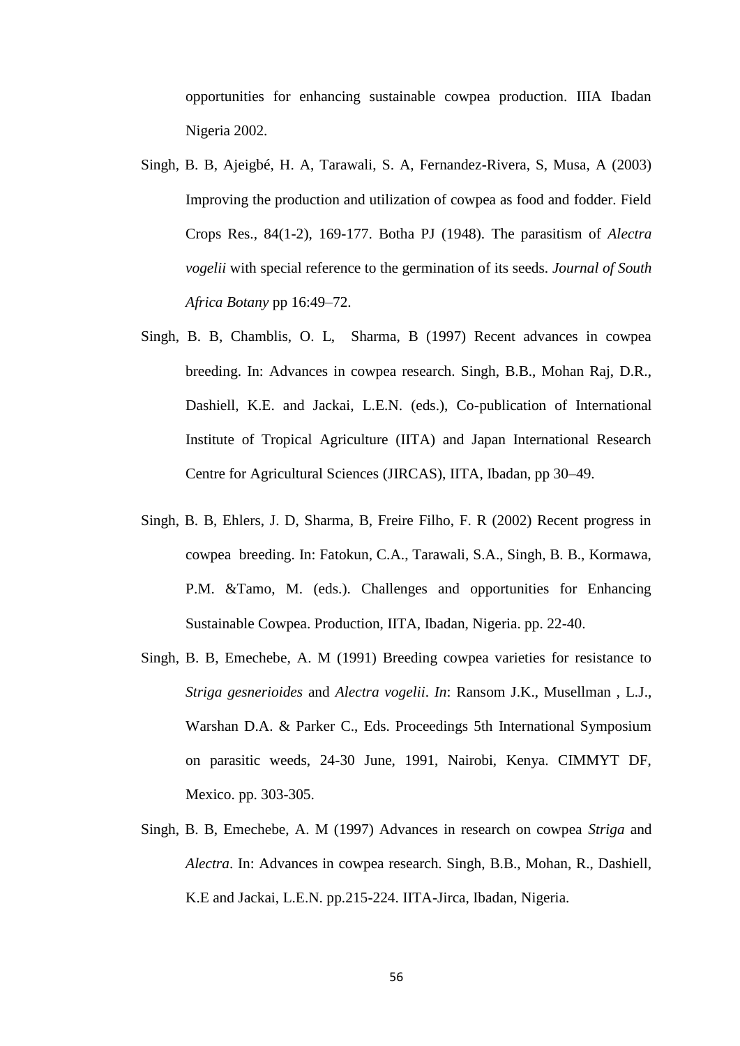opportunities for enhancing sustainable cowpea production. IIIA Ibadan Nigeria 2002.

Singh, B. B, Ajeigbé, H. A, Tarawali, S. A, Fernandez-Rivera, S, Musa, A (2003) Improving the production and utilization of cowpea as food and fodder. Field Crops Res., 84(1-2), 169-177. Botha PJ (1948). The parasitism of *Alectra vogelii* with special reference to the germination of its seeds. *Journal of South Africa Botany* pp 16:49–72.

Singh, B. B, Chamblis, O. L, Sharma, B (1997) Recent advances in cowpea breeding. In: Advances in cowpea research. Singh, B.B., Mohan Raj, D.R., Dashiell, K.E. and Jackai, L.E.N. (eds.), Co-publication of International Institute of Tropical Agriculture (IITA) and Japan International Research Centre for Agricultural Sciences (JIRCAS), IITA, Ibadan, pp 30–49.

Singh, B. B, Ehlers, J. D, Sharma, B, Freire Filho, F. R (2002) Recent progress in cowpea breeding. In: Fatokun, C.A., Tarawali, S.A., Singh, B. B., Kormawa, P.M. &Tamo, M. (eds.). Challenges and opportunities for Enhancing Sustainable Cowpea. Production, IITA, Ibadan, Nigeria. pp. 22-40.

Singh, B. B, Emechebe, A. M (1991) Breeding cowpea varieties for resistance to *Striga gesnerioides* and *Alectra vogelii*. *In*: Ransom J.K., Musellman , L.J., Warshan D.A. & Parker C., Eds. Proceedings 5th International Symposium on parasitic weeds, 24-30 June, 1991, Nairobi, Kenya. CIMMYT DF, Mexico. pp. 303-305.

Singh, B. B, Emechebe, A. M (1997) Advances in research on cowpea *Striga* and *Alectra*. In: Advances in cowpea research. Singh, B.B., Mohan, R., Dashiell, K.E and Jackai, L.E.N. pp.215-224. IITA-Jirca, Ibadan, Nigeria.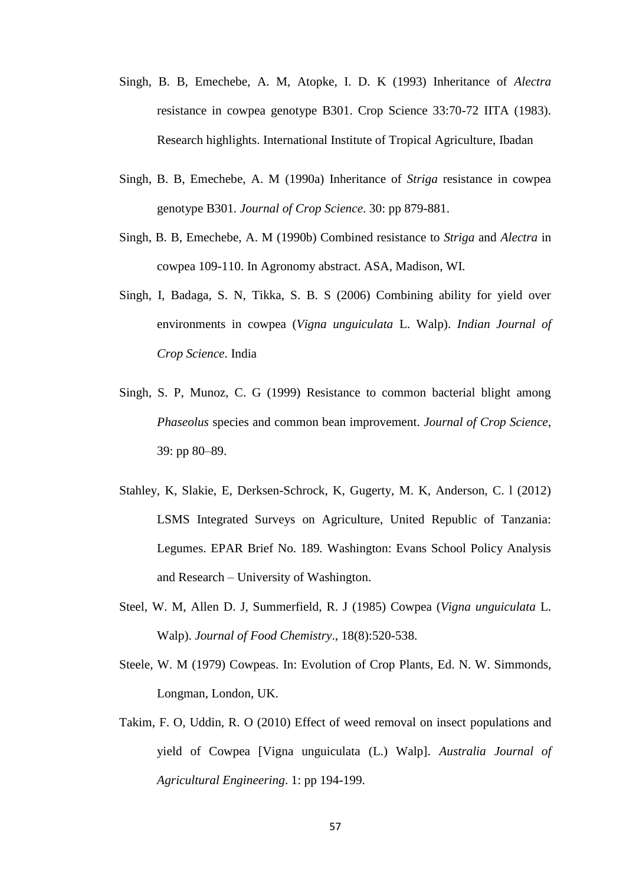Singh, B. B, Emechebe, A. M, Atopke, I. D. K (1993) Inheritance of *Alectra* resistance in cowpea genotype B301. Crop Science 33:70-72 IITA (1983). Research highlights. International Institute of Tropical Agriculture, Ibadan

Singh, B. B, Emechebe, A. M (1990a) Inheritance of *Striga* resistance in cowpea genotype B301. *Journal of Crop Science*. 30: pp 879-881.

Singh, B. B, Emechebe, A. M (1990b) Combined resistance to *Striga* and *Alectra* in cowpea 109-110. In Agronomy abstract. ASA, Madison, WI.

Singh, I, Badaga, S. N, Tikka, S. B. S (2006) Combining ability for yield over environments in cowpea (*Vigna unguiculata* L. Walp). *Indian Journal of Crop Science*. India

Singh, S. P, Munoz, C. G (1999) Resistance to common bacterial blight among *Phaseolus* species and common bean improvement. *Journal of Crop Science*, 39: pp 80–89.

Stahley, K, Slakie, E, Derksen-Schrock, K, Gugerty, M. K, Anderson, C. l (2012) LSMS Integrated Surveys on Agriculture, United Republic of Tanzania: Legumes. EPAR Brief No. 189. Washington: Evans School Policy Analysis and Research – University of Washington.

Steel, W. M, Allen D. J, Summerfield, R. J (1985) Cowpea (*Vigna unguiculata* L. Walp). *Journal of Food Chemistry*., 18(8):520-538.

Steele, W. M (1979) Cowpeas. In: Evolution of Crop Plants, Ed. N. W. Simmonds, Longman, London, UK.

Takim, F. O, Uddin, R. O (2010) Effect of weed removal on insect populations and yield of Cowpea [Vigna unguiculata (L.) Walp]. *Australia Journal of Agricultural Engineering*. 1: pp 194-199.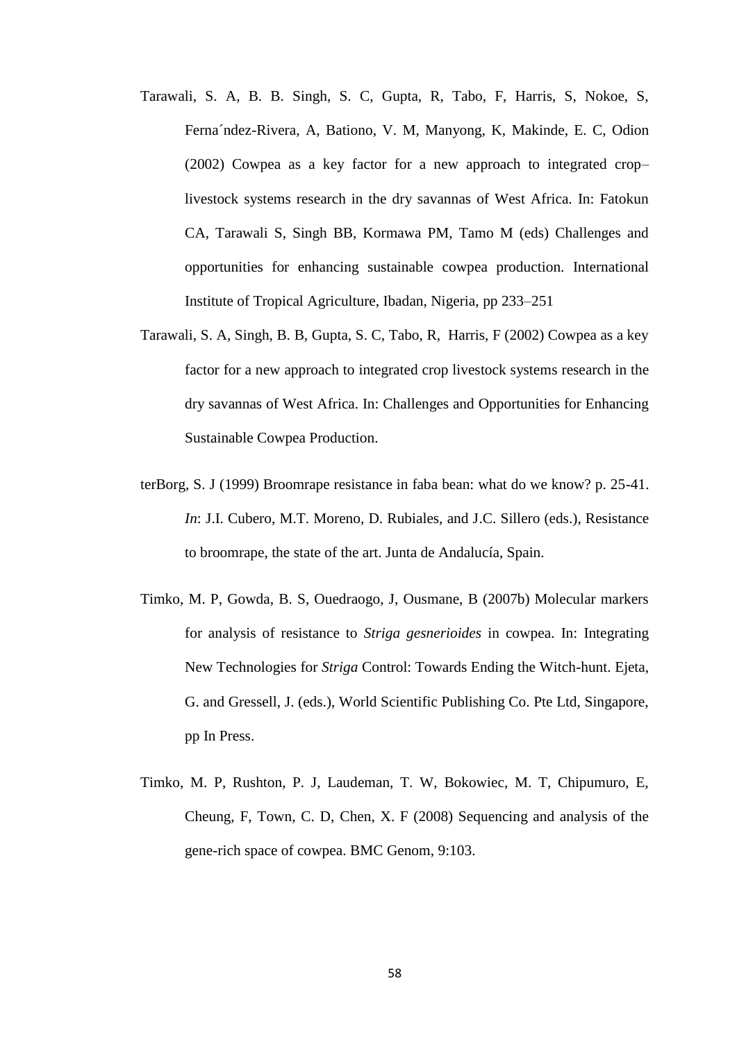Tarawali, S. A, B. B. Singh, S. C, Gupta, R, Tabo, F, Harris, S, Nokoe, S, Ferna´ndez-Rivera, A, Bationo, V. M, Manyong, K, Makinde, E. C, Odion (2002) Cowpea as a key factor for a new approach to integrated crop–livestock systems research in the dry savannas of West Africa. In: Fatokun CA, Tarawali S, Singh BB, Kormawa PM, Tamo M (eds) Challenges and opportunities for enhancing sustainable cowpea production. International Institute of Tropical Agriculture, Ibadan, Nigeria, pp 233–251

Tarawali, S. A, Singh, B. B, Gupta, S. C, Tabo, R, Harris, F (2002) Cowpea as a key factor for a new approach to integrated crop livestock systems research in the dry savannas of West Africa. In: Challenges and Opportunities for Enhancing Sustainable Cowpea Production.

terBorg, S. J (1999) Broomrape resistance in faba bean: what do we know? p. 25-41. *In*: J.I. Cubero, M.T. Moreno, D. Rubiales, and J.C. Sillero (eds.), Resistance to broomrape, the state of the art. Junta de Andalucía, Spain.

Timko, M. P, Gowda, B. S, Ouedraogo, J, Ousmane, B (2007b) Molecular markers for analysis of resistance to *Striga gesnerioides* in cowpea. In: Integrating New Technologies for *Striga* Control: Towards Ending the Witch-hunt. Ejeta, G. and Gressell, J. (eds.), World Scientific Publishing Co. Pte Ltd, Singapore, pp In Press.

Timko, M. P, Rushton, P. J, Laudeman, T. W, Bokowiec, M. T, Chipumuro, E, Cheung, F, Town, C. D, Chen, X. F (2008) Sequencing and analysis of the gene-rich space of cowpea. BMC Genom, 9:103.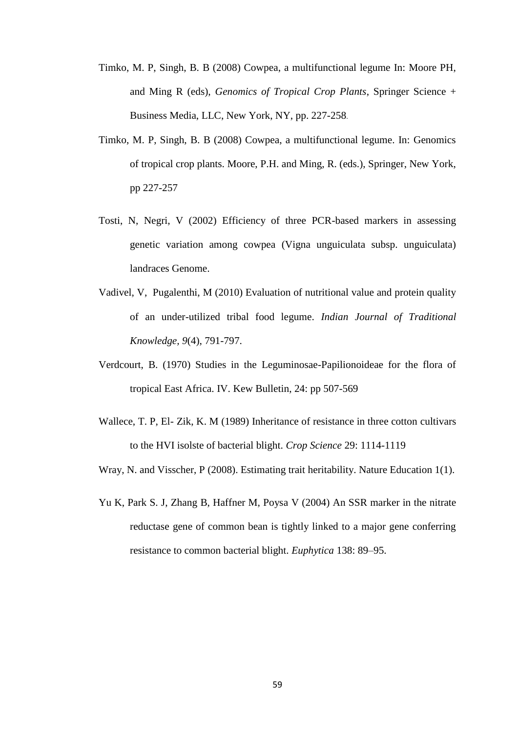Timko, M. P, Singh, B. B (2008) Cowpea, a multifunctional legume In: Moore PH, and Ming R (eds), *Genomics of Tropical Crop Plants*, Springer Science + Business Media, LLC, New York, NY, pp. 227-258.

Timko, M. P, Singh, B. B (2008) Cowpea, a multifunctional legume. In: Genomics of tropical crop plants. Moore, P.H. and Ming, R. (eds.), Springer, New York, pp 227-257

Tosti, N, Negri, V (2002) Efficiency of three PCR-based markers in assessing genetic variation among cowpea (Vigna unguiculata subsp. unguiculata) landraces Genome.

Vadivel, V, Pugalenthi, M (2010) Evaluation of nutritional value and protein quality of an under-utilized tribal food legume. *Indian Journal of Traditional Knowledge, 9*(4), 791-797.

Verdcourt, B. (1970) Studies in the Leguminosae-Papilionoideae for the flora of tropical East Africa. IV. Kew Bulletin, 24: pp 507-569

Wallece, T. P, El- Zik, K. M (1989) Inheritance of resistance in three cotton cultivars to the HVI isolste of bacterial blight. *Crop Science* 29: 1114-1119

Wray, N. and Visscher, P (2008). Estimating trait heritability. Nature Education 1(1).

Yu K, Park S. J, Zhang B, Haffner M, Poysa V (2004) An SSR marker in the nitrate reductase gene of common bean is tightly linked to a major gene conferring resistance to common bacterial blight. *Euphytica* 138: 89–95.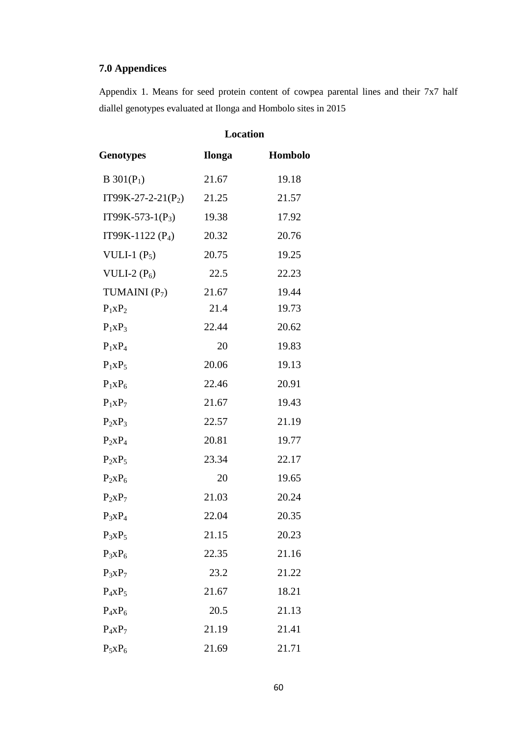## 7.0 Appendices

Appendix 1. Means for seed protein content of cowpea parental lines and their 7x7 half diallel genotypes evaluated at Ilonga and Hombolo sites in 2015

| | Location | |
|---|---|---|
| Genotypes | Ilonga | Hombolo |
| B 301($P_1$) | 21.67 | 19.18 |
| IT99K-27-2-21($P_2$) | 21.25 | 21.57 |
| IT99K-573-1($P_3$) | 19.38 | 17.92 |
| IT99K-1122 ($P_4$) | 20.32 | 20.76 |
| VULI-1 ($P_5$) | 20.75 | 19.25 |
| VULI-2 ($P_6$) | 22.5 | 22.23 |
| TUMAINI ($P_7$) | 21.67 | 19.44 |
| $P_1$x$P_2$ | 21.4 | 19.73 |
| $P_1$x$P_3$ | 22.44 | 20.62 |
| $P_1$x$P_4$ | 20 | 19.83 |
| $P_1$x$P_5$ | 20.06 | 19.13 |
| $P_1$x$P_6$ | 22.46 | 20.91 |
| $P_1$x$P_7$ | 21.67 | 19.43 |
| $P_2$x$P_3$ | 22.57 | 21.19 |
| $P_2$x$P_4$ | 20.81 | 19.77 |
| $P_2$x$P_5$ | 23.34 | 22.17 |
| $P_2$x$P_6$ | 20 | 19.65 |
| $P_2$x$P_7$ | 21.03 | 20.24 |
| $P_3$x$P_4$ | 22.04 | 20.35 |
| $P_3$x$P_5$ | 21.15 | 20.23 |
| $P_3$x$P_6$ | 22.35 | 21.16 |
| $P_3$x$P_7$ | 23.2 | 21.22 |
| $P_4$x$P_5$ | 21.67 | 18.21 |
| $P_4$x$P_6$ | 20.5 | 21.13 |
| $P_4$x$P_7$ | 21.19 | 21.41 |
| $P_5$x$P_6$ | 21.69 | 21.71 |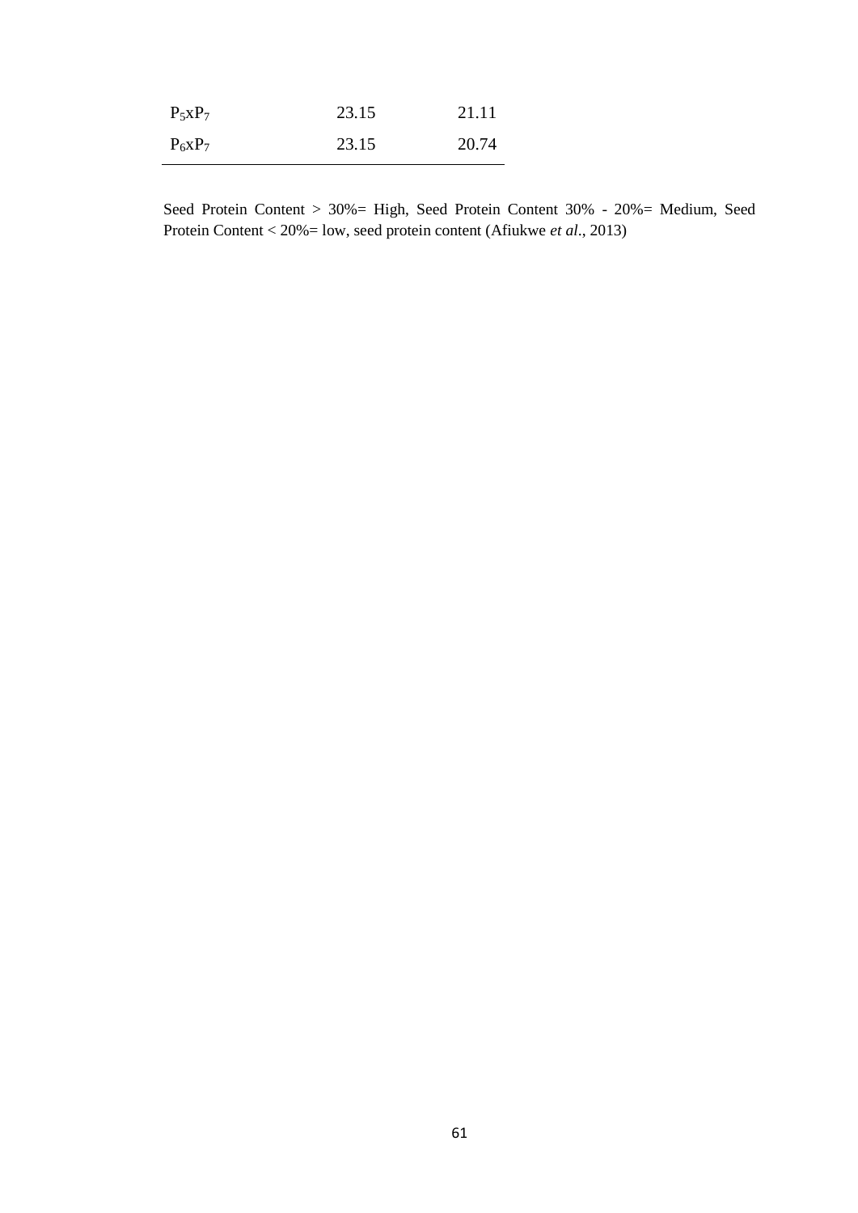| | | |
|---|---|---|
| $P_5xP_7$ | 23.15 | 21.11 |
| $P_6xP_7$ | 23.15 | 20.74 |

Seed Protein Content > 30%= High, Seed Protein Content 30% - 20%= Medium, Seed Protein Content < 20%= low, seed protein content (Afiukwe *et al*., 2013)